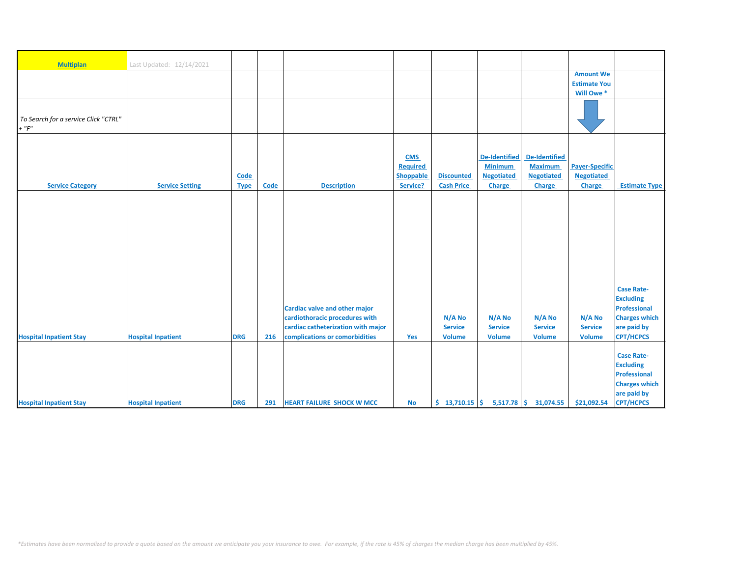| Multiplan | Last Updated: 12/14/2021 | | | | | | | | | |
|---|---|---|---|---|---|---|---|---|---|---|
| | | | | | | | | | Amount We Estimate You Will Owe * | |
| *To Search for a service Click "CTRL" + "F"* | | | | | | | | | | |
| Service Category | Service Setting | Code Type | Code | Description | CMS Required Shoppable Service? | Discounted Cash Price | De-Identified Minimum Negotiated Charge | De-Identified Maximum Negotiated Charge | Payer-Specific Negotiated Charge | Estimate Type |
| Hospital Inpatient Stay | Hospital Inpatient | DRG | 216 | Cardiac valve and other major cardiothoracic procedures with cardiac catheterization with major complications or comorbidities | Yes | N/A No Service Volume | N/A No Service Volume | N/A No Service Volume | N/A No Service Volume | Case Rate-Excluding Professional Charges which are paid by CPT/HCPCS |
| Hospital Inpatient Stay | Hospital Inpatient | DRG | 291 | HEART FAILURE SHOCK W MCC | No | $ 13,710.15 | $ 5,517.78 | $ 31,074.55 | $21,092.54 | Case Rate-Excluding Professional Charges which are paid by CPT/HCPCS |

*\*Estimates have been normalized to provide a quote based on the amount we anticipate you your insurance to owe. For example, if the rate is 45% of charges the median charge has been multiplied by 45%.*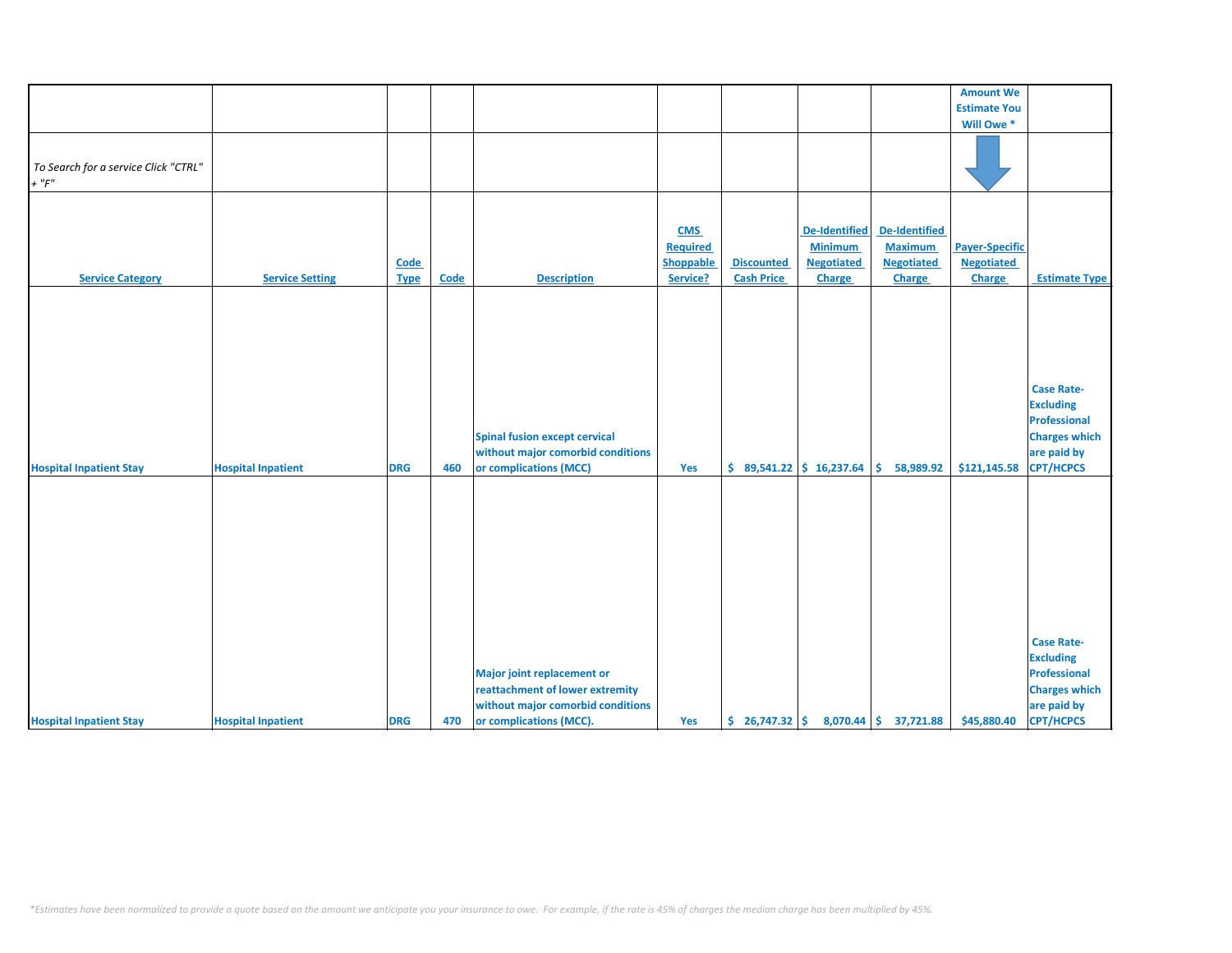| Service Category | Service Setting | Code Type | Code | Description | CMS Required Shoppable Service? | Discounted Cash Price | De-Identified Minimum Negotiated Charge | De-Identified Maximum Negotiated Charge | Payer-Specific Negotiated Charge | Estimate Type |
|---|---|---|---|---|---|---|---|---|---|---|
| *To Search for a service Click "CTRL" + "F"* | | | | | | | | | Amount We Estimate You Will Owe * | |
| Hospital Inpatient Stay | Hospital Inpatient | DRG | 460 | Spinal fusion except cervical without major comorbid conditions or complications (MCC) | Yes | $ 89,541.22 | $ 16,237.64 | $ 58,989.92 | $121,145.58 | Case Rate- Excluding Professional Charges which are paid by CPT/HCPCS |
| Hospital Inpatient Stay | Hospital Inpatient | DRG | 470 | Major joint replacement or reattachment of lower extremity without major comorbid conditions or complications (MCC). | Yes | $ 26,747.32 | $ 8,070.44 | $ 37,721.88 | $45,880.40 | Case Rate- Excluding Professional Charges which are paid by CPT/HCPCS |

*\*Estimates have been normalized to provide a quote based on the amount we anticipate you your insurance to owe. For example, if the rate is 45% of charges the median charge has been multiplied by 45%.*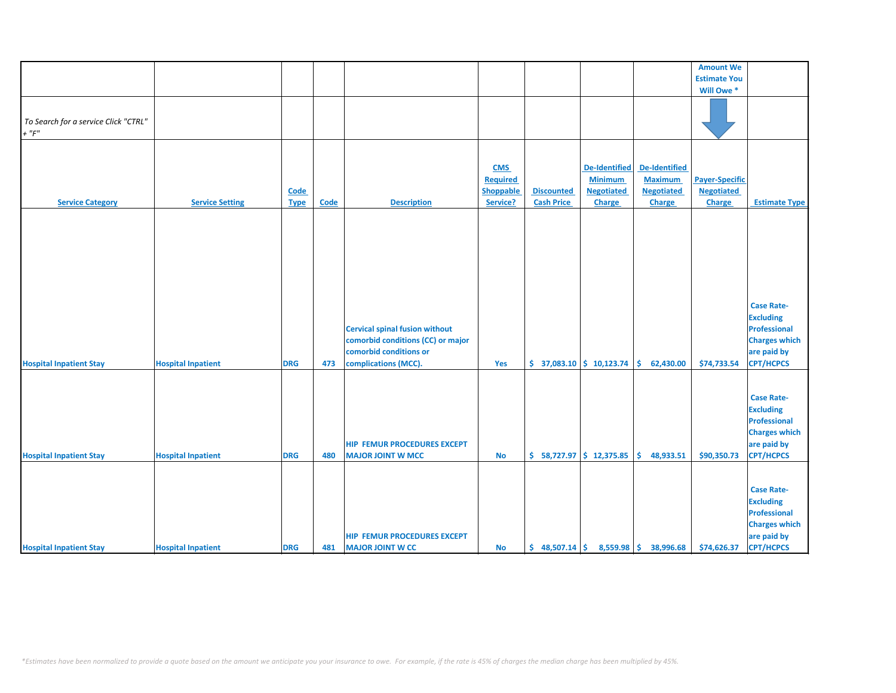| | | | | | | | | | Amount We Estimate You Will Owe * | |
|---|---|---|---|---|---|---|---|---|---|---|
| *To Search for a service Click "CTRL" + "F"* | | | | | | | | | | |
| Service Category | Service Setting | Code Type | Code | Description | CMS Required Shoppable Service? | Discounted Cash Price | De-Identified Minimum Negotiated Charge | De-Identified Maximum Negotiated Charge | Payer-Specific Negotiated Charge | Estimate Type |
| Hospital Inpatient Stay | Hospital Inpatient | DRG | 473 | Cervical spinal fusion without comorbid conditions (CC) or major comorbid conditions or complications (MCC). | Yes | $ 37,083.10 | $ 10,123.74 | $ 62,430.00 | $74,733.54 | Case Rate- Excluding Professional Charges which are paid by CPT/HCPCS |
| Hospital Inpatient Stay | Hospital Inpatient | DRG | 480 | HIP FEMUR PROCEDURES EXCEPT MAJOR JOINT W MCC | No | $ 58,727.97 | $ 12,375.85 | $ 48,933.51 | $90,350.73 | Case Rate- Excluding Professional Charges which are paid by CPT/HCPCS |
| Hospital Inpatient Stay | Hospital Inpatient | DRG | 481 | HIP FEMUR PROCEDURES EXCEPT MAJOR JOINT W CC | No | $ 48,507.14 | $ 8,559.98 | $ 38,996.68 | $74,626.37 | Case Rate- Excluding Professional Charges which are paid by CPT/HCPCS |

*\*Estimates have been normalized to provide a quote based on the amount we anticipate you your insurance to owe. For example, if the rate is 45% of charges the median charge has been multiplied by 45%.*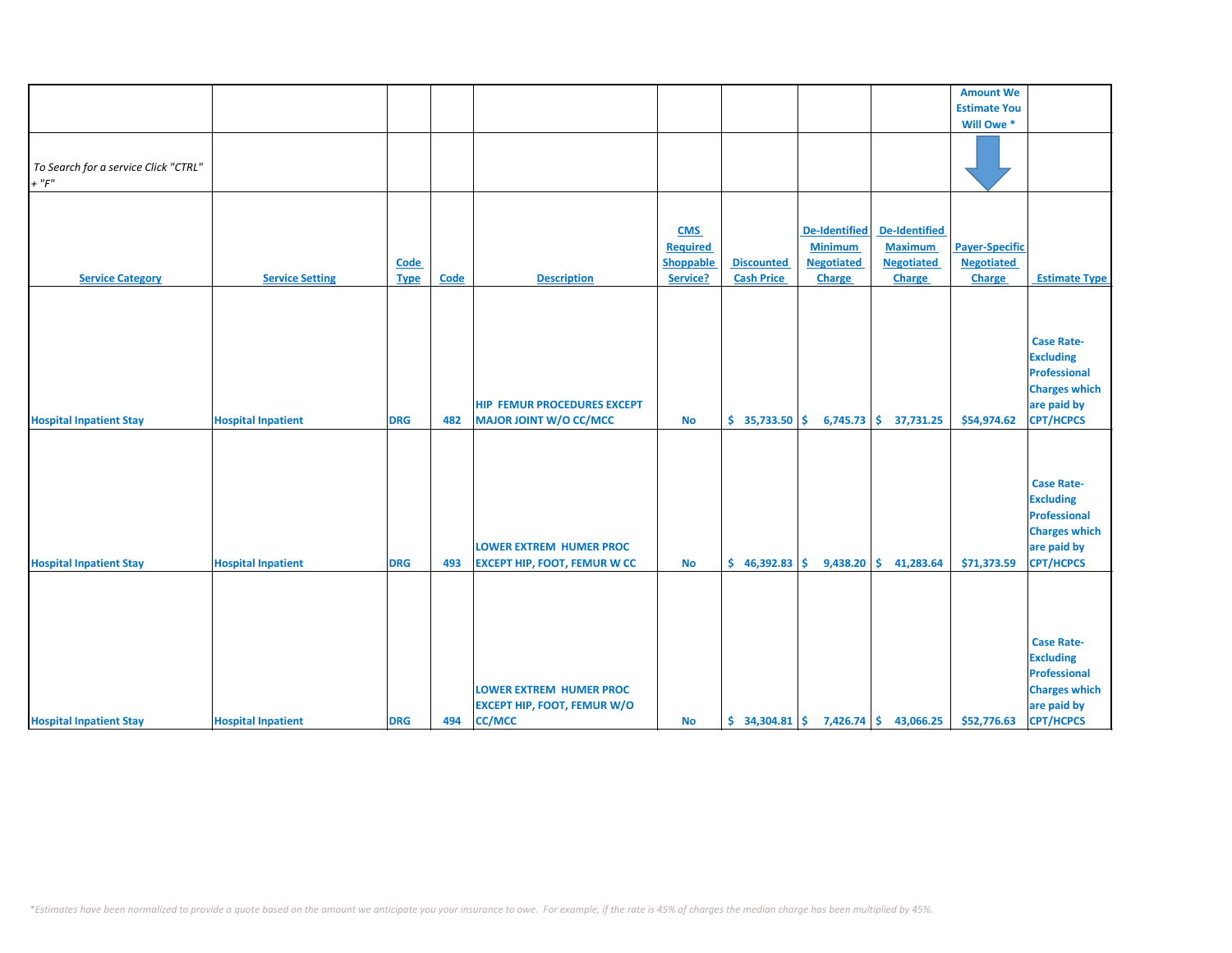| | | | | | | | | | Amount We Estimate You Will Owe * | |
|---|---|---|---|---|---|---|---|---|---|---|
| *To Search for a service Click "CTRL" + "F"* | | | | | | | | | | |
| **Service Category** | **Service Setting** | **Code Type** | **Code** | **Description** | **CMS Required Shoppable Service?** | **Discounted Cash Price** | **De-Identified Minimum Negotiated Charge** | **De-Identified Maximum Negotiated Charge** | **Payer-Specific Negotiated Charge** | **Estimate Type** |
| Hospital Inpatient Stay | Hospital Inpatient | DRG | 482 | HIP FEMUR PROCEDURES EXCEPT MAJOR JOINT W/O CC/MCC | No | $ 35,733.50 | $ 6,745.73 | $ 37,731.25 | $54,974.62 | Case Rate-Excluding Professional Charges which are paid by CPT/HCPCS |
| Hospital Inpatient Stay | Hospital Inpatient | DRG | 493 | LOWER EXTREM HUMER PROC EXCEPT HIP, FOOT, FEMUR W CC | No | $ 46,392.83 | $ 9,438.20 | $ 41,283.64 | $71,373.59 | Case Rate-Excluding Professional Charges which are paid by CPT/HCPCS |
| Hospital Inpatient Stay | Hospital Inpatient | DRG | 494 | LOWER EXTREM HUMER PROC EXCEPT HIP, FOOT, FEMUR W/O CC/MCC | No | $ 34,304.81 | $ 7,426.74 | $ 43,066.25 | $52,776.63 | Case Rate-Excluding Professional Charges which are paid by CPT/HCPCS |

*\*Estimates have been normalized to provide a quote based on the amount we anticipate you your insurance to owe. For example, if the rate is 45% of charges the median charge has been multiplied by 45%.*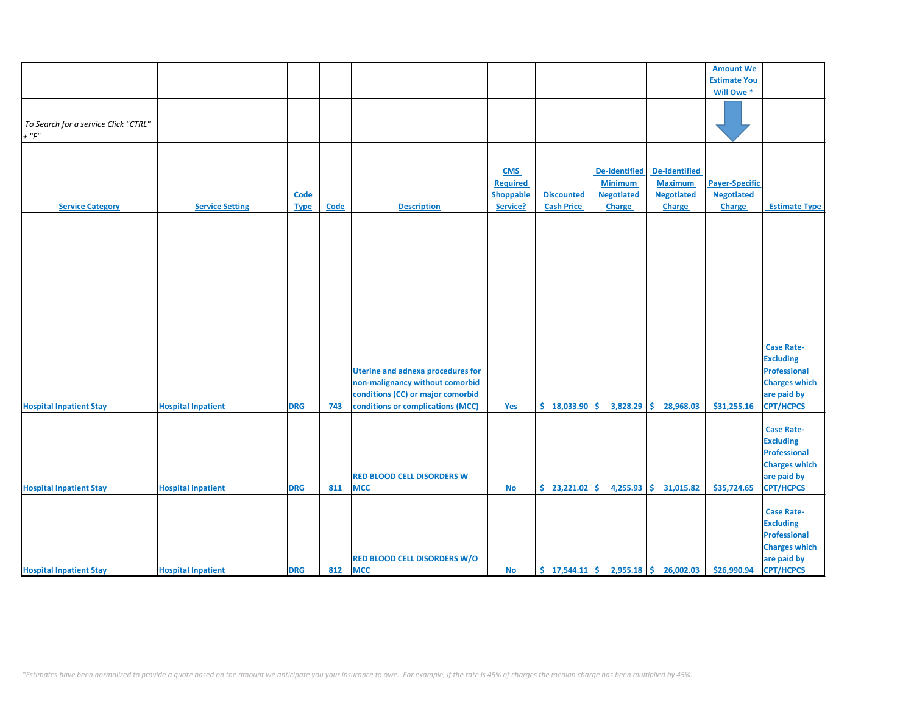| | | | | | | | | | Amount We Estimate You Will Owe * | |
|---|---|---|---|---|---|---|---|---|---|---|
| *To Search for a service Click "CTRL" + "F"* | | | | | | | | | | |
| **Service Category** | **Service Setting** | **Code Type** | **Code** | **Description** | **CMS Required Shoppable Service?** | **Discounted Cash Price** | **De-Identified Minimum Negotiated Charge** | **De-Identified Maximum Negotiated Charge** | **Payer-Specific Negotiated Charge** | **Estimate Type** |
| Hospital Inpatient Stay | Hospital Inpatient | DRG | 743 | Uterine and adnexa procedures for non-malignancy without comorbid conditions (CC) or major comorbid conditions or complications (MCC) | Yes | $ 18,033.90 | $ 3,828.29 | $ 28,968.03 | $31,255.16 | Case Rate-Excluding Professional Charges which are paid by CPT/HCPCS |
| Hospital Inpatient Stay | Hospital Inpatient | DRG | 811 | RED BLOOD CELL DISORDERS W MCC | No | $ 23,221.02 | $ 4,255.93 | $ 31,015.82 | $35,724.65 | Case Rate-Excluding Professional Charges which are paid by CPT/HCPCS |
| Hospital Inpatient Stay | Hospital Inpatient | DRG | 812 | RED BLOOD CELL DISORDERS W/O MCC | No | $ 17,544.11 | $ 2,955.18 | $ 26,002.03 | $26,990.94 | Case Rate-Excluding Professional Charges which are paid by CPT/HCPCS |

*\*Estimates have been normalized to provide a quote based on the amount we anticipate you your insurance to owe. For example, if the rate is 45% of charges the median charge has been multiplied by 45%.*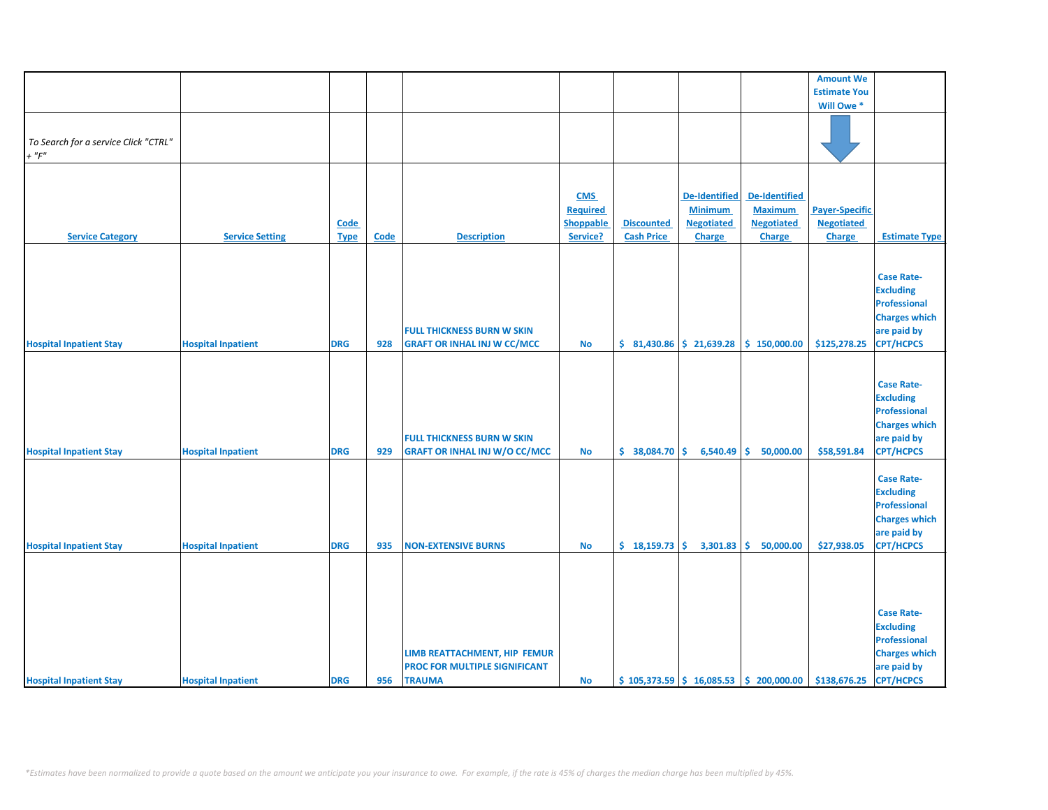| | | | | | | | | | Amount We Estimate You Will Owe * | |
|---|---|---|---|---|---|---|---|---|---|---|
| *To Search for a service Click "CTRL" + "F"* | | | | | | | | | | |
| **Service Category** | **Service Setting** | **Code Type** | **Code** | **Description** | **CMS Required Shoppable Service?** | **Discounted Cash Price** | **De-Identified Minimum Negotiated Charge** | **De-Identified Maximum Negotiated Charge** | **Payer-Specific Negotiated Charge** | **Estimate Type** |
| Hospital Inpatient Stay | Hospital Inpatient | DRG | 928 | FULL THICKNESS BURN W SKIN GRAFT OR INHAL INJ W CC/MCC | No | $ 81,430.86 | $ 21,639.28 | $ 150,000.00 | $125,278.25 | Case Rate-Excluding Professional Charges which are paid by CPT/HCPCS |
| Hospital Inpatient Stay | Hospital Inpatient | DRG | 929 | FULL THICKNESS BURN W SKIN GRAFT OR INHAL INJ W/O CC/MCC | No | $ 38,084.70 | $ 6,540.49 | $ 50,000.00 | $58,591.84 | Case Rate-Excluding Professional Charges which are paid by CPT/HCPCS |
| Hospital Inpatient Stay | Hospital Inpatient | DRG | 935 | NON-EXTENSIVE BURNS | No | $ 18,159.73 | $ 3,301.83 | $ 50,000.00 | $27,938.05 | Case Rate-Excluding Professional Charges which are paid by CPT/HCPCS |
| Hospital Inpatient Stay | Hospital Inpatient | DRG | 956 | LIMB REATTACHMENT, HIP FEMUR PROC FOR MULTIPLE SIGNIFICANT TRAUMA | No | $ 105,373.59 | $ 16,085.53 | $ 200,000.00 | $138,676.25 | Case Rate-Excluding Professional Charges which are paid by CPT/HCPCS |

*\*Estimates have been normalized to provide a quote based on the amount we anticipate you your insurance to owe. For example, if the rate is 45% of charges the median charge has been multiplied by 45%.*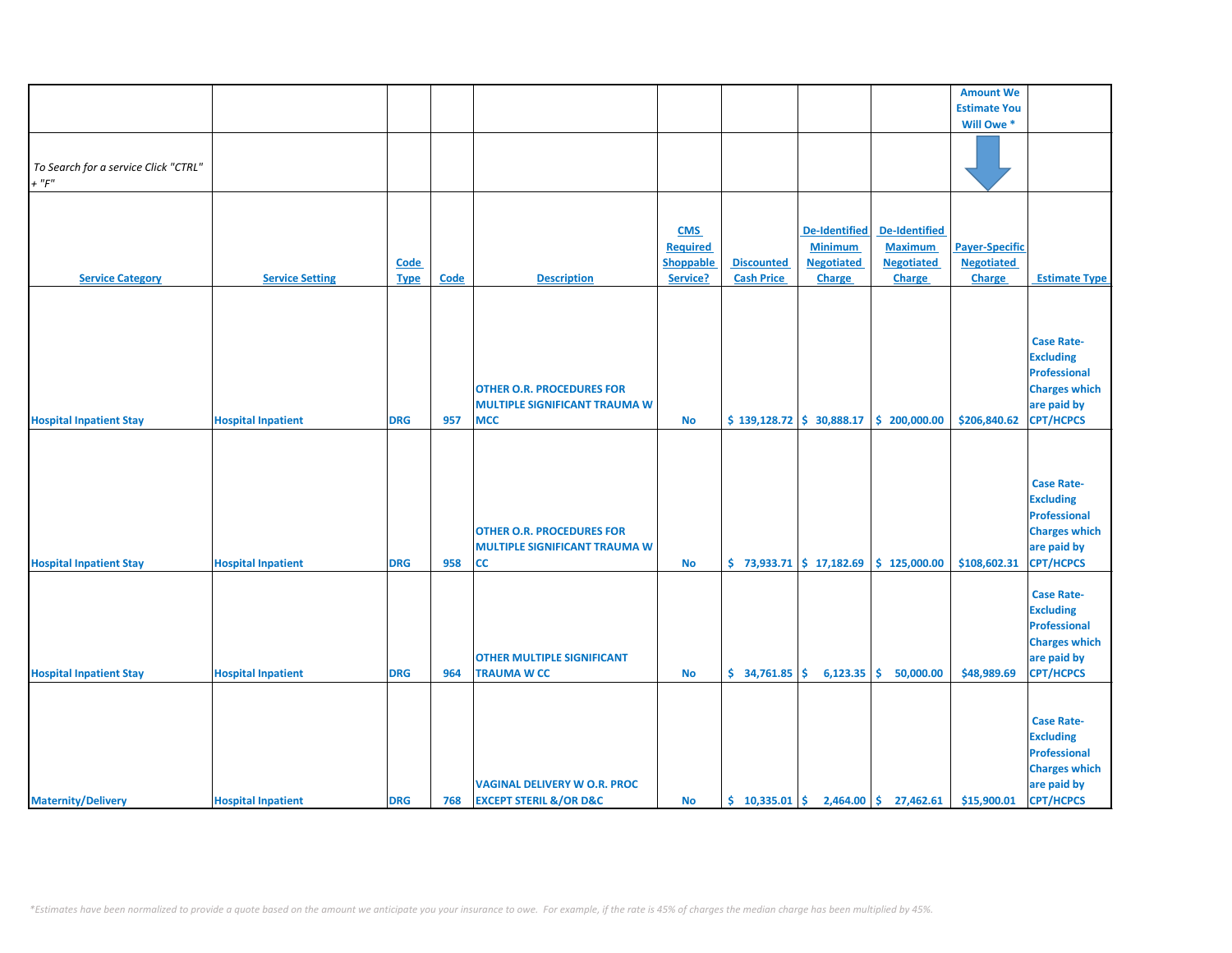| | | | | | | | | | Amount We Estimate You Will Owe * | |
|---|---|---|---|---|---|---|---|---|---|---|
| *To Search for a service Click "CTRL" + "F"* | | | | | | | | | | |
| Service Category | Service Setting | Code Type | Code | Description | CMS Required Shoppable Service? | Discounted Cash Price | De-Identified Minimum Negotiated Charge | De-Identified Maximum Negotiated Charge | Payer-Specific Negotiated Charge | Estimate Type |
| Hospital Inpatient Stay | Hospital Inpatient | DRG | 957 | OTHER O.R. PROCEDURES FOR MULTIPLE SIGNIFICANT TRAUMA W MCC | No | $ 139,128.72 | $ 30,888.17 | $ 200,000.00 | $206,840.62 | Case Rate-Excluding Professional Charges which are paid by CPT/HCPCS |
| Hospital Inpatient Stay | Hospital Inpatient | DRG | 958 | OTHER O.R. PROCEDURES FOR MULTIPLE SIGNIFICANT TRAUMA W CC | No | $ 73,933.71 | $ 17,182.69 | $ 125,000.00 | $108,602.31 | Case Rate-Excluding Professional Charges which are paid by CPT/HCPCS |
| Hospital Inpatient Stay | Hospital Inpatient | DRG | 964 | OTHER MULTIPLE SIGNIFICANT TRAUMA W CC | No | $ 34,761.85 | $ 6,123.35 | $ 50,000.00 | $48,989.69 | Case Rate-Excluding Professional Charges which are paid by CPT/HCPCS |
| Maternity/Delivery | Hospital Inpatient | DRG | 768 | VAGINAL DELIVERY W O.R. PROC EXCEPT STERIL &/OR D&C | No | $ 10,335.01 | $ 2,464.00 | $ 27,462.61 | $15,900.01 | Case Rate-Excluding Professional Charges which are paid by CPT/HCPCS |

*\*Estimates have been normalized to provide a quote based on the amount we anticipate you your insurance to owe. For example, if the rate is 45% of charges the median charge has been multiplied by 45%.*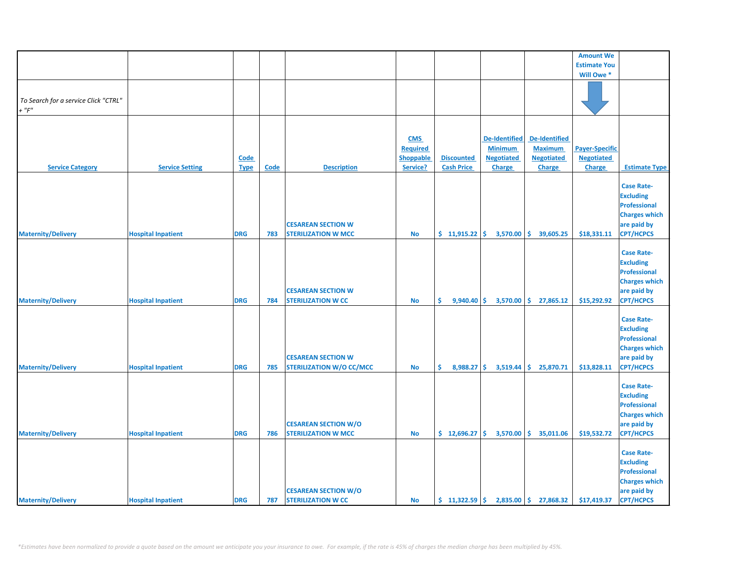| | | | | | | | | | Amount We Estimate You Will Owe * | |
|---|---|---|---|---|---|---|---|---|---|---|
| *To Search for a service Click "CTRL" + "F"* | | | | | | | | | | |
| Service Category | Service Setting | Code Type | Code | Description | CMS Required Shoppable Service? | Discounted Cash Price | De-Identified Minimum Negotiated Charge | De-Identified Maximum Negotiated Charge | Payer-Specific Negotiated Charge | Estimate Type |
| Maternity/Delivery | Hospital Inpatient | DRG | 783 | CESAREAN SECTION W STERILIZATION W MCC | No | $ 11,915.22 | $ 3,570.00 | $ 39,605.25 | $18,331.11 | Case Rate-Excluding Professional Charges which are paid by CPT/HCPCS |
| Maternity/Delivery | Hospital Inpatient | DRG | 784 | CESAREAN SECTION W STERILIZATION W CC | No | $ 9,940.40 | $ 3,570.00 | $ 27,865.12 | $15,292.92 | Case Rate-Excluding Professional Charges which are paid by CPT/HCPCS |
| Maternity/Delivery | Hospital Inpatient | DRG | 785 | CESAREAN SECTION W STERILIZATION W/O CC/MCC | No | $ 8,988.27 | $ 3,519.44 | $ 25,870.71 | $13,828.11 | Case Rate-Excluding Professional Charges which are paid by CPT/HCPCS |
| Maternity/Delivery | Hospital Inpatient | DRG | 786 | CESAREAN SECTION W/O STERILIZATION W MCC | No | $ 12,696.27 | $ 3,570.00 | $ 35,011.06 | $19,532.72 | Case Rate-Excluding Professional Charges which are paid by CPT/HCPCS |
| Maternity/Delivery | Hospital Inpatient | DRG | 787 | CESAREAN SECTION W/O STERILIZATION W CC | No | $ 11,322.59 | $ 2,835.00 | $ 27,868.32 | $17,419.37 | Case Rate-Excluding Professional Charges which are paid by CPT/HCPCS |

*\*Estimates have been normalized to provide a quote based on the amount we anticipate you your insurance to owe. For example, if the rate is 45% of charges the median charge has been multiplied by 45%.*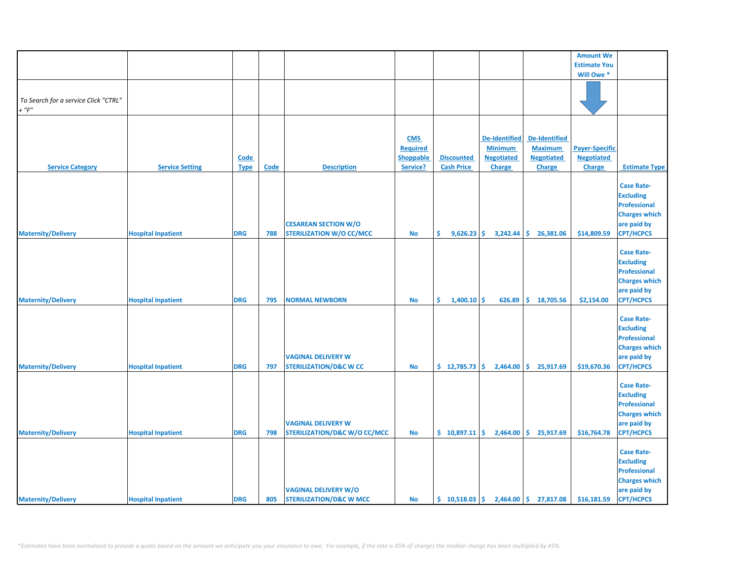| | | | | | | | | | Amount We Estimate You Will Owe * | |
|---|---|---|---|---|---|---|---|---|---|---|
| *To Search for a service Click "CTRL" + "F"* | | | | | | | | | | |
| Service Category | Service Setting | Code Type | Code | Description | CMS Required Shoppable Service? | Discounted Cash Price | De-Identified Minimum Negotiated Charge | De-Identified Maximum Negotiated Charge | Payer-Specific Negotiated Charge | Estimate Type |
| Maternity/Delivery | Hospital Inpatient | DRG | 788 | CESAREAN SECTION W/O STERILIZATION W/O CC/MCC | No | $ 9,626.23 | $ 3,242.44 | $ 26,381.06 | $14,809.59 | Case Rate-Excluding Professional Charges which are paid by CPT/HCPCS |
| Maternity/Delivery | Hospital Inpatient | DRG | 795 | NORMAL NEWBORN | No | $ 1,400.10 | $ 626.89 | $ 18,705.56 | $2,154.00 | Case Rate-Excluding Professional Charges which are paid by CPT/HCPCS |
| Maternity/Delivery | Hospital Inpatient | DRG | 797 | VAGINAL DELIVERY W STERILIZATION/D&C W CC | No | $ 12,785.73 | $ 2,464.00 | $ 25,917.69 | $19,670.36 | Case Rate-Excluding Professional Charges which are paid by CPT/HCPCS |
| Maternity/Delivery | Hospital Inpatient | DRG | 798 | VAGINAL DELIVERY W STERILIZATION/D&C W/O CC/MCC | No | $ 10,897.11 | $ 2,464.00 | $ 25,917.69 | $16,764.78 | Case Rate-Excluding Professional Charges which are paid by CPT/HCPCS |
| Maternity/Delivery | Hospital Inpatient | DRG | 805 | VAGINAL DELIVERY W/O STERILIZATION/D&C W MCC | No | $ 10,518.03 | $ 2,464.00 | $ 27,817.08 | $16,181.59 | Case Rate-Excluding Professional Charges which are paid by CPT/HCPCS |

*\*Estimates have been normalized to provide a quote based on the amount we anticipate you your insurance to owe. For example, if the rate is 45% of charges the median charge has been multiplied by 45%.*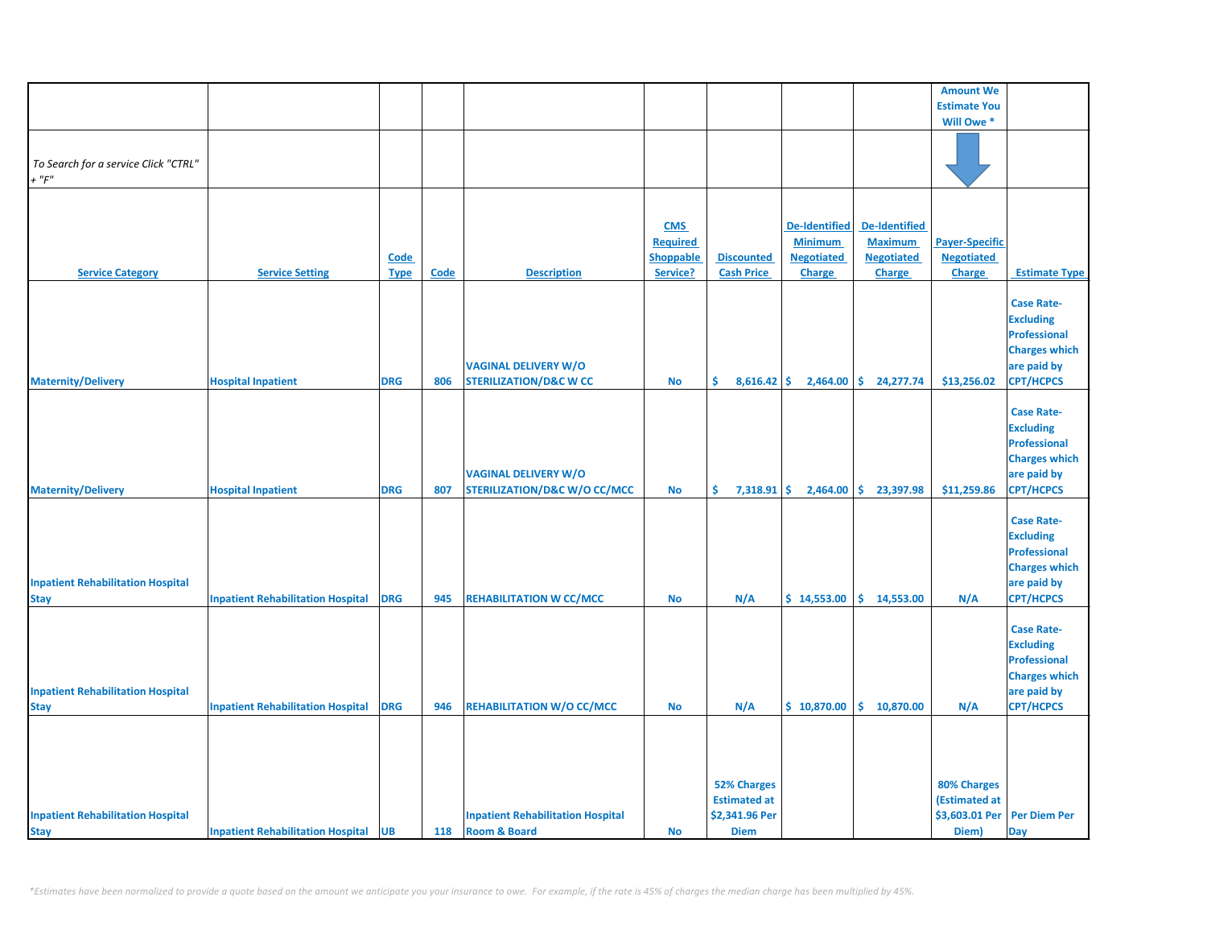| | | | | | | | | | Amount We Estimate You Will Owe * | |
|---|---|---|---|---|---|---|---|---|---|---|
| To Search for a service Click "CTRL" + "F" | | | | | | | | | | |
| Service Category | Service Setting | Code Type | Code | Description | CMS Required Shoppable Service? | Discounted Cash Price | De-Identified Minimum Negotiated Charge | De-Identified Maximum Negotiated Charge | Payer-Specific Negotiated Charge | Estimate Type |
| Maternity/Delivery | Hospital Inpatient | DRG | 806 | VAGINAL DELIVERY W/O STERILIZATION/D&C W CC | No | $ 8,616.42 | $ 2,464.00 | $ 24,277.74 | $13,256.02 | Case Rate-Excluding Professional Charges which are paid by CPT/HCPCS |
| Maternity/Delivery | Hospital Inpatient | DRG | 807 | VAGINAL DELIVERY W/O STERILIZATION/D&C W/O CC/MCC | No | $ 7,318.91 | $ 2,464.00 | $ 23,397.98 | $11,259.86 | Case Rate-Excluding Professional Charges which are paid by CPT/HCPCS |
| Inpatient Rehabilitation Hospital Stay | Inpatient Rehabilitation Hospital | DRG | 945 | REHABILITATION W CC/MCC | No | N/A | $ 14,553.00 | $ 14,553.00 | N/A | Case Rate-Excluding Professional Charges which are paid by CPT/HCPCS |
| Inpatient Rehabilitation Hospital Stay | Inpatient Rehabilitation Hospital | DRG | 946 | REHABILITATION W/O CC/MCC | No | N/A | $ 10,870.00 | $ 10,870.00 | N/A | Case Rate-Excluding Professional Charges which are paid by CPT/HCPCS |
| Inpatient Rehabilitation Hospital Stay | Inpatient Rehabilitation Hospital | UB | 118 | Inpatient Rehabilitation Hospital Room & Board | No | 52% Charges Estimated at $2,341.96 Per Diem | | | 80% Charges (Estimated at $3,603.01 Per Diem) | Per Diem Per Day |

*\*Estimates have been normalized to provide a quote based on the amount we anticipate you your insurance to owe. For example, if the rate is 45% of charges the median charge has been multiplied by 45%.*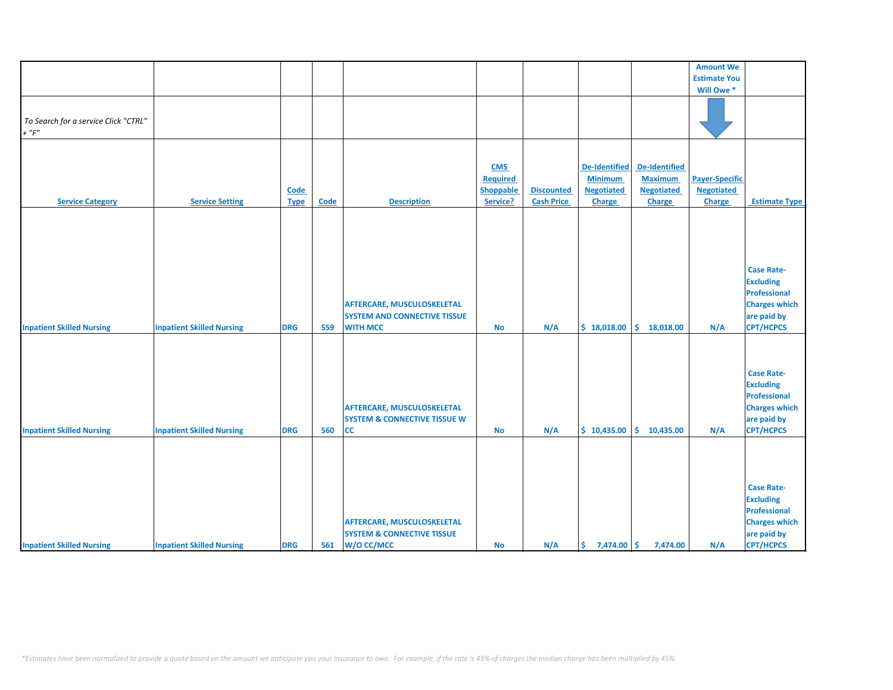| | | | | | | | | | Amount We Estimate You Will Owe * | |
|---|---|---|---|---|---|---|---|---|---|---|
| *To Search for a service Click "CTRL" + "F"* | | | | | | | | | | |
| **Service Category** | **Service Setting** | **Code Type** | **Code** | **Description** | **CMS Required Shoppable Service?** | **Discounted Cash Price** | **De-Identified Minimum Negotiated Charge** | **De-Identified Maximum Negotiated Charge** | **Payer-Specific Negotiated Charge** | **Estimate Type** |
| Inpatient Skilled Nursing | Inpatient Skilled Nursing | DRG | 559 | AFTERCARE, MUSCULOSKELETAL SYSTEM AND CONNECTIVE TISSUE WITH MCC | No | N/A | $ 18,018.00 | $ 18,018.00 | N/A | Case Rate-Excluding Professional Charges which are paid by CPT/HCPCS |
| Inpatient Skilled Nursing | Inpatient Skilled Nursing | DRG | 560 | AFTERCARE, MUSCULOSKELETAL SYSTEM & CONNECTIVE TISSUE W CC | No | N/A | $ 10,435.00 | $ 10,435.00 | N/A | Case Rate-Excluding Professional Charges which are paid by CPT/HCPCS |
| Inpatient Skilled Nursing | Inpatient Skilled Nursing | DRG | 561 | AFTERCARE, MUSCULOSKELETAL SYSTEM & CONNECTIVE TISSUE W/O CC/MCC | No | N/A | $ 7,474.00 | $ 7,474.00 | N/A | Case Rate-Excluding Professional Charges which are paid by CPT/HCPCS |

*\*Estimates have been normalized to provide a quote based on the amount we anticipate you your insurance to owe. For example, if the rate is 45% of charges the median charge has been multiplied by 45%.*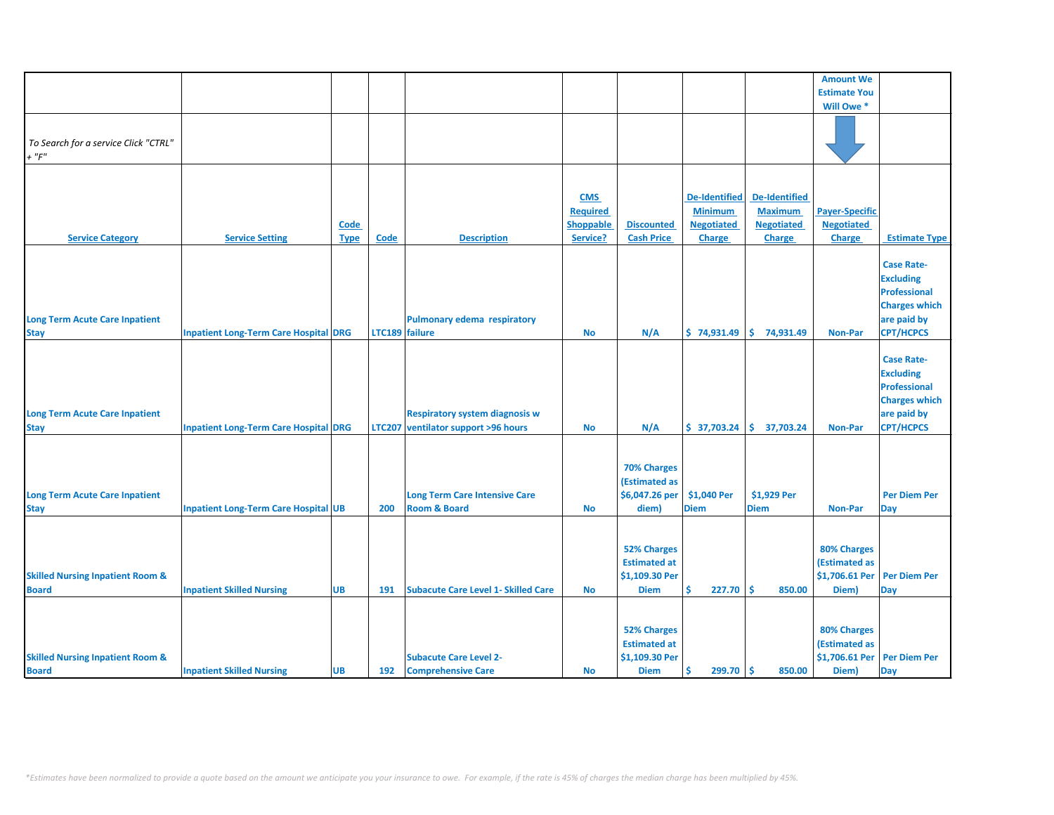| | | | | | | | | | Amount We Estimate You Will Owe * | |
|---|---|---|---|---|---|---|---|---|---|---|
| To Search for a service Click "CTRL" + "F" | | | | | | | | | | |
| Service Category | Service Setting | Code Type | Code | Description | CMS Required Shoppable Service? | Discounted Cash Price | De-Identified Minimum Negotiated Charge | De-Identified Maximum Negotiated Charge | Payer-Specific Negotiated Charge | Estimate Type |
| Long Term Acute Care Inpatient Stay | Inpatient Long-Term Care Hospital | DRG | LTC189 | Pulmonary edema respiratory failure | No | N/A | $ 74,931.49 | $ 74,931.49 | Non-Par | Case Rate-Excluding Professional Charges which are paid by CPT/HCPCS |
| Long Term Acute Care Inpatient Stay | Inpatient Long-Term Care Hospital | DRG | LTC207 | Respiratory system diagnosis w ventilator support >96 hours | No | N/A | $ 37,703.24 | $ 37,703.24 | Non-Par | Case Rate-Excluding Professional Charges which are paid by CPT/HCPCS |
| Long Term Acute Care Inpatient Stay | Inpatient Long-Term Care Hospital | UB | 200 | Long Term Care Intensive Care Room & Board | No | 70% Charges (Estimated as $6,047.26 per diem) | $1,040 Per Diem | $1,929 Per Diem | Non-Par | Per Diem Per Day |
| Skilled Nursing Inpatient Room & Board | Inpatient Skilled Nursing | UB | 191 | Subacute Care Level 1- Skilled Care | No | 52% Charges Estimated at $1,109.30 Per Diem | $ 227.70 | $ 850.00 | 80% Charges (Estimated as $1,706.61 Per Diem) | Per Diem Per Day |
| Skilled Nursing Inpatient Room & Board | Inpatient Skilled Nursing | UB | 192 | Subacute Care Level 2- Comprehensive Care | No | 52% Charges Estimated at $1,109.30 Per Diem | $ 299.70 | $ 850.00 | 80% Charges (Estimated as $1,706.61 Per Diem) | Per Diem Per Day |

*Estimates have been normalized to provide a quote based on the amount we anticipate you your insurance to owe. For example, if the rate is 45% of charges the median charge has been multiplied by 45%.*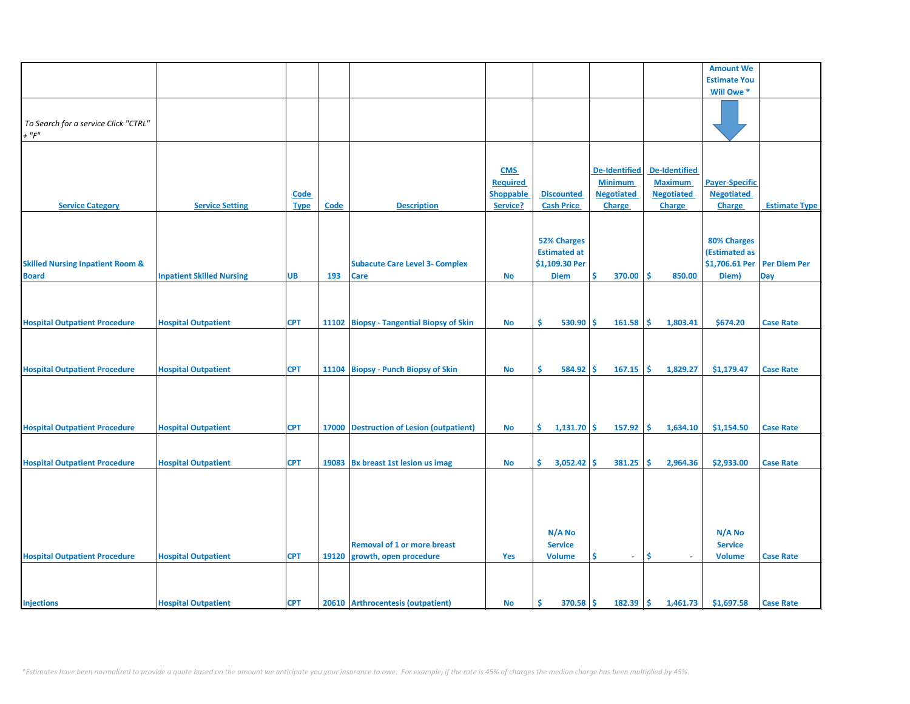| | | | | | | | | | Amount We Estimate You Will Owe * | |
|---|---|---|---|---|---|---|---|---|---|---|
| *To Search for a service Click "CTRL" + "F"* | | | | | | | | | | |
| Service Category | Service Setting | Code Type | Code | Description | CMS Required Shoppable Service? | Discounted Cash Price | De-Identified Minimum Negotiated Charge | De-Identified Maximum Negotiated Charge | Payer-Specific Negotiated Charge | Estimate Type |
| Skilled Nursing Inpatient Room & Board | Inpatient Skilled Nursing | UB | 193 | Subacute Care Level 3- Complex Care | No | 52% Charges Estimated at $1,109.30 Per Diem | $ 370.00 | $ 850.00 | 80% Charges (Estimated as $1,706.61 Per Diem) | Per Diem Per Day |
| Hospital Outpatient Procedure | Hospital Outpatient | CPT | 11102 | Biopsy - Tangential Biopsy of Skin | No | $ 530.90 | $ 161.58 | $ 1,803.41 | $674.20 | Case Rate |
| Hospital Outpatient Procedure | Hospital Outpatient | CPT | 11104 | Biopsy - Punch Biopsy of Skin | No | $ 584.92 | $ 167.15 | $ 1,829.27 | $1,179.47 | Case Rate |
| Hospital Outpatient Procedure | Hospital Outpatient | CPT | 17000 | Destruction of Lesion (outpatient) | No | $ 1,131.70 | $ 157.92 | $ 1,634.10 | $1,154.50 | Case Rate |
| Hospital Outpatient Procedure | Hospital Outpatient | CPT | 19083 | Bx breast 1st lesion us imag | No | $ 3,052.42 | $ 381.25 | $ 2,964.36 | $2,933.00 | Case Rate |
| Hospital Outpatient Procedure | Hospital Outpatient | CPT | 19120 | Removal of 1 or more breast growth, open procedure | Yes | N/A No Service Volume | $ - | $ - | N/A No Service Volume | Case Rate |
| Injections | Hospital Outpatient | CPT | 20610 | Arthrocentesis (outpatient) | No | $ 370.58 | $ 182.39 | $ 1,461.73 | $1,697.58 | Case Rate |

*\*Estimates have been normalized to provide a quote based on the amount we anticipate you your insurance to owe. For example, if the rate is 45% of charges the median charge has been multiplied by 45%.*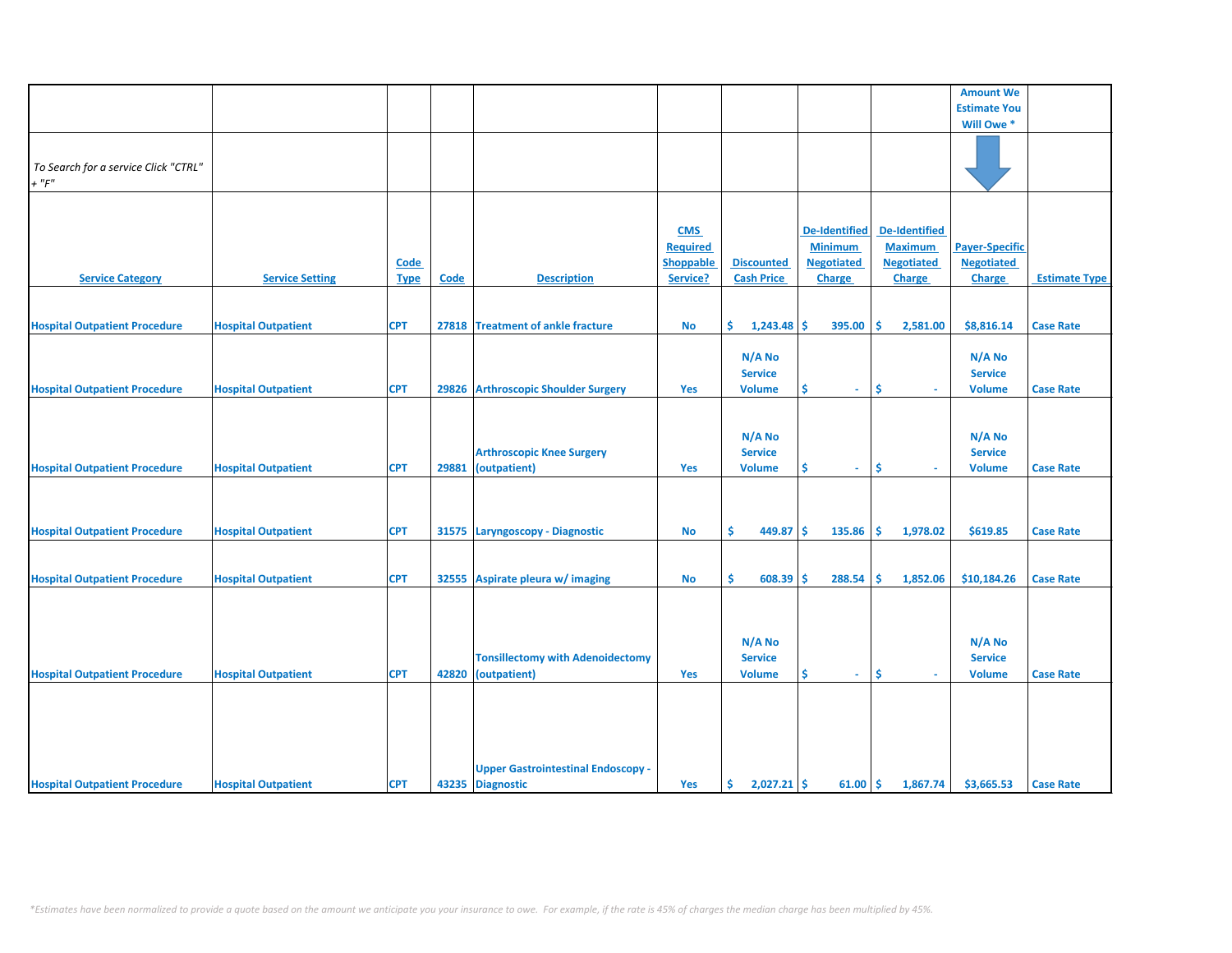| | | | | | | | | | Amount We Estimate You Will Owe * | |
|---|---|---|---|---|---|---|---|---|---|---|
| To Search for a service Click "CTRL" + "F" | | | | | | | | | | |
| **Service Category** | **Service Setting** | **Code Type** | **Code** | **Description** | **CMS Required Shoppable Service?** | **Discounted Cash Price** | **De-Identified Minimum Negotiated Charge** | **De-Identified Maximum Negotiated Charge** | **Payer-Specific Negotiated Charge** | **Estimate Type** |
| Hospital Outpatient Procedure | Hospital Outpatient | CPT | 27818 | Treatment of ankle fracture | No | $ 1,243.48 | $ 395.00 | $ 2,581.00 | $8,816.14 | Case Rate |
| Hospital Outpatient Procedure | Hospital Outpatient | CPT | 29826 | Arthroscopic Shoulder Surgery | Yes | N/A No Service Volume | $ - | $ - | N/A No Service Volume | Case Rate |
| Hospital Outpatient Procedure | Hospital Outpatient | CPT | 29881 | Arthroscopic Knee Surgery (outpatient) | Yes | N/A No Service Volume | $ - | $ - | N/A No Service Volume | Case Rate |
| Hospital Outpatient Procedure | Hospital Outpatient | CPT | 31575 | Laryngoscopy - Diagnostic | No | $ 449.87 | $ 135.86 | $ 1,978.02 | $619.85 | Case Rate |
| Hospital Outpatient Procedure | Hospital Outpatient | CPT | 32555 | Aspirate pleura w/ imaging | No | $ 608.39 | $ 288.54 | $ 1,852.06 | $10,184.26 | Case Rate |
| Hospital Outpatient Procedure | Hospital Outpatient | CPT | 42820 | Tonsillectomy with Adenoidectomy (outpatient) | Yes | N/A No Service Volume | $ - | $ - | N/A No Service Volume | Case Rate |
| Hospital Outpatient Procedure | Hospital Outpatient | CPT | 43235 | Upper Gastrointestinal Endoscopy - Diagnostic | Yes | $ 2,027.21 | $ 61.00 | $ 1,867.74 | $3,665.53 | Case Rate |

*Estimates have been normalized to provide a quote based on the amount we anticipate you your insurance to owe. For example, if the rate is 45% of charges the median charge has been multiplied by 45%.*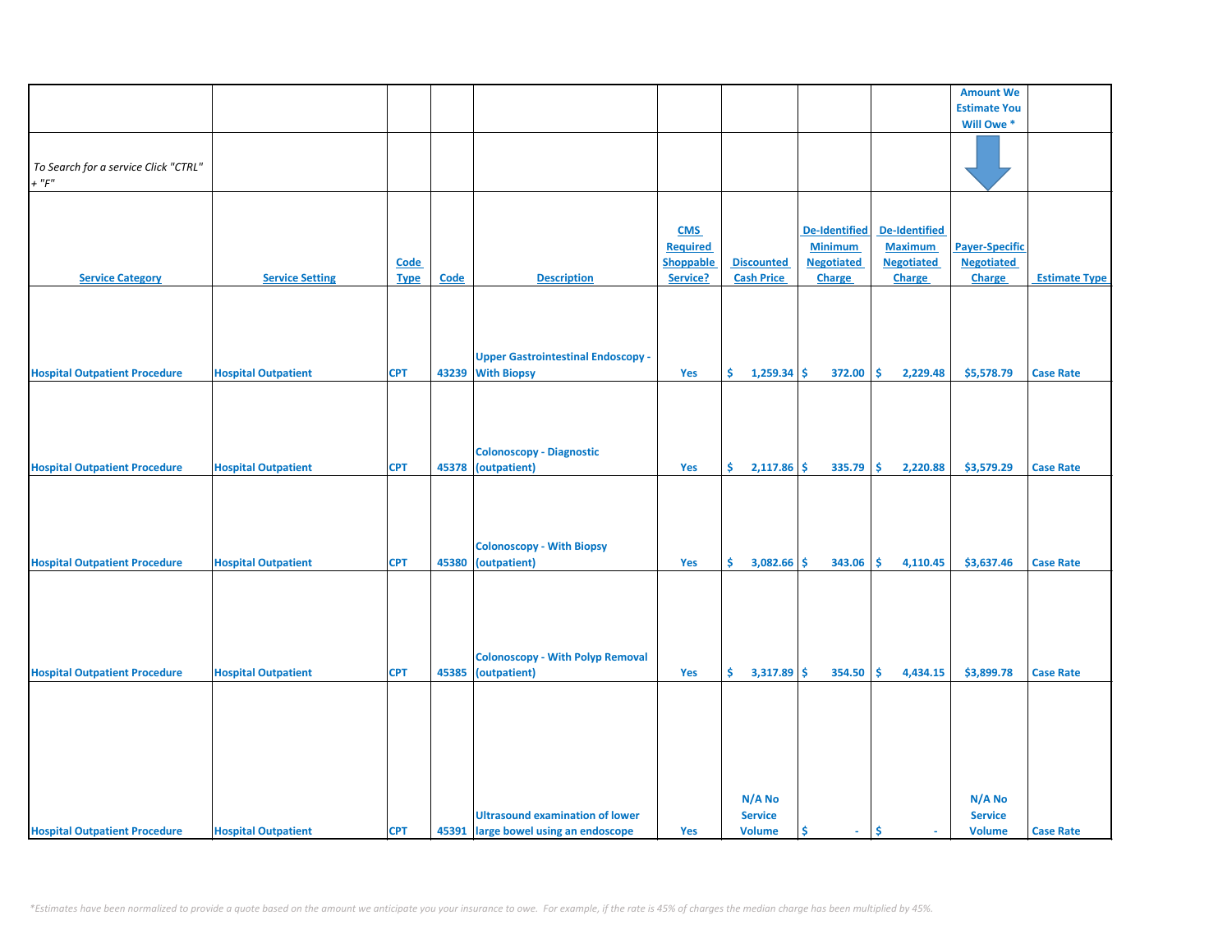| | | | | | | | | | Amount We Estimate You Will Owe * | |
|---|---|---|---|---|---|---|---|---|---|---|
| *To Search for a service Click "CTRL" + "F"* | | | | | | | | | | |
| Service Category | Service Setting | Code Type | Code | Description | CMS Required Shoppable Service? | Discounted Cash Price | De-Identified Minimum Negotiated Charge | De-Identified Maximum Negotiated Charge | Payer-Specific Negotiated Charge | Estimate Type |
| Hospital Outpatient Procedure | Hospital Outpatient | CPT | 43239 | Upper Gastrointestinal Endoscopy - With Biopsy | Yes | $ 1,259.34 | $ 372.00 | $ 2,229.48 | $5,578.79 | Case Rate |
| Hospital Outpatient Procedure | Hospital Outpatient | CPT | 45378 | Colonoscopy - Diagnostic (outpatient) | Yes | $ 2,117.86 | $ 335.79 | $ 2,220.88 | $3,579.29 | Case Rate |
| Hospital Outpatient Procedure | Hospital Outpatient | CPT | 45380 | Colonoscopy - With Biopsy (outpatient) | Yes | $ 3,082.66 | $ 343.06 | $ 4,110.45 | $3,637.46 | Case Rate |
| Hospital Outpatient Procedure | Hospital Outpatient | CPT | 45385 | Colonoscopy - With Polyp Removal (outpatient) | Yes | $ 3,317.89 | $ 354.50 | $ 4,434.15 | $3,899.78 | Case Rate |
| Hospital Outpatient Procedure | Hospital Outpatient | CPT | 45391 | Ultrasound examination of lower large bowel using an endoscope | Yes | N/A No Service Volume | $ - | $ - | N/A No Service Volume | Case Rate |

*\*Estimates have been normalized to provide a quote based on the amount we anticipate you your insurance to owe. For example, if the rate is 45% of charges the median charge has been multiplied by 45%.*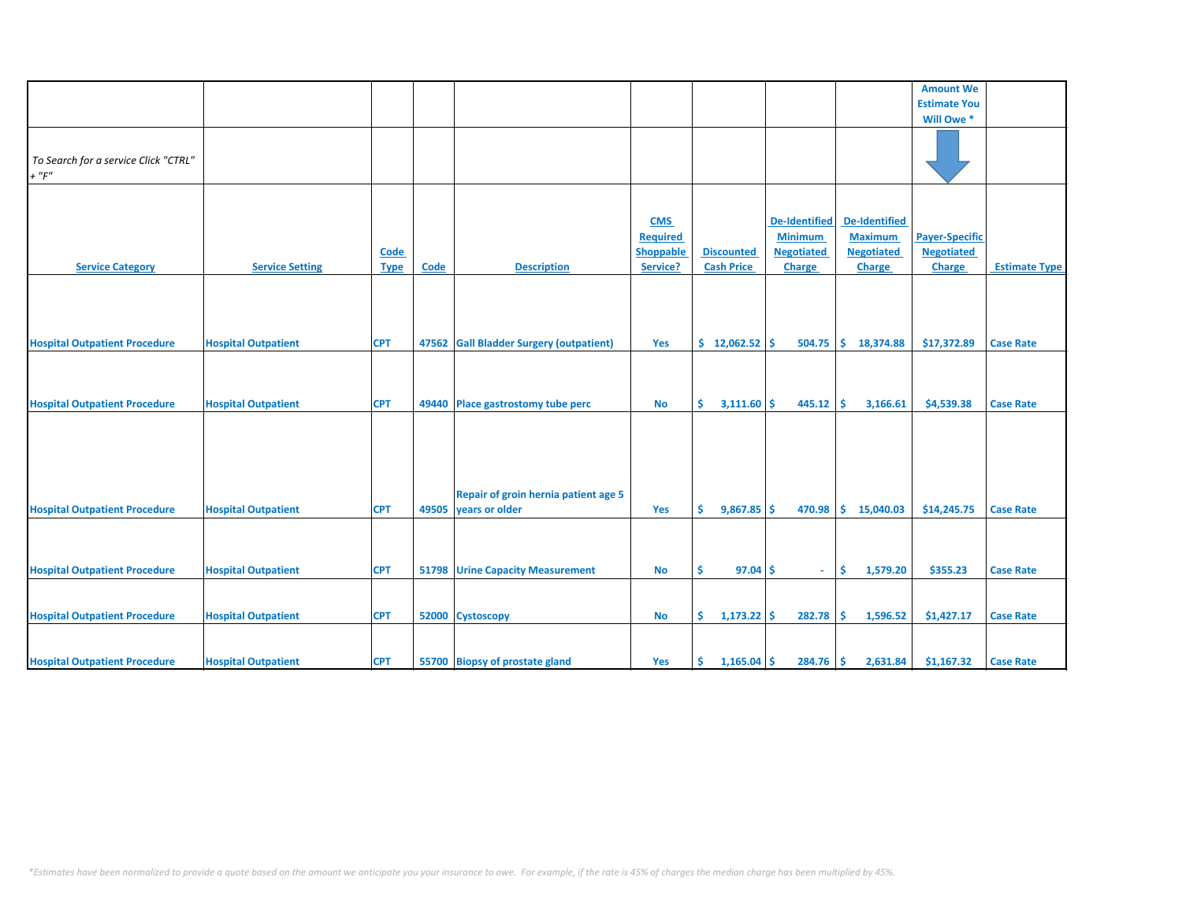| | | | | | | | | | Amount We Estimate You Will Owe * | |
|---|---|---|---|---|---|---|---|---|---|---|
| *To Search for a service Click "CTRL" + "F"* | | | | | | | | | | |
| **Service Category** | **Service Setting** | **Code Type** | **Code** | **Description** | **CMS Required Shoppable Service?** | **Discounted Cash Price** | **De-Identified Minimum Negotiated Charge** | **De-Identified Maximum Negotiated Charge** | **Payer-Specific Negotiated Charge** | **Estimate Type** |
| Hospital Outpatient Procedure | Hospital Outpatient | CPT | 47562 | Gall Bladder Surgery (outpatient) | Yes | $ 12,062.52 | $ 504.75 | $ 18,374.88 | $17,372.89 | Case Rate |
| Hospital Outpatient Procedure | Hospital Outpatient | CPT | 49440 | Place gastrostomy tube perc | No | $ 3,111.60 | $ 445.12 | $ 3,166.61 | $4,539.38 | Case Rate |
| Hospital Outpatient Procedure | Hospital Outpatient | CPT | 49505 | Repair of groin hernia patient age 5 years or older | Yes | $ 9,867.85 | $ 470.98 | $ 15,040.03 | $14,245.75 | Case Rate |
| Hospital Outpatient Procedure | Hospital Outpatient | CPT | 51798 | Urine Capacity Measurement | No | $ 97.04 | $ - | $ 1,579.20 | $355.23 | Case Rate |
| Hospital Outpatient Procedure | Hospital Outpatient | CPT | 52000 | Cystoscopy | No | $ 1,173.22 | $ 282.78 | $ 1,596.52 | $1,427.17 | Case Rate |
| Hospital Outpatient Procedure | Hospital Outpatient | CPT | 55700 | Biopsy of prostate gland | Yes | $ 1,165.04 | $ 284.76 | $ 2,631.84 | $1,167.32 | Case Rate |

*\*Estimates have been normalized to provide a quote based on the amount we anticipate you your insurance to owe. For example, if the rate is 45% of charges the median charge has been multiplied by 45%.*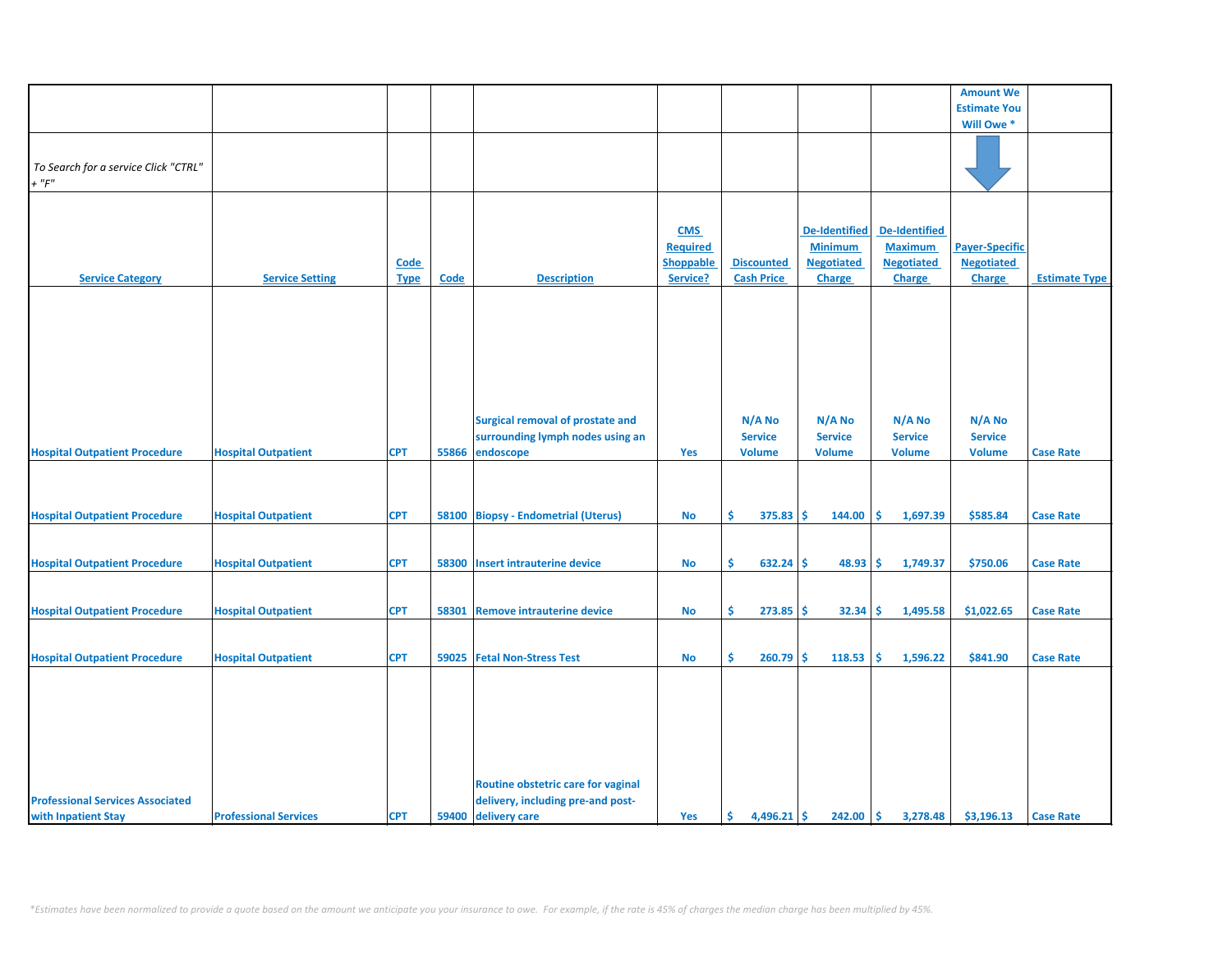| | | | | | | | | | Amount We Estimate You Will Owe * | |
|---|---|---|---|---|---|---|---|---|---|---|
| *To Search for a service Click "CTRL" + "F"* | | | | | | | | | | |
| **Service Category** | **Service Setting** | **Code Type** | **Code** | **Description** | **CMS Required Shoppable Service?** | **Discounted Cash Price** | **De-Identified Minimum Negotiated Charge** | **De-Identified Maximum Negotiated Charge** | **Payer-Specific Negotiated Charge** | **Estimate Type** |
| Hospital Outpatient Procedure | Hospital Outpatient | CPT | 55866 | Surgical removal of prostate and surrounding lymph nodes using an endoscope | Yes | N/A No Service Volume | N/A No Service Volume | N/A No Service Volume | N/A No Service Volume | Case Rate |
| Hospital Outpatient Procedure | Hospital Outpatient | CPT | 58100 | Biopsy - Endometrial (Uterus) | No | $ 375.83 | $ 144.00 | $ 1,697.39 | $585.84 | Case Rate |
| Hospital Outpatient Procedure | Hospital Outpatient | CPT | 58300 | Insert intrauterine device | No | $ 632.24 | $ 48.93 | $ 1,749.37 | $750.06 | Case Rate |
| Hospital Outpatient Procedure | Hospital Outpatient | CPT | 58301 | Remove intrauterine device | No | $ 273.85 | $ 32.34 | $ 1,495.58 | $1,022.65 | Case Rate |
| Hospital Outpatient Procedure | Hospital Outpatient | CPT | 59025 | Fetal Non-Stress Test | No | $ 260.79 | $ 118.53 | $ 1,596.22 | $841.90 | Case Rate |
| Professional Services Associated with Inpatient Stay | Professional Services | CPT | 59400 | Routine obstetric care for vaginal delivery, including pre-and post-delivery care | Yes | $ 4,496.21 | $ 242.00 | $ 3,278.48 | $3,196.13 | Case Rate |

*\*Estimates have been normalized to provide a quote based on the amount we anticipate you your insurance to owe. For example, if the rate is 45% of charges the median charge has been multiplied by 45%.*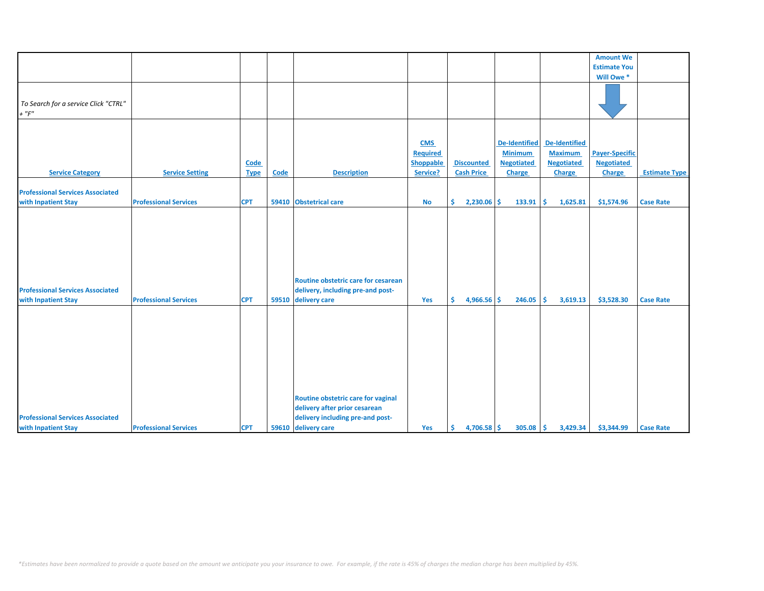| | | | | | | | | | Amount We Estimate You Will Owe * | |
|---|---|---|---|---|---|---|---|---|---|---|
| *To Search for a service Click "CTRL" + "F"* | | | | | | | | | | |
| Service Category | Service Setting | Code Type | Code | Description | CMS Required Shoppable Service? | Discounted Cash Price | De-Identified Minimum Negotiated Charge | De-Identified Maximum Negotiated Charge | Payer-Specific Negotiated Charge | Estimate Type |
| Professional Services Associated with Inpatient Stay | Professional Services | CPT | 59410 | Obstetrical care | No | $ 2,230.06 | $ 133.91 | $ 1,625.81 | $1,574.96 | Case Rate |
| Professional Services Associated with Inpatient Stay | Professional Services | CPT | 59510 | Routine obstetric care for cesarean delivery, including pre-and post-delivery care | Yes | $ 4,966.56 | $ 246.05 | $ 3,619.13 | $3,528.30 | Case Rate |
| Professional Services Associated with Inpatient Stay | Professional Services | CPT | 59610 | Routine obstetric care for vaginal delivery after prior cesarean delivery including pre-and post-delivery care | Yes | $ 4,706.58 | $ 305.08 | $ 3,429.34 | $3,344.99 | Case Rate |

*\*Estimates have been normalized to provide a quote based on the amount we anticipate you your insurance to owe. For example, if the rate is 45% of charges the median charge has been multiplied by 45%.*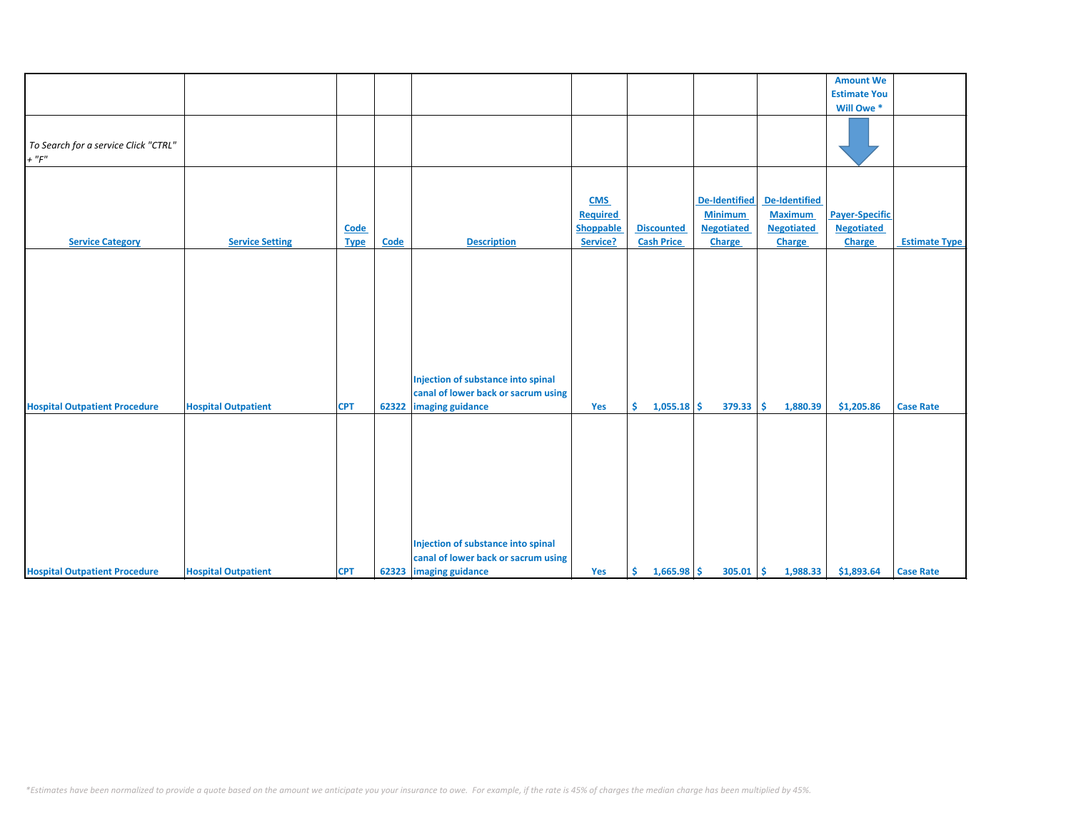| | | | | | | | | | Amount We Estimate You Will Owe * | |
|---|---|---|---|---|---|---|---|---|---|---|
| *To Search for a service Click "CTRL" + "F"* | | | | | | | | | | |
| Service Category | Service Setting | Code Type | Code | Description | CMS Required Shoppable Service? | Discounted Cash Price | De-Identified Minimum Negotiated Charge | De-Identified Maximum Negotiated Charge | Payer-Specific Negotiated Charge | Estimate Type |
| Hospital Outpatient Procedure | Hospital Outpatient | CPT | 62322 | Injection of substance into spinal canal of lower back or sacrum using imaging guidance | Yes | $ 1,055.18 | $ 379.33 | $ 1,880.39 | $1,205.86 | Case Rate |
| Hospital Outpatient Procedure | Hospital Outpatient | CPT | 62323 | Injection of substance into spinal canal of lower back or sacrum using imaging guidance | Yes | $ 1,665.98 | $ 305.01 | $ 1,988.33 | $1,893.64 | Case Rate |

*\*Estimates have been normalized to provide a quote based on the amount we anticipate you your insurance to owe. For example, if the rate is 45% of charges the median charge has been multiplied by 45%.*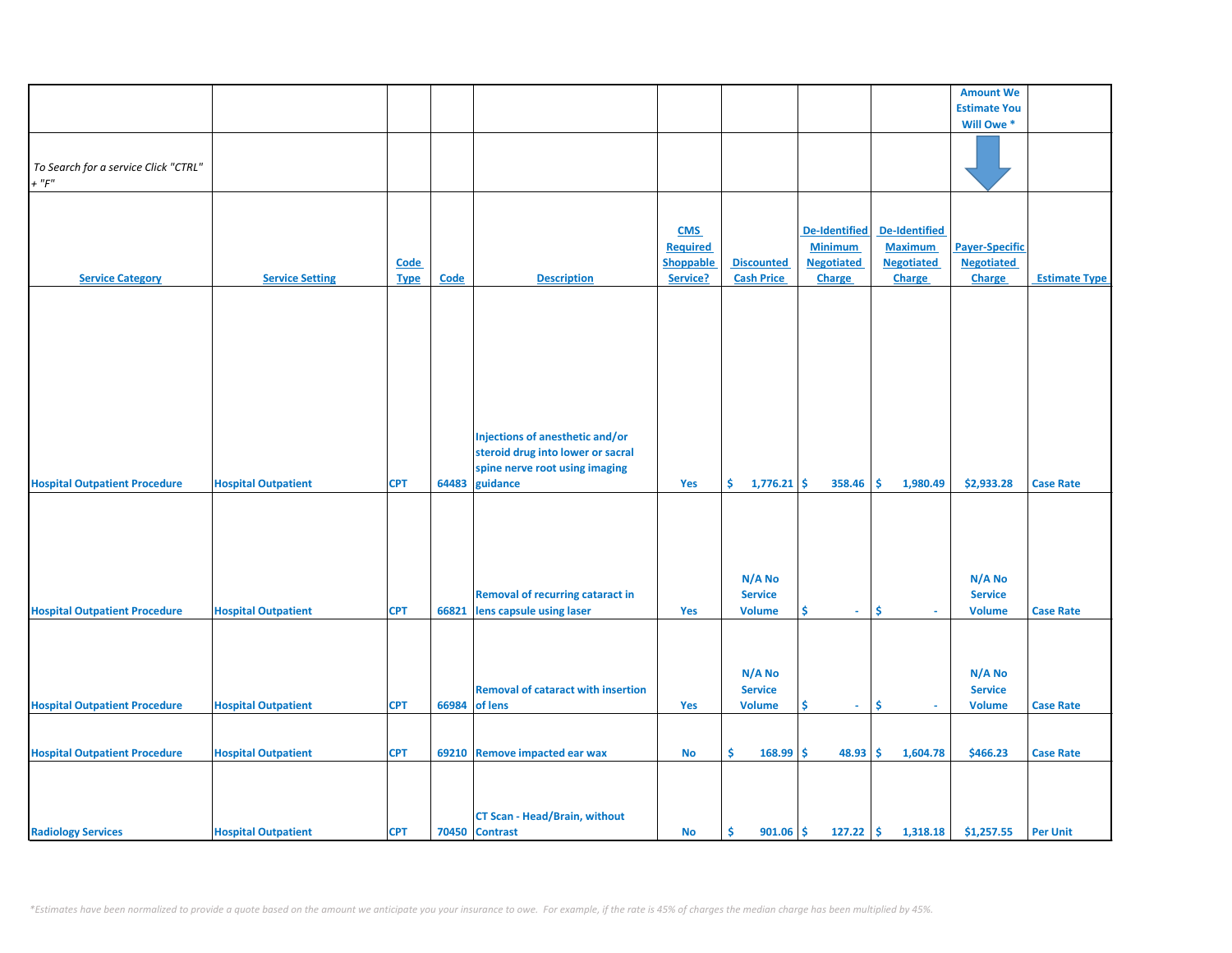| | | | | | | | | | Amount We Estimate You Will Owe * | |
|---|---|---|---|---|---|---|---|---|---|---|
| To Search for a service Click "CTRL" + "F" | | | | | | | | | | |
| Service Category | Service Setting | Code Type | Code | Description | CMS Required Shoppable Service? | Discounted Cash Price | De-Identified Minimum Negotiated Charge | De-Identified Maximum Negotiated Charge | Payer-Specific Negotiated Charge | Estimate Type |
| Hospital Outpatient Procedure | Hospital Outpatient | CPT | 64483 | Injections of anesthetic and/or steroid drug into lower or sacral spine nerve root using imaging guidance | Yes | $ 1,776.21 | $ 358.46 | $ 1,980.49 | $2,933.28 | Case Rate |
| Hospital Outpatient Procedure | Hospital Outpatient | CPT | 66821 | Removal of recurring cataract in lens capsule using laser | Yes | N/A No Service Volume | $ - | $ - | N/A No Service Volume | Case Rate |
| Hospital Outpatient Procedure | Hospital Outpatient | CPT | 66984 | Removal of cataract with insertion of lens | Yes | N/A No Service Volume | $ - | $ - | N/A No Service Volume | Case Rate |
| Hospital Outpatient Procedure | Hospital Outpatient | CPT | 69210 | Remove impacted ear wax | No | $ 168.99 | $ 48.93 | $ 1,604.78 | $466.23 | Case Rate |
| Radiology Services | Hospital Outpatient | CPT | 70450 | CT Scan - Head/Brain, without Contrast | No | $ 901.06 | $ 127.22 | $ 1,318.18 | $1,257.55 | Per Unit |

*Estimates have been normalized to provide a quote based on the amount we anticipate you your insurance to owe. For example, if the rate is 45% of charges the median charge has been multiplied by 45%.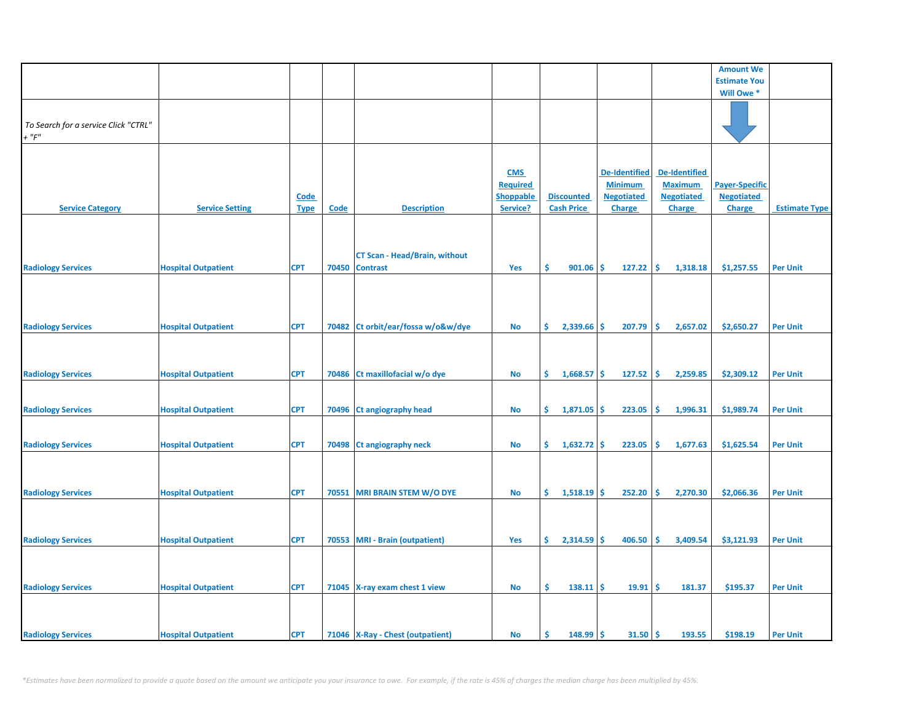| | | | | | | | | | Amount We Estimate You Will Owe * | |
|---|---|---|---|---|---|---|---|---|---|---|
| *To Search for a service Click "CTRL" + "F"* | | | | | | | | | | |
| Service Category | Service Setting | Code Type | Code | Description | CMS Required Shoppable Service? | Discounted Cash Price | De-Identified Minimum Negotiated Charge | De-Identified Maximum Negotiated Charge | Payer-Specific Negotiated Charge | Estimate Type |
| Radiology Services | Hospital Outpatient | CPT | 70450 | CT Scan - Head/Brain, without Contrast | Yes | $ 901.06 | $ 127.22 | $ 1,318.18 | $1,257.55 | Per Unit |
| Radiology Services | Hospital Outpatient | CPT | 70482 | Ct orbit/ear/fossa w/o&w/dye | No | $ 2,339.66 | $ 207.79 | $ 2,657.02 | $2,650.27 | Per Unit |
| Radiology Services | Hospital Outpatient | CPT | 70486 | Ct maxillofacial w/o dye | No | $ 1,668.57 | $ 127.52 | $ 2,259.85 | $2,309.12 | Per Unit |
| Radiology Services | Hospital Outpatient | CPT | 70496 | Ct angiography head | No | $ 1,871.05 | $ 223.05 | $ 1,996.31 | $1,989.74 | Per Unit |
| Radiology Services | Hospital Outpatient | CPT | 70498 | Ct angiography neck | No | $ 1,632.72 | $ 223.05 | $ 1,677.63 | $1,625.54 | Per Unit |
| Radiology Services | Hospital Outpatient | CPT | 70551 | MRI BRAIN STEM W/O DYE | No | $ 1,518.19 | $ 252.20 | $ 2,270.30 | $2,066.36 | Per Unit |
| Radiology Services | Hospital Outpatient | CPT | 70553 | MRI - Brain (outpatient) | Yes | $ 2,314.59 | $ 406.50 | $ 3,409.54 | $3,121.93 | Per Unit |
| Radiology Services | Hospital Outpatient | CPT | 71045 | X-ray exam chest 1 view | No | $ 138.11 | $ 19.91 | $ 181.37 | $195.37 | Per Unit |
| Radiology Services | Hospital Outpatient | CPT | 71046 | X-Ray - Chest (outpatient) | No | $ 148.99 | $ 31.50 | $ 193.55 | $198.19 | Per Unit |

*\*Estimates have been normalized to provide a quote based on the amount we anticipate you your insurance to owe. For example, if the rate is 45% of charges the median charge has been multiplied by 45%.*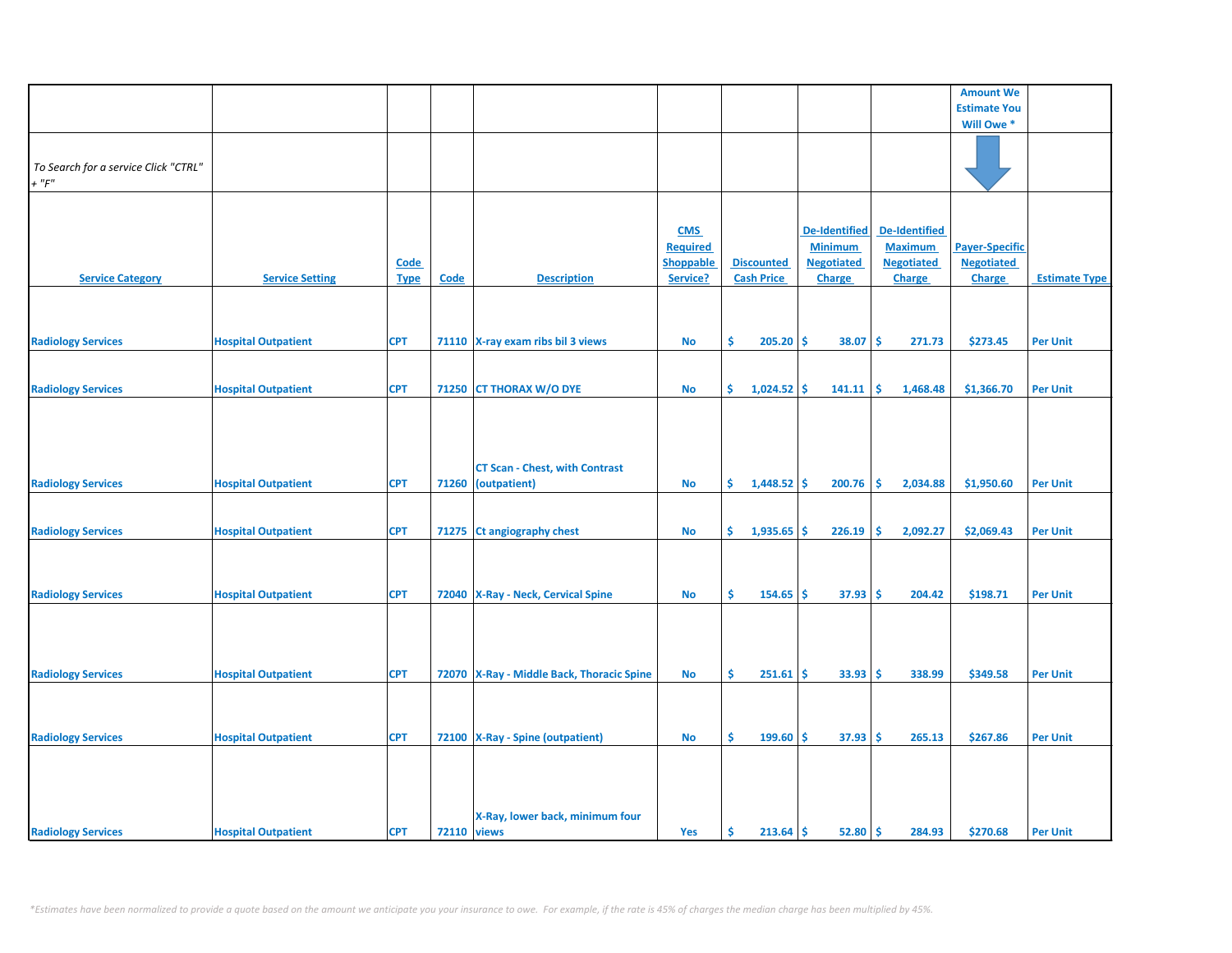| | | | | | | | | | Amount We Estimate You Will Owe * | |
|---|---|---|---|---|---|---|---|---|---|---|
| *To Search for a service Click "CTRL" + "F"* | | | | | | | | | | |
| Service Category | Service Setting | Code Type | Code | Description | CMS Required Shoppable Service? | Discounted Cash Price | De-Identified Minimum Negotiated Charge | De-Identified Maximum Negotiated Charge | Payer-Specific Negotiated Charge | Estimate Type |
| Radiology Services | Hospital Outpatient | CPT | 71110 | X-ray exam ribs bil 3 views | No | $ 205.20 | $ 38.07 | $ 271.73 | $273.45 | Per Unit |
| Radiology Services | Hospital Outpatient | CPT | 71250 | CT THORAX W/O DYE | No | $ 1,024.52 | $ 141.11 | $ 1,468.48 | $1,366.70 | Per Unit |
| Radiology Services | Hospital Outpatient | CPT | 71260 | CT Scan - Chest, with Contrast (outpatient) | No | $ 1,448.52 | $ 200.76 | $ 2,034.88 | $1,950.60 | Per Unit |
| Radiology Services | Hospital Outpatient | CPT | 71275 | Ct angiography chest | No | $ 1,935.65 | $ 226.19 | $ 2,092.27 | $2,069.43 | Per Unit |
| Radiology Services | Hospital Outpatient | CPT | 72040 | X-Ray - Neck, Cervical Spine | No | $ 154.65 | $ 37.93 | $ 204.42 | $198.71 | Per Unit |
| Radiology Services | Hospital Outpatient | CPT | 72070 | X-Ray - Middle Back, Thoracic Spine | No | $ 251.61 | $ 33.93 | $ 338.99 | $349.58 | Per Unit |
| Radiology Services | Hospital Outpatient | CPT | 72100 | X-Ray - Spine (outpatient) | No | $ 199.60 | $ 37.93 | $ 265.13 | $267.86 | Per Unit |
| Radiology Services | Hospital Outpatient | CPT | 72110 | X-Ray, lower back, minimum four views | Yes | $ 213.64 | $ 52.80 | $ 284.93 | $270.68 | Per Unit |

*\*Estimates have been normalized to provide a quote based on the amount we anticipate you your insurance to owe. For example, if the rate is 45% of charges the median charge has been multiplied by 45%.*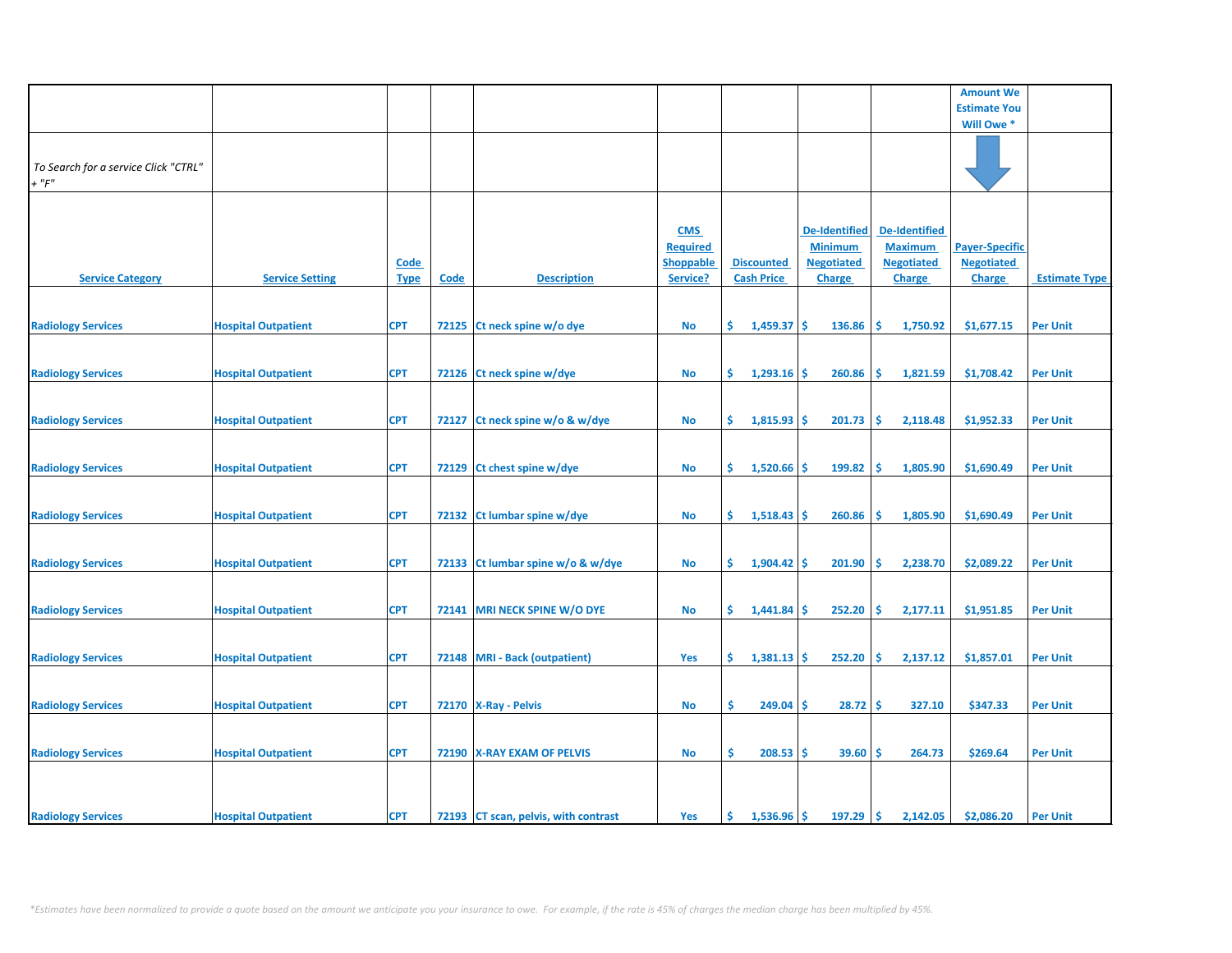| | | | | | | | | | Amount We Estimate You Will Owe * | |
|---|---|---|---|---|---|---|---|---|---|---|
| *To Search for a service Click "CTRL" + "F"* | | | | | | | | | | |
| **Service Category** | **Service Setting** | **Code Type** | **Code** | **Description** | **CMS Required Shoppable Service?** | **Discounted Cash Price** | **De-Identified Minimum Negotiated Charge** | **De-Identified Maximum Negotiated Charge** | **Payer-Specific Negotiated Charge** | **Estimate Type** |
| Radiology Services | Hospital Outpatient | CPT | 72125 | Ct neck spine w/o dye | No | $ 1,459.37 | $ 136.86 | $ 1,750.92 | $1,677.15 | Per Unit |
| Radiology Services | Hospital Outpatient | CPT | 72126 | Ct neck spine w/dye | No | $ 1,293.16 | $ 260.86 | $ 1,821.59 | $1,708.42 | Per Unit |
| Radiology Services | Hospital Outpatient | CPT | 72127 | Ct neck spine w/o & w/dye | No | $ 1,815.93 | $ 201.73 | $ 2,118.48 | $1,952.33 | Per Unit |
| Radiology Services | Hospital Outpatient | CPT | 72129 | Ct chest spine w/dye | No | $ 1,520.66 | $ 199.82 | $ 1,805.90 | $1,690.49 | Per Unit |
| Radiology Services | Hospital Outpatient | CPT | 72132 | Ct lumbar spine w/dye | No | $ 1,518.43 | $ 260.86 | $ 1,805.90 | $1,690.49 | Per Unit |
| Radiology Services | Hospital Outpatient | CPT | 72133 | Ct lumbar spine w/o & w/dye | No | $ 1,904.42 | $ 201.90 | $ 2,238.70 | $2,089.22 | Per Unit |
| Radiology Services | Hospital Outpatient | CPT | 72141 | MRI NECK SPINE W/O DYE | No | $ 1,441.84 | $ 252.20 | $ 2,177.11 | $1,951.85 | Per Unit |
| Radiology Services | Hospital Outpatient | CPT | 72148 | MRI - Back (outpatient) | Yes | $ 1,381.13 | $ 252.20 | $ 2,137.12 | $1,857.01 | Per Unit |
| Radiology Services | Hospital Outpatient | CPT | 72170 | X-Ray - Pelvis | No | $ 249.04 | $ 28.72 | $ 327.10 | $347.33 | Per Unit |
| Radiology Services | Hospital Outpatient | CPT | 72190 | X-RAY EXAM OF PELVIS | No | $ 208.53 | $ 39.60 | $ 264.73 | $269.64 | Per Unit |
| Radiology Services | Hospital Outpatient | CPT | 72193 | CT scan, pelvis, with contrast | Yes | $ 1,536.96 | $ 197.29 | $ 2,142.05 | $2,086.20 | Per Unit |

*\*Estimates have been normalized to provide a quote based on the amount we anticipate you your insurance to owe. For example, if the rate is 45% of charges the median charge has been multiplied by 45%.*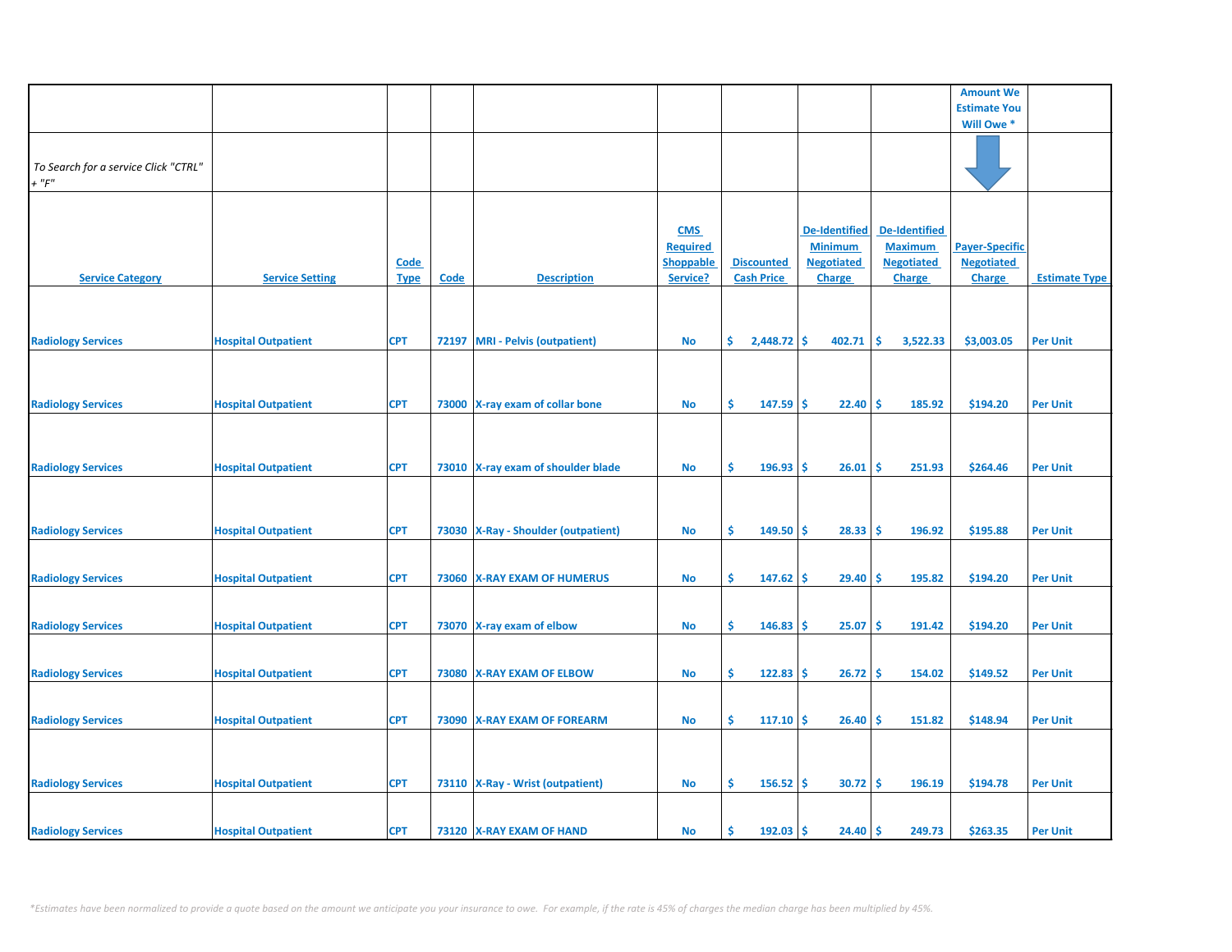| | | | | | | | | | Amount We Estimate You Will Owe * | |
|---|---|---|---|---|---|---|---|---|---|---|
| *To Search for a service Click "CTRL" + "F"* | | | | | | | | | | |
| Service Category | Service Setting | Code Type | Code | Description | CMS Required Shoppable Service? | Discounted Cash Price | De-Identified Minimum Negotiated Charge | De-Identified Maximum Negotiated Charge | Payer-Specific Negotiated Charge | Estimate Type |
| Radiology Services | Hospital Outpatient | CPT | 72197 | MRI - Pelvis (outpatient) | No | $ 2,448.72 | $ 402.71 | $ 3,522.33 | $3,003.05 | Per Unit |
| Radiology Services | Hospital Outpatient | CPT | 73000 | X-ray exam of collar bone | No | $ 147.59 | $ 22.40 | $ 185.92 | $194.20 | Per Unit |
| Radiology Services | Hospital Outpatient | CPT | 73010 | X-ray exam of shoulder blade | No | $ 196.93 | $ 26.01 | $ 251.93 | $264.46 | Per Unit |
| Radiology Services | Hospital Outpatient | CPT | 73030 | X-Ray - Shoulder (outpatient) | No | $ 149.50 | $ 28.33 | $ 196.92 | $195.88 | Per Unit |
| Radiology Services | Hospital Outpatient | CPT | 73060 | X-RAY EXAM OF HUMERUS | No | $ 147.62 | $ 29.40 | $ 195.82 | $194.20 | Per Unit |
| Radiology Services | Hospital Outpatient | CPT | 73070 | X-ray exam of elbow | No | $ 146.83 | $ 25.07 | $ 191.42 | $194.20 | Per Unit |
| Radiology Services | Hospital Outpatient | CPT | 73080 | X-RAY EXAM OF ELBOW | No | $ 122.83 | $ 26.72 | $ 154.02 | $149.52 | Per Unit |
| Radiology Services | Hospital Outpatient | CPT | 73090 | X-RAY EXAM OF FOREARM | No | $ 117.10 | $ 26.40 | $ 151.82 | $148.94 | Per Unit |
| Radiology Services | Hospital Outpatient | CPT | 73110 | X-Ray - Wrist (outpatient) | No | $ 156.52 | $ 30.72 | $ 196.19 | $194.78 | Per Unit |
| Radiology Services | Hospital Outpatient | CPT | 73120 | X-RAY EXAM OF HAND | No | $ 192.03 | $ 24.40 | $ 249.73 | $263.35 | Per Unit |

*\*Estimates have been normalized to provide a quote based on the amount we anticipate you your insurance to owe. For example, if the rate is 45% of charges the median charge has been multiplied by 45%.*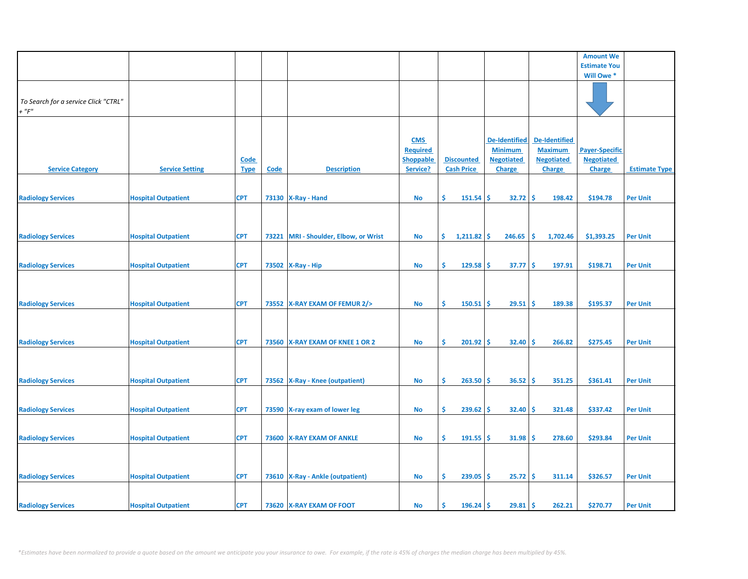| | | | | | | | | | Amount We Estimate You Will Owe * | |
|---|---|---|---|---|---|---|---|---|---|---|
| To Search for a service Click "CTRL" + "F" | | | | | | | | | | |
| Service Category | Service Setting | Code Type | Code | Description | CMS Required Shoppable Service? | Discounted Cash Price | De-Identified Minimum Negotiated Charge | De-Identified Maximum Negotiated Charge | Payer-Specific Negotiated Charge | Estimate Type |
| Radiology Services | Hospital Outpatient | CPT | 73130 | X-Ray - Hand | No | $ 151.54 | $ 32.72 | $ 198.42 | $194.78 | Per Unit |
| Radiology Services | Hospital Outpatient | CPT | 73221 | MRI - Shoulder, Elbow, or Wrist | No | $ 1,211.82 | $ 246.65 | $ 1,702.46 | $1,393.25 | Per Unit |
| Radiology Services | Hospital Outpatient | CPT | 73502 | X-Ray - Hip | No | $ 129.58 | $ 37.77 | $ 197.91 | $198.71 | Per Unit |
| Radiology Services | Hospital Outpatient | CPT | 73552 | X-RAY EXAM OF FEMUR 2/> | No | $ 150.51 | $ 29.51 | $ 189.38 | $195.37 | Per Unit |
| Radiology Services | Hospital Outpatient | CPT | 73560 | X-RAY EXAM OF KNEE 1 OR 2 | No | $ 201.92 | $ 32.40 | $ 266.82 | $275.45 | Per Unit |
| Radiology Services | Hospital Outpatient | CPT | 73562 | X-Ray - Knee (outpatient) | No | $ 263.50 | $ 36.52 | $ 351.25 | $361.41 | Per Unit |
| Radiology Services | Hospital Outpatient | CPT | 73590 | X-ray exam of lower leg | No | $ 239.62 | $ 32.40 | $ 321.48 | $337.42 | Per Unit |
| Radiology Services | Hospital Outpatient | CPT | 73600 | X-RAY EXAM OF ANKLE | No | $ 191.55 | $ 31.98 | $ 278.60 | $293.84 | Per Unit |
| Radiology Services | Hospital Outpatient | CPT | 73610 | X-Ray - Ankle (outpatient) | No | $ 239.05 | $ 25.72 | $ 311.14 | $326.57 | Per Unit |
| Radiology Services | Hospital Outpatient | CPT | 73620 | X-RAY EXAM OF FOOT | No | $ 196.24 | $ 29.81 | $ 262.21 | $270.77 | Per Unit |

*Estimates have been normalized to provide a quote based on the amount we anticipate you your insurance to owe. For example, if the rate is 45% of charges the median charge has been multiplied by 45%.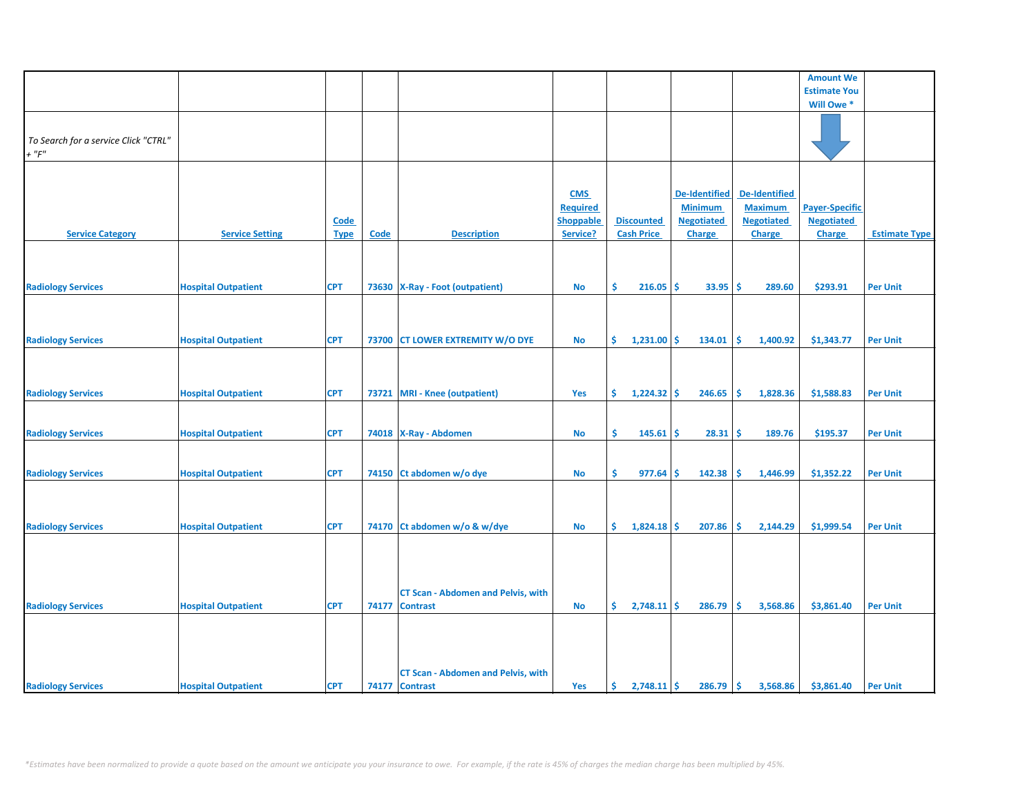| Service Category | Service Setting | Code Type | Code | Description | CMS Required Shoppable Service? | Discounted Cash Price | De-Identified Minimum Negotiated Charge | De-Identified Maximum Negotiated Charge | Payer-Specific Negotiated Charge | Estimate Type |
|---|---|---|---|---|---|---|---|---|---|---|
| *To Search for a service Click "CTRL" + "F"* | | | | | | | | | Amount We Estimate You Will Owe * | |
| Radiology Services | Hospital Outpatient | CPT | 73630 | X-Ray - Foot (outpatient) | No | $ 216.05 | $ 33.95 | $ 289.60 | $293.91 | Per Unit |
| Radiology Services | Hospital Outpatient | CPT | 73700 | CT LOWER EXTREMITY W/O DYE | No | $ 1,231.00 | $ 134.01 | $ 1,400.92 | $1,343.77 | Per Unit |
| Radiology Services | Hospital Outpatient | CPT | 73721 | MRI - Knee (outpatient) | Yes | $ 1,224.32 | $ 246.65 | $ 1,828.36 | $1,588.83 | Per Unit |
| Radiology Services | Hospital Outpatient | CPT | 74018 | X-Ray - Abdomen | No | $ 145.61 | $ 28.31 | $ 189.76 | $195.37 | Per Unit |
| Radiology Services | Hospital Outpatient | CPT | 74150 | Ct abdomen w/o dye | No | $ 977.64 | $ 142.38 | $ 1,446.99 | $1,352.22 | Per Unit |
| Radiology Services | Hospital Outpatient | CPT | 74170 | Ct abdomen w/o & w/dye | No | $ 1,824.18 | $ 207.86 | $ 2,144.29 | $1,999.54 | Per Unit |
| Radiology Services | Hospital Outpatient | CPT | 74177 | CT Scan - Abdomen and Pelvis, with Contrast | No | $ 2,748.11 | $ 286.79 | $ 3,568.86 | $3,861.40 | Per Unit |
| Radiology Services | Hospital Outpatient | CPT | 74177 | CT Scan - Abdomen and Pelvis, with Contrast | Yes | $ 2,748.11 | $ 286.79 | $ 3,568.86 | $3,861.40 | Per Unit |

*\*Estimates have been normalized to provide a quote based on the amount we anticipate you your insurance to owe. For example, if the rate is 45% of charges the median charge has been multiplied by 45%.*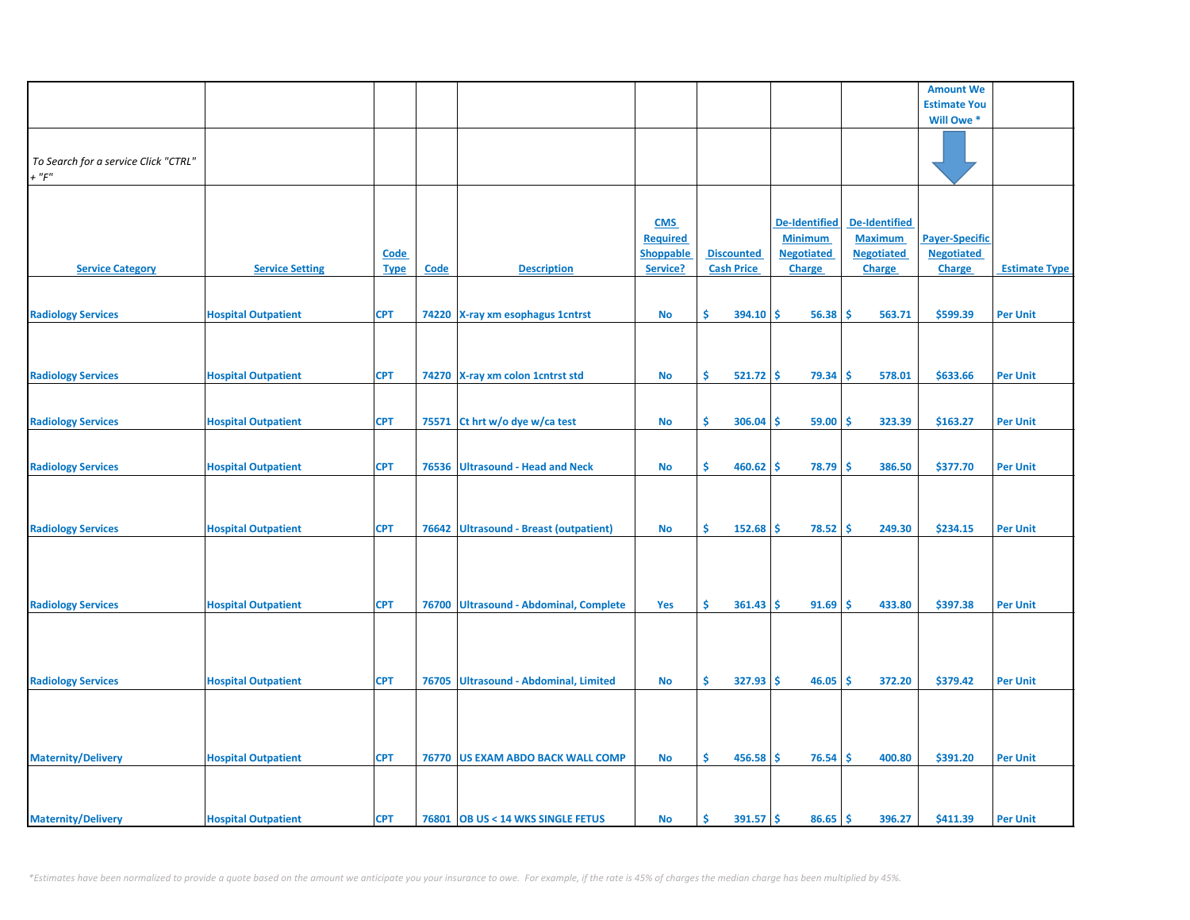| | | | | | | | | | Amount We Estimate You Will Owe * | |
|---|---|---|---|---|---|---|---|---|---|---|
| *To Search for a service Click "CTRL" + "F"* | | | | | | | | | | |
| Service Category | Service Setting | Code Type | Code | Description | CMS Required Shoppable Service? | Discounted Cash Price | De-Identified Minimum Negotiated Charge | De-Identified Maximum Negotiated Charge | Payer-Specific Negotiated Charge | Estimate Type |
| Radiology Services | Hospital Outpatient | CPT | 74220 | X-ray xm esophagus 1cntrst | No | $ 394.10 | $ 56.38 | $ 563.71 | $599.39 | Per Unit |
| Radiology Services | Hospital Outpatient | CPT | 74270 | X-ray xm colon 1cntrst std | No | $ 521.72 | $ 79.34 | $ 578.01 | $633.66 | Per Unit |
| Radiology Services | Hospital Outpatient | CPT | 75571 | Ct hrt w/o dye w/ca test | No | $ 306.04 | $ 59.00 | $ 323.39 | $163.27 | Per Unit |
| Radiology Services | Hospital Outpatient | CPT | 76536 | Ultrasound - Head and Neck | No | $ 460.62 | $ 78.79 | $ 386.50 | $377.70 | Per Unit |
| Radiology Services | Hospital Outpatient | CPT | 76642 | Ultrasound - Breast (outpatient) | No | $ 152.68 | $ 78.52 | $ 249.30 | $234.15 | Per Unit |
| Radiology Services | Hospital Outpatient | CPT | 76700 | Ultrasound - Abdominal, Complete | Yes | $ 361.43 | $ 91.69 | $ 433.80 | $397.38 | Per Unit |
| Radiology Services | Hospital Outpatient | CPT | 76705 | Ultrasound - Abdominal, Limited | No | $ 327.93 | $ 46.05 | $ 372.20 | $379.42 | Per Unit |
| Maternity/Delivery | Hospital Outpatient | CPT | 76770 | US EXAM ABDO BACK WALL COMP | No | $ 456.58 | $ 76.54 | $ 400.80 | $391.20 | Per Unit |
| Maternity/Delivery | Hospital Outpatient | CPT | 76801 | OB US < 14 WKS SINGLE FETUS | No | $ 391.57 | $ 86.65 | $ 396.27 | $411.39 | Per Unit |

*\*Estimates have been normalized to provide a quote based on the amount we anticipate you your insurance to owe. For example, if the rate is 45% of charges the median charge has been multiplied by 45%.*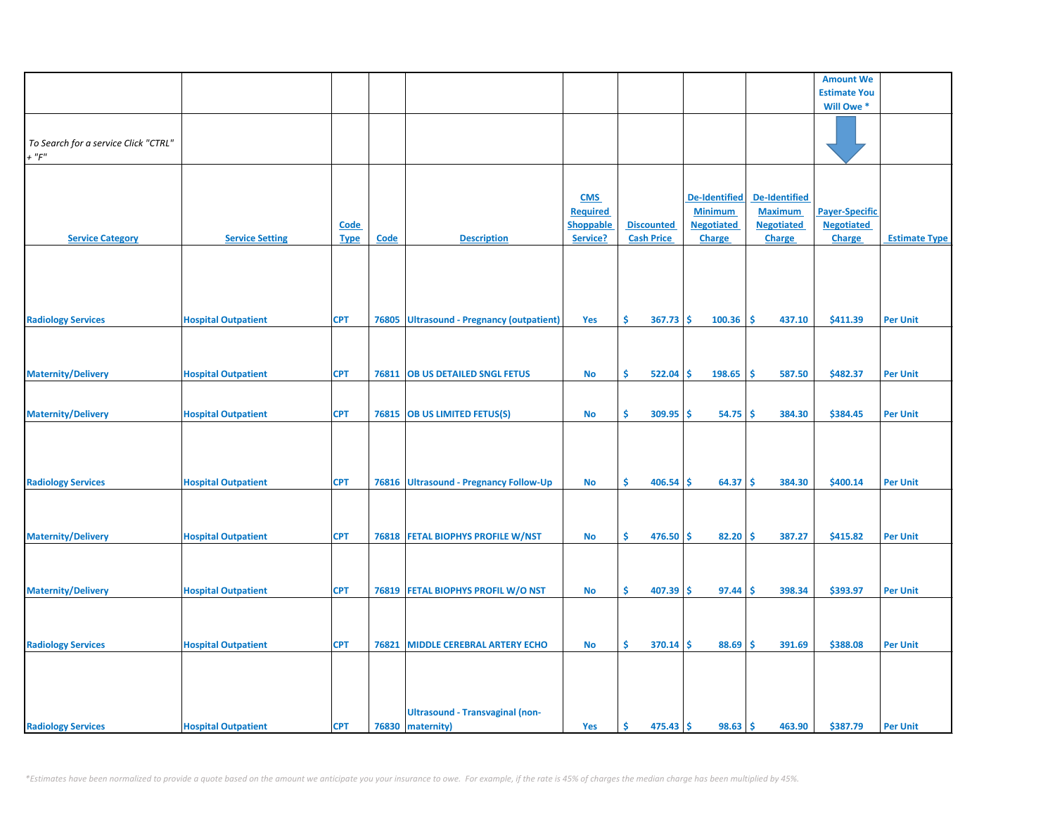| | | | | | | | | | Amount We Estimate You Will Owe * | |
|---|---|---|---|---|---|---|---|---|---|---|
| *To Search for a service Click "CTRL" + "F"* | | | | | | | | | | |
| Service Category | Service Setting | Code Type | Code | Description | CMS Required Shoppable Service? | Discounted Cash Price | De-Identified Minimum Negotiated Charge | De-Identified Maximum Negotiated Charge | Payer-Specific Negotiated Charge | Estimate Type |
| Radiology Services | Hospital Outpatient | CPT | 76805 | Ultrasound - Pregnancy (outpatient) | Yes | $ 367.73 | $ 100.36 | $ 437.10 | $411.39 | Per Unit |
| Maternity/Delivery | Hospital Outpatient | CPT | 76811 | OB US DETAILED SNGL FETUS | No | $ 522.04 | $ 198.65 | $ 587.50 | $482.37 | Per Unit |
| Maternity/Delivery | Hospital Outpatient | CPT | 76815 | OB US LIMITED FETUS(S) | No | $ 309.95 | $ 54.75 | $ 384.30 | $384.45 | Per Unit |
| Radiology Services | Hospital Outpatient | CPT | 76816 | Ultrasound - Pregnancy Follow-Up | No | $ 406.54 | $ 64.37 | $ 384.30 | $400.14 | Per Unit |
| Maternity/Delivery | Hospital Outpatient | CPT | 76818 | FETAL BIOPHYS PROFILE W/NST | No | $ 476.50 | $ 82.20 | $ 387.27 | $415.82 | Per Unit |
| Maternity/Delivery | Hospital Outpatient | CPT | 76819 | FETAL BIOPHYS PROFIL W/O NST | No | $ 407.39 | $ 97.44 | $ 398.34 | $393.97 | Per Unit |
| Radiology Services | Hospital Outpatient | CPT | 76821 | MIDDLE CEREBRAL ARTERY ECHO | No | $ 370.14 | $ 88.69 | $ 391.69 | $388.08 | Per Unit |
| Radiology Services | Hospital Outpatient | CPT | 76830 | Ultrasound - Transvaginal (non-maternity) | Yes | $ 475.43 | $ 98.63 | $ 463.90 | $387.79 | Per Unit |

*\*Estimates have been normalized to provide a quote based on the amount we anticipate you your insurance to owe. For example, if the rate is 45% of charges the median charge has been multiplied by 45%.*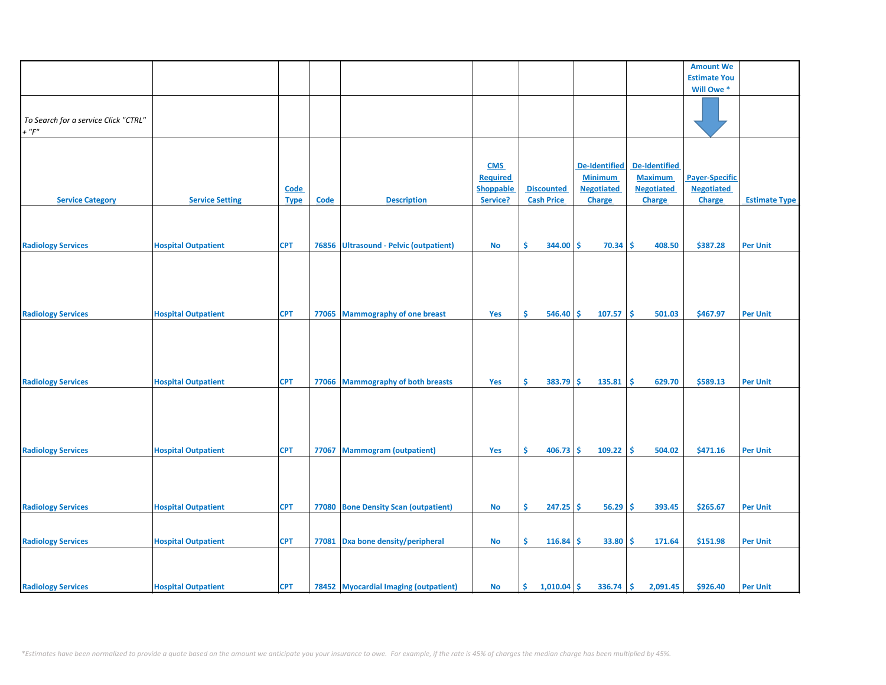| | | | | | | | | | Amount We Estimate You Will Owe * | |
|---|---|---|---|---|---|---|---|---|---|---|
| *To Search for a service Click "CTRL" + "F"* | | | | | | | | | | |
| **Service Category** | **Service Setting** | **Code Type** | **Code** | **Description** | **CMS Required Shoppable Service?** | **Discounted Cash Price** | **De-Identified Minimum Negotiated Charge** | **De-Identified Maximum Negotiated Charge** | **Payer-Specific Negotiated Charge** | **Estimate Type** |
| Radiology Services | Hospital Outpatient | CPT | 76856 | Ultrasound - Pelvic (outpatient) | No | $ 344.00 | $ 70.34 | $ 408.50 | $387.28 | Per Unit |
| Radiology Services | Hospital Outpatient | CPT | 77065 | Mammography of one breast | Yes | $ 546.40 | $ 107.57 | $ 501.03 | $467.97 | Per Unit |
| Radiology Services | Hospital Outpatient | CPT | 77066 | Mammography of both breasts | Yes | $ 383.79 | $ 135.81 | $ 629.70 | $589.13 | Per Unit |
| Radiology Services | Hospital Outpatient | CPT | 77067 | Mammogram (outpatient) | Yes | $ 406.73 | $ 109.22 | $ 504.02 | $471.16 | Per Unit |
| Radiology Services | Hospital Outpatient | CPT | 77080 | Bone Density Scan (outpatient) | No | $ 247.25 | $ 56.29 | $ 393.45 | $265.67 | Per Unit |
| Radiology Services | Hospital Outpatient | CPT | 77081 | Dxa bone density/peripheral | No | $ 116.84 | $ 33.80 | $ 171.64 | $151.98 | Per Unit |
| Radiology Services | Hospital Outpatient | CPT | 78452 | Myocardial Imaging (outpatient) | No | $ 1,010.04 | $ 336.74 | $ 2,091.45 | $926.40 | Per Unit |

*\*Estimates have been normalized to provide a quote based on the amount we anticipate you your insurance to owe. For example, if the rate is 45% of charges the median charge has been multiplied by 45%.*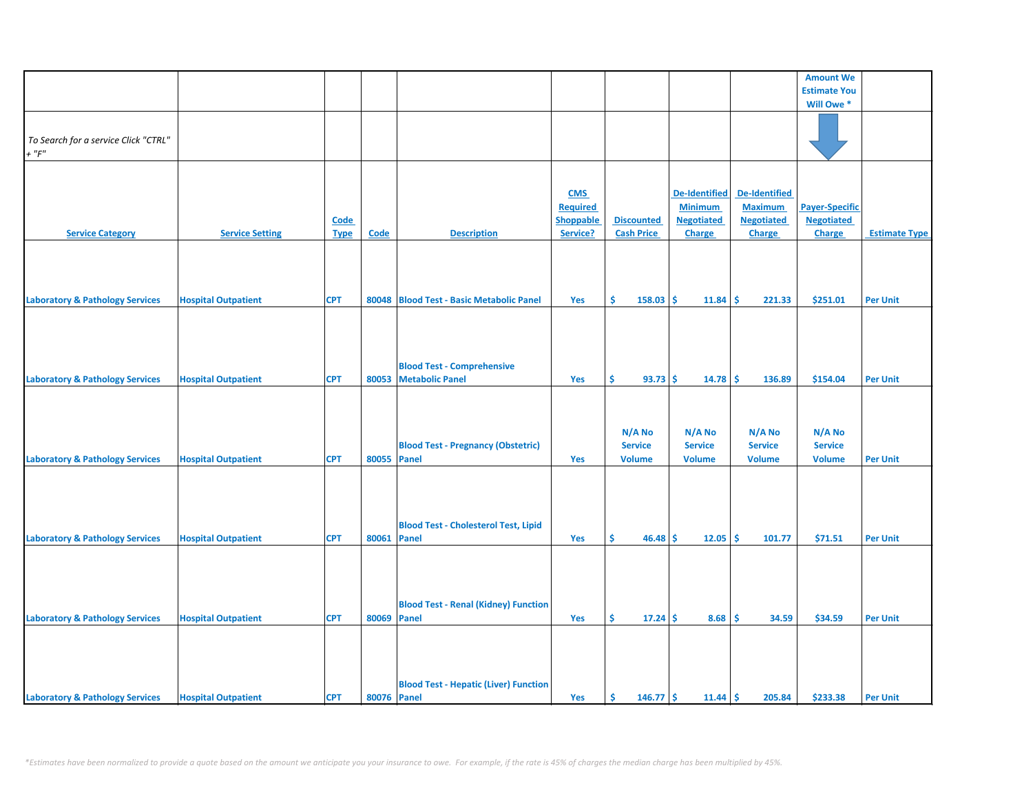| | | | | | | | | | Amount We Estimate You Will Owe * | |
|---|---|---|---|---|---|---|---|---|---|---|
| *To Search for a service Click "CTRL" + "F"* | | | | | | | | | | |
| Service Category | Service Setting | Code Type | Code | Description | CMS Required Shoppable Service? | Discounted Cash Price | De-Identified Minimum Negotiated Charge | De-Identified Maximum Negotiated Charge | Payer-Specific Negotiated Charge | Estimate Type |
| Laboratory & Pathology Services | Hospital Outpatient | CPT | 80048 | Blood Test - Basic Metabolic Panel | Yes | $ 158.03 | $ 11.84 | $ 221.33 | $251.01 | Per Unit |
| Laboratory & Pathology Services | Hospital Outpatient | CPT | 80053 | Blood Test - Comprehensive Metabolic Panel | Yes | $ 93.73 | $ 14.78 | $ 136.89 | $154.04 | Per Unit |
| Laboratory & Pathology Services | Hospital Outpatient | CPT | 80055 | Blood Test - Pregnancy (Obstetric) Panel | Yes | N/A No Service Volume | N/A No Service Volume | N/A No Service Volume | N/A No Service Volume | Per Unit |
| Laboratory & Pathology Services | Hospital Outpatient | CPT | 80061 | Blood Test - Cholesterol Test, Lipid Panel | Yes | $ 46.48 | $ 12.05 | $ 101.77 | $71.51 | Per Unit |
| Laboratory & Pathology Services | Hospital Outpatient | CPT | 80069 | Blood Test - Renal (Kidney) Function Panel | Yes | $ 17.24 | $ 8.68 | $ 34.59 | $34.59 | Per Unit |
| Laboratory & Pathology Services | Hospital Outpatient | CPT | 80076 | Blood Test - Hepatic (Liver) Function Panel | Yes | $ 146.77 | $ 11.44 | $ 205.84 | $233.38 | Per Unit |

*Estimates have been normalized to provide a quote based on the amount we anticipate you your insurance to owe. For example, if the rate is 45% of charges the median charge has been multiplied by 45%.*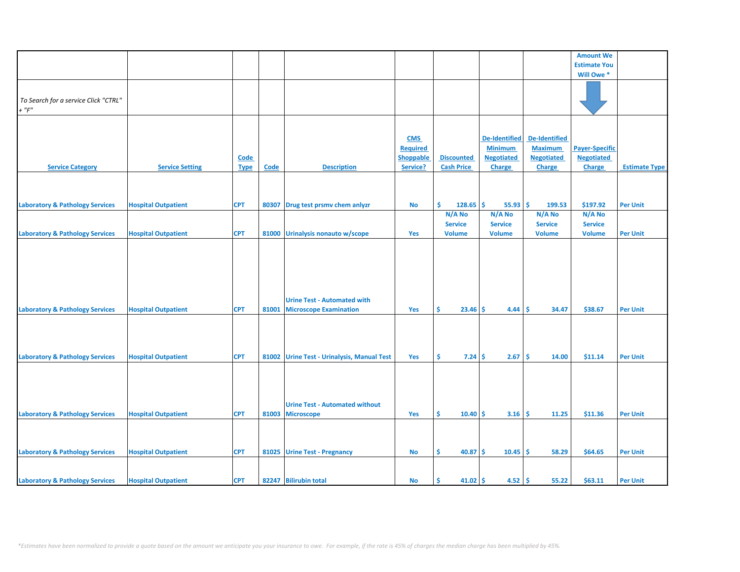| | | | | | | | | | Amount We Estimate You Will Owe * | |
|---|---|---|---|---|---|---|---|---|---|---|
| *To Search for a service Click "CTRL" + "F"* | | | | | | | | | | |
| Service Category | Service Setting | Code Type | Code | Description | CMS Required Shoppable Service? | Discounted Cash Price | De-Identified Minimum Negotiated Charge | De-Identified Maximum Negotiated Charge | Payer-Specific Negotiated Charge | Estimate Type |
| Laboratory & Pathology Services | Hospital Outpatient | CPT | 80307 | Drug test prsmv chem anlyzr | No | $ 128.65 | $ 55.93 | $ 199.53 | $197.92 | Per Unit |
| Laboratory & Pathology Services | Hospital Outpatient | CPT | 81000 | Urinalysis nonauto w/scope | Yes | N/A No Service Volume | N/A No Service Volume | N/A No Service Volume | N/A No Service Volume | Per Unit |
| Laboratory & Pathology Services | Hospital Outpatient | CPT | 81001 | Urine Test - Automated with Microscope Examination | Yes | $ 23.46 | $ 4.44 | $ 34.47 | $38.67 | Per Unit |
| Laboratory & Pathology Services | Hospital Outpatient | CPT | 81002 | Urine Test - Urinalysis, Manual Test | Yes | $ 7.24 | $ 2.67 | $ 14.00 | $11.14 | Per Unit |
| Laboratory & Pathology Services | Hospital Outpatient | CPT | 81003 | Urine Test - Automated without Microscope | Yes | $ 10.40 | $ 3.16 | $ 11.25 | $11.36 | Per Unit |
| Laboratory & Pathology Services | Hospital Outpatient | CPT | 81025 | Urine Test - Pregnancy | No | $ 40.87 | $ 10.45 | $ 58.29 | $64.65 | Per Unit |
| Laboratory & Pathology Services | Hospital Outpatient | CPT | 82247 | Bilirubin total | No | $ 41.02 | $ 4.52 | $ 55.22 | $63.11 | Per Unit |

*\*Estimates have been normalized to provide a quote based on the amount we anticipate you your insurance to owe. For example, if the rate is 45% of charges the median charge has been multiplied by 45%.*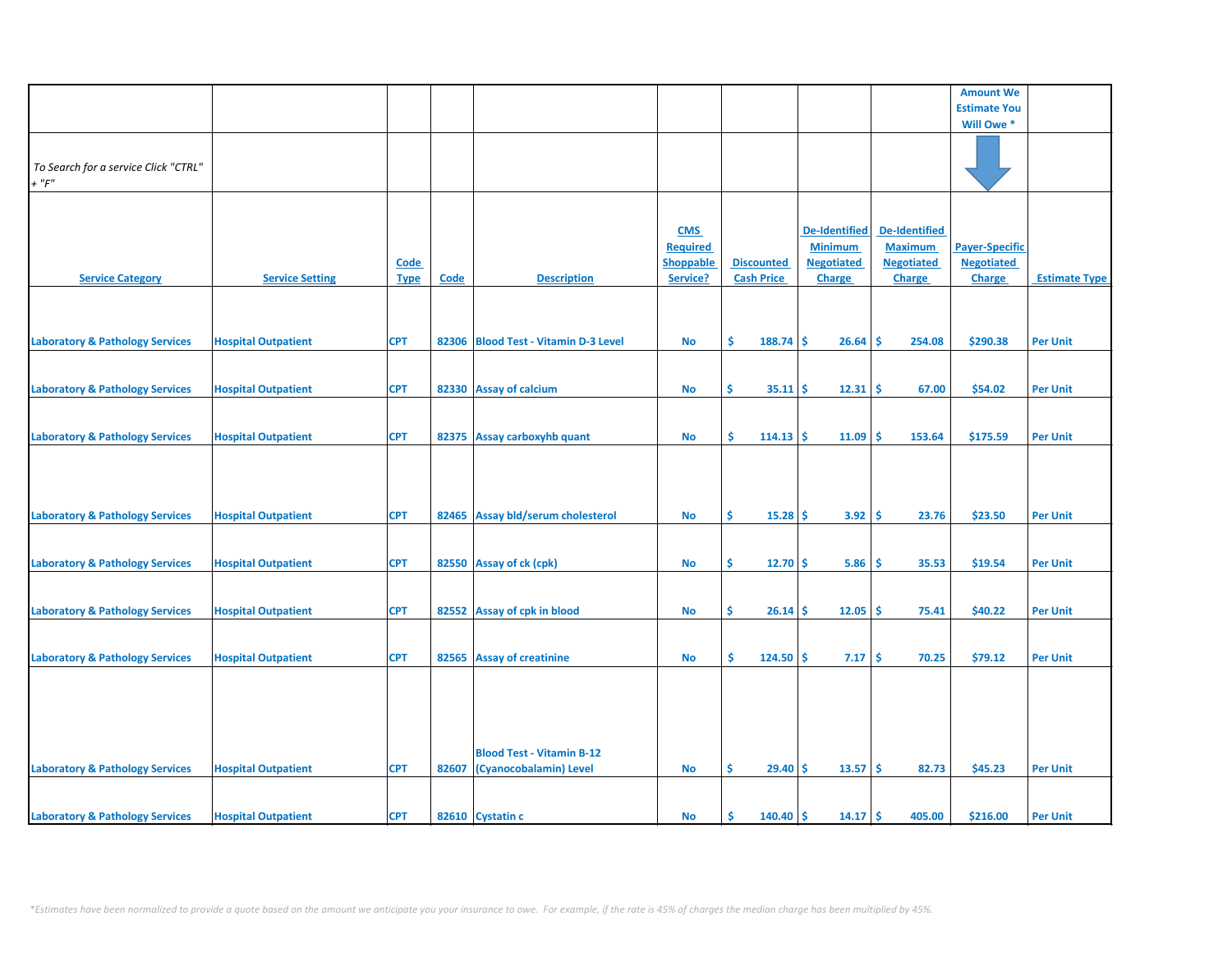| | | | | | | | | | Amount We Estimate You Will Owe * | |
|---|---|---|---|---|---|---|---|---|---|---|
| *To Search for a service Click "CTRL" + "F"* | | | | | | | | | | |
| **Service Category** | **Service Setting** | **Code Type** | **Code** | **Description** | **CMS Required Shoppable Service?** | **Discounted Cash Price** | **De-Identified Minimum Negotiated Charge** | **De-Identified Maximum Negotiated Charge** | **Payer-Specific Negotiated Charge** | **Estimate Type** |
| Laboratory & Pathology Services | Hospital Outpatient | CPT | 82306 | Blood Test - Vitamin D-3 Level | No | $ 188.74 | $ 26.64 | $ 254.08 | $290.38 | Per Unit |
| Laboratory & Pathology Services | Hospital Outpatient | CPT | 82330 | Assay of calcium | No | $ 35.11 | $ 12.31 | $ 67.00 | $54.02 | Per Unit |
| Laboratory & Pathology Services | Hospital Outpatient | CPT | 82375 | Assay carboxyhb quant | No | $ 114.13 | $ 11.09 | $ 153.64 | $175.59 | Per Unit |
| Laboratory & Pathology Services | Hospital Outpatient | CPT | 82465 | Assay bld/serum cholesterol | No | $ 15.28 | $ 3.92 | $ 23.76 | $23.50 | Per Unit |
| Laboratory & Pathology Services | Hospital Outpatient | CPT | 82550 | Assay of ck (cpk) | No | $ 12.70 | $ 5.86 | $ 35.53 | $19.54 | Per Unit |
| Laboratory & Pathology Services | Hospital Outpatient | CPT | 82552 | Assay of cpk in blood | No | $ 26.14 | $ 12.05 | $ 75.41 | $40.22 | Per Unit |
| Laboratory & Pathology Services | Hospital Outpatient | CPT | 82565 | Assay of creatinine | No | $ 124.50 | $ 7.17 | $ 70.25 | $79.12 | Per Unit |
| Laboratory & Pathology Services | Hospital Outpatient | CPT | 82607 | Blood Test - Vitamin B-12 (Cyanocobalamin) Level | No | $ 29.40 | $ 13.57 | $ 82.73 | $45.23 | Per Unit |
| Laboratory & Pathology Services | Hospital Outpatient | CPT | 82610 | Cystatin c | No | $ 140.40 | $ 14.17 | $ 405.00 | $216.00 | Per Unit |

*\*Estimates have been normalized to provide a quote based on the amount we anticipate you your insurance to owe. For example, if the rate is 45% of charges the median charge has been multiplied by 45%.*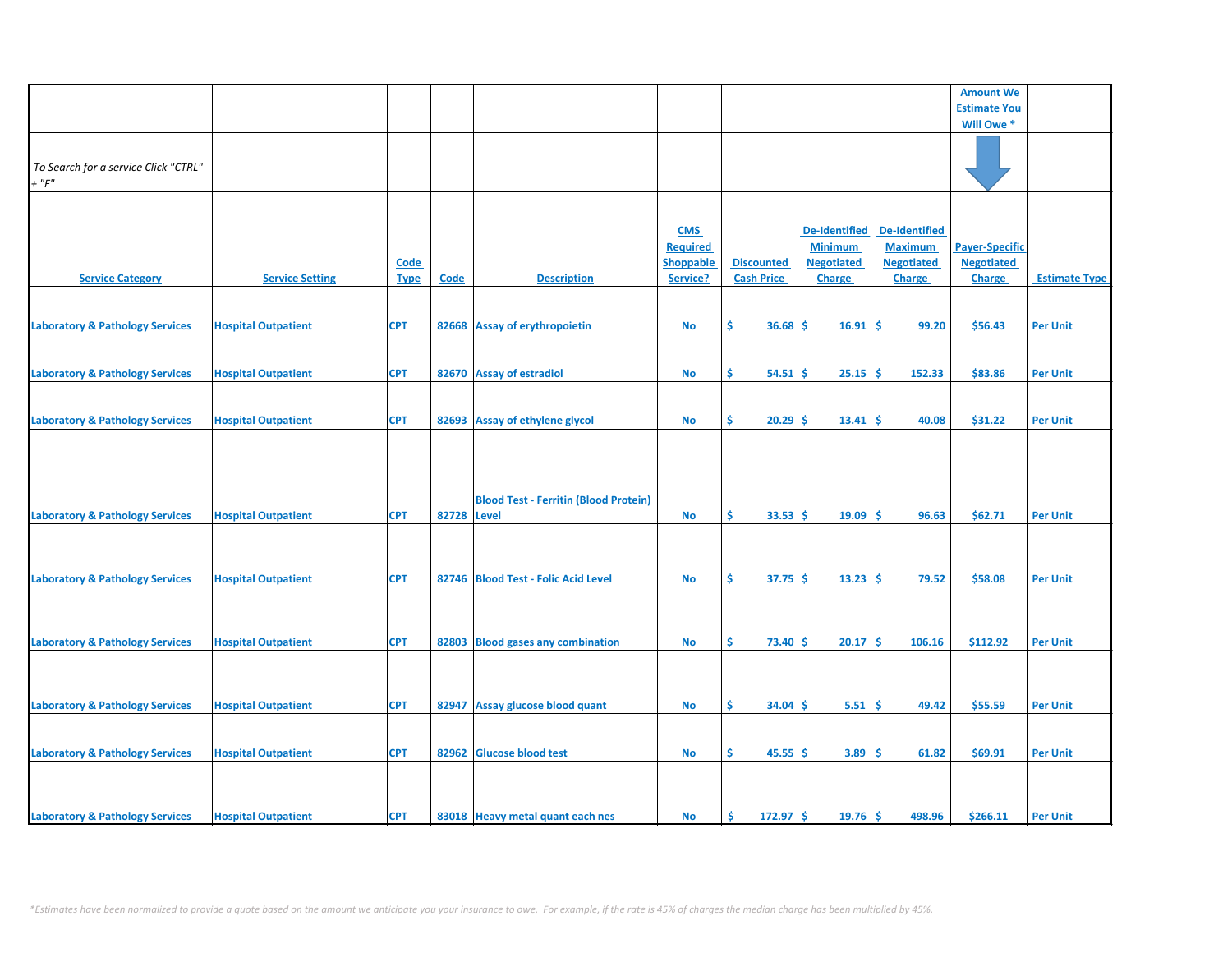| | | | | | | | | | Amount We Estimate You Will Owe * | |
|---|---|---|---|---|---|---|---|---|---|---|
| *To Search for a service Click "CTRL" + "F"* | | | | | | | | | | |
| Service Category | Service Setting | Code Type | Code | Description | CMS Required Shoppable Service? | Discounted Cash Price | De-Identified Minimum Negotiated Charge | De-Identified Maximum Negotiated Charge | Payer-Specific Negotiated Charge | Estimate Type |
| Laboratory & Pathology Services | Hospital Outpatient | CPT | 82668 | Assay of erythropoietin | No | $ 36.68 | $ 16.91 | $ 99.20 | $56.43 | Per Unit |
| Laboratory & Pathology Services | Hospital Outpatient | CPT | 82670 | Assay of estradiol | No | $ 54.51 | $ 25.15 | $ 152.33 | $83.86 | Per Unit |
| Laboratory & Pathology Services | Hospital Outpatient | CPT | 82693 | Assay of ethylene glycol | No | $ 20.29 | $ 13.41 | $ 40.08 | $31.22 | Per Unit |
| Laboratory & Pathology Services | Hospital Outpatient | CPT | 82728 | Blood Test - Ferritin (Blood Protein) Level | No | $ 33.53 | $ 19.09 | $ 96.63 | $62.71 | Per Unit |
| Laboratory & Pathology Services | Hospital Outpatient | CPT | 82746 | Blood Test - Folic Acid Level | No | $ 37.75 | $ 13.23 | $ 79.52 | $58.08 | Per Unit |
| Laboratory & Pathology Services | Hospital Outpatient | CPT | 82803 | Blood gases any combination | No | $ 73.40 | $ 20.17 | $ 106.16 | $112.92 | Per Unit |
| Laboratory & Pathology Services | Hospital Outpatient | CPT | 82947 | Assay glucose blood quant | No | $ 34.04 | $ 5.51 | $ 49.42 | $55.59 | Per Unit |
| Laboratory & Pathology Services | Hospital Outpatient | CPT | 82962 | Glucose blood test | No | $ 45.55 | $ 3.89 | $ 61.82 | $69.91 | Per Unit |
| Laboratory & Pathology Services | Hospital Outpatient | CPT | 83018 | Heavy metal quant each nes | No | $ 172.97 | $ 19.76 | $ 498.96 | $266.11 | Per Unit |

*\*Estimates have been normalized to provide a quote based on the amount we anticipate you your insurance to owe. For example, if the rate is 45% of charges the median charge has been multiplied by 45%.*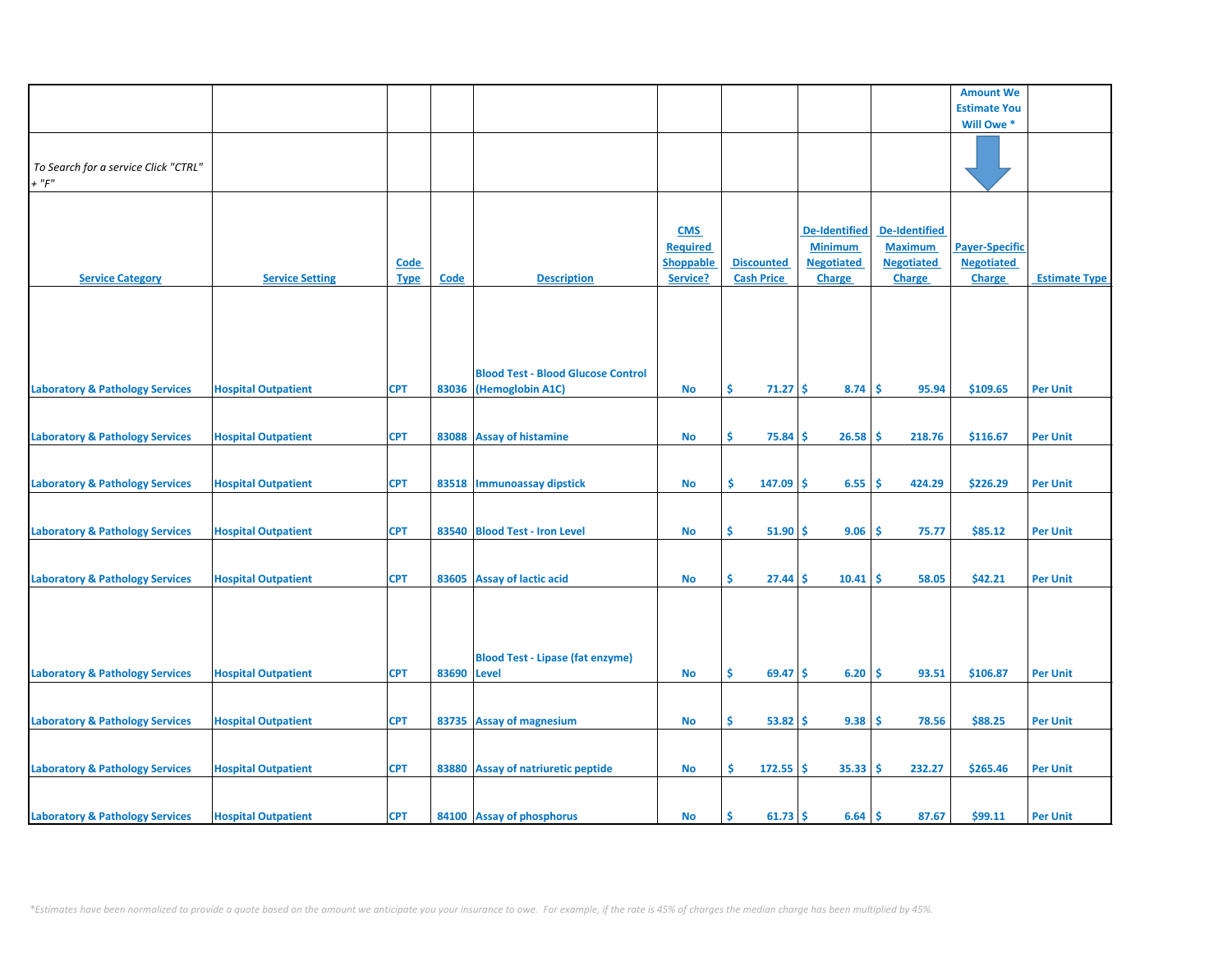| | | | | | | | | | Amount We Estimate You Will Owe * | |
|---|---|---|---|---|---|---|---|---|---|---|
| *To Search for a service Click "CTRL" + "F"* | | | | | | | | | | |
| Service Category | Service Setting | Code Type | Code | Description | CMS Required Shoppable Service? | Discounted Cash Price | De-Identified Minimum Negotiated Charge | De-Identified Maximum Negotiated Charge | Payer-Specific Negotiated Charge | Estimate Type |
| Laboratory & Pathology Services | Hospital Outpatient | CPT | 83036 | Blood Test - Blood Glucose Control (Hemoglobin A1C) | No | $ 71.27 | $ 8.74 | $ 95.94 | $109.65 | Per Unit |
| Laboratory & Pathology Services | Hospital Outpatient | CPT | 83088 | Assay of histamine | No | $ 75.84 | $ 26.58 | $ 218.76 | $116.67 | Per Unit |
| Laboratory & Pathology Services | Hospital Outpatient | CPT | 83518 | Immunoassay dipstick | No | $ 147.09 | $ 6.55 | $ 424.29 | $226.29 | Per Unit |
| Laboratory & Pathology Services | Hospital Outpatient | CPT | 83540 | Blood Test - Iron Level | No | $ 51.90 | $ 9.06 | $ 75.77 | $85.12 | Per Unit |
| Laboratory & Pathology Services | Hospital Outpatient | CPT | 83605 | Assay of lactic acid | No | $ 27.44 | $ 10.41 | $ 58.05 | $42.21 | Per Unit |
| Laboratory & Pathology Services | Hospital Outpatient | CPT | 83690 | Blood Test - Lipase (fat enzyme) Level | No | $ 69.47 | $ 6.20 | $ 93.51 | $106.87 | Per Unit |
| Laboratory & Pathology Services | Hospital Outpatient | CPT | 83735 | Assay of magnesium | No | $ 53.82 | $ 9.38 | $ 78.56 | $88.25 | Per Unit |
| Laboratory & Pathology Services | Hospital Outpatient | CPT | 83880 | Assay of natriuretic peptide | No | $ 172.55 | $ 35.33 | $ 232.27 | $265.46 | Per Unit |
| Laboratory & Pathology Services | Hospital Outpatient | CPT | 84100 | Assay of phosphorus | No | $ 61.73 | $ 6.64 | $ 87.67 | $99.11 | Per Unit |

*\*Estimates have been normalized to provide a quote based on the amount we anticipate you your insurance to owe. For example, if the rate is 45% of charges the median charge has been multiplied by 45%.*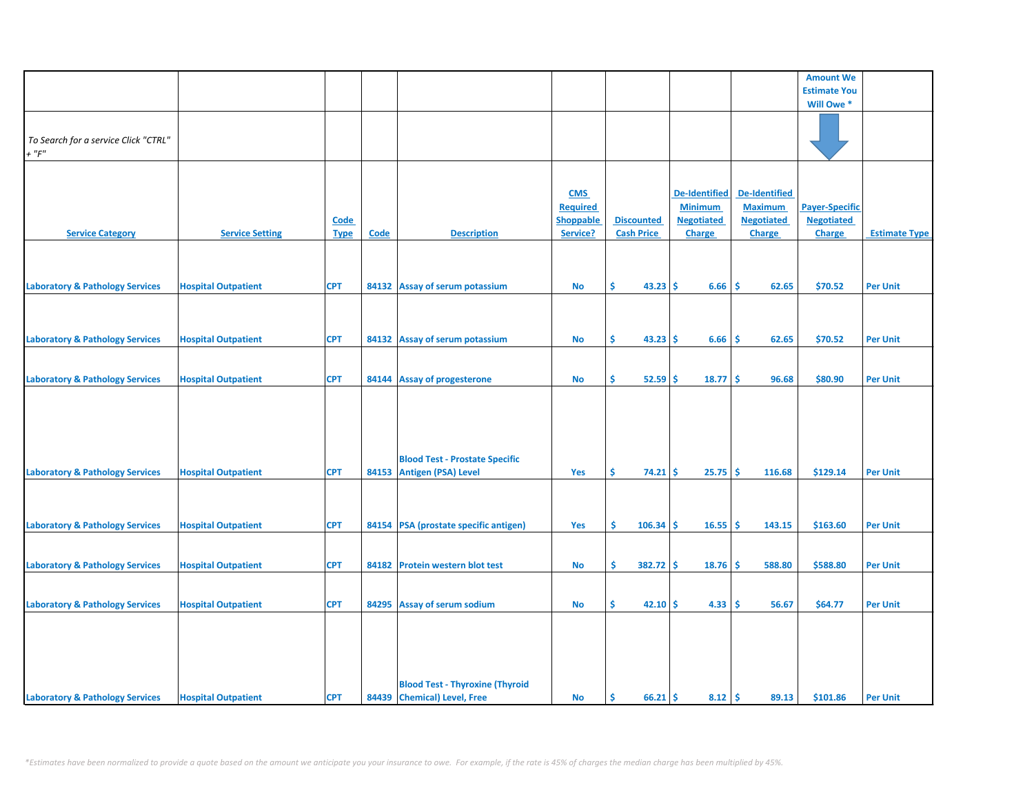| | | | | | | | | | Amount We Estimate You Will Owe * | |
|---|---|---|---|---|---|---|---|---|---|---|
| *To Search for a service Click "CTRL" + "F"* | | | | | | | | | | |
| Service Category | Service Setting | Code Type | Code | Description | CMS Required Shoppable Service? | Discounted Cash Price | De-Identified Minimum Negotiated Charge | De-Identified Maximum Negotiated Charge | Payer-Specific Negotiated Charge | Estimate Type |
| Laboratory & Pathology Services | Hospital Outpatient | CPT | 84132 | Assay of serum potassium | No | $ 43.23 | $ 6.66 | $ 62.65 | $70.52 | Per Unit |
| Laboratory & Pathology Services | Hospital Outpatient | CPT | 84132 | Assay of serum potassium | No | $ 43.23 | $ 6.66 | $ 62.65 | $70.52 | Per Unit |
| Laboratory & Pathology Services | Hospital Outpatient | CPT | 84144 | Assay of progesterone | No | $ 52.59 | $ 18.77 | $ 96.68 | $80.90 | Per Unit |
| Laboratory & Pathology Services | Hospital Outpatient | CPT | 84153 | Blood Test - Prostate Specific Antigen (PSA) Level | Yes | $ 74.21 | $ 25.75 | $ 116.68 | $129.14 | Per Unit |
| Laboratory & Pathology Services | Hospital Outpatient | CPT | 84154 | PSA (prostate specific antigen) | Yes | $ 106.34 | $ 16.55 | $ 143.15 | $163.60 | Per Unit |
| Laboratory & Pathology Services | Hospital Outpatient | CPT | 84182 | Protein western blot test | No | $ 382.72 | $ 18.76 | $ 588.80 | $588.80 | Per Unit |
| Laboratory & Pathology Services | Hospital Outpatient | CPT | 84295 | Assay of serum sodium | No | $ 42.10 | $ 4.33 | $ 56.67 | $64.77 | Per Unit |
| Laboratory & Pathology Services | Hospital Outpatient | CPT | 84439 | Blood Test - Thyroxine (Thyroid Chemical) Level, Free | No | $ 66.21 | $ 8.12 | $ 89.13 | $101.86 | Per Unit |

*\*Estimates have been normalized to provide a quote based on the amount we anticipate you your insurance to owe. For example, if the rate is 45% of charges the median charge has been multiplied by 45%.*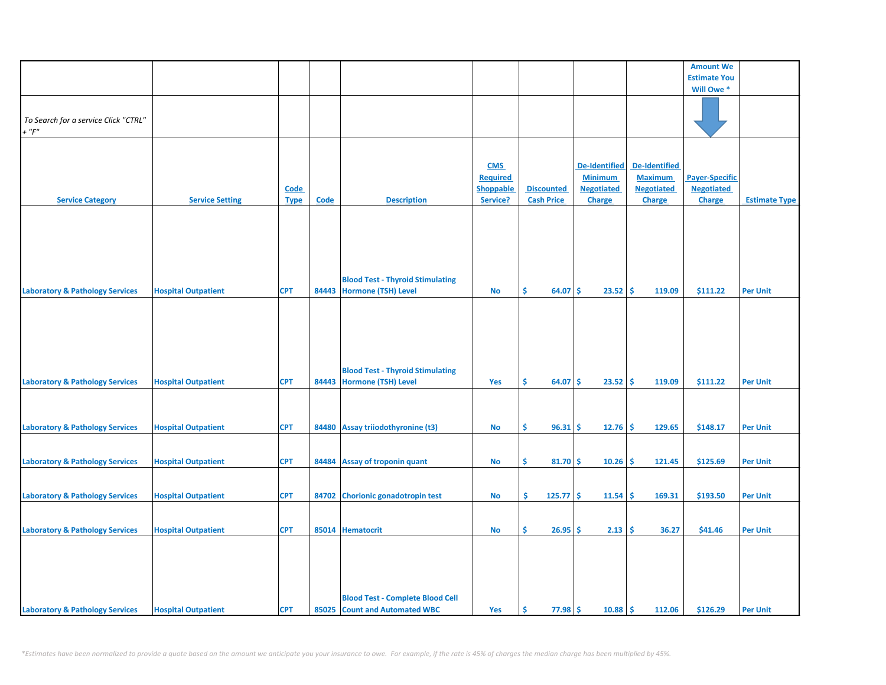| | | | | | | | | | Amount We Estimate You Will Owe * | |
|---|---|---|---|---|---|---|---|---|---|---|
| To Search for a service Click "CTRL" + "F" | | | | | | | | | | |
| Service Category | Service Setting | Code Type | Code | Description | CMS Required Shoppable Service? | Discounted Cash Price | De-Identified Minimum Negotiated Charge | De-Identified Maximum Negotiated Charge | Payer-Specific Negotiated Charge | Estimate Type |
| Laboratory & Pathology Services | Hospital Outpatient | CPT | 84443 | Blood Test - Thyroid Stimulating Hormone (TSH) Level | No | $ 64.07 | $ 23.52 | $ 119.09 | $111.22 | Per Unit |
| Laboratory & Pathology Services | Hospital Outpatient | CPT | 84443 | Blood Test - Thyroid Stimulating Hormone (TSH) Level | Yes | $ 64.07 | $ 23.52 | $ 119.09 | $111.22 | Per Unit |
| Laboratory & Pathology Services | Hospital Outpatient | CPT | 84480 | Assay triiodothyronine (t3) | No | $ 96.31 | $ 12.76 | $ 129.65 | $148.17 | Per Unit |
| Laboratory & Pathology Services | Hospital Outpatient | CPT | 84484 | Assay of troponin quant | No | $ 81.70 | $ 10.26 | $ 121.45 | $125.69 | Per Unit |
| Laboratory & Pathology Services | Hospital Outpatient | CPT | 84702 | Chorionic gonadotropin test | No | $ 125.77 | $ 11.54 | $ 169.31 | $193.50 | Per Unit |
| Laboratory & Pathology Services | Hospital Outpatient | CPT | 85014 | Hematocrit | No | $ 26.95 | $ 2.13 | $ 36.27 | $41.46 | Per Unit |
| Laboratory & Pathology Services | Hospital Outpatient | CPT | 85025 | Blood Test - Complete Blood Cell Count and Automated WBC | Yes | $ 77.98 | $ 10.88 | $ 112.06 | $126.29 | Per Unit |

*Estimates have been normalized to provide a quote based on the amount we anticipate you your insurance to owe. For example, if the rate is 45% of charges the median charge has been multiplied by 45%.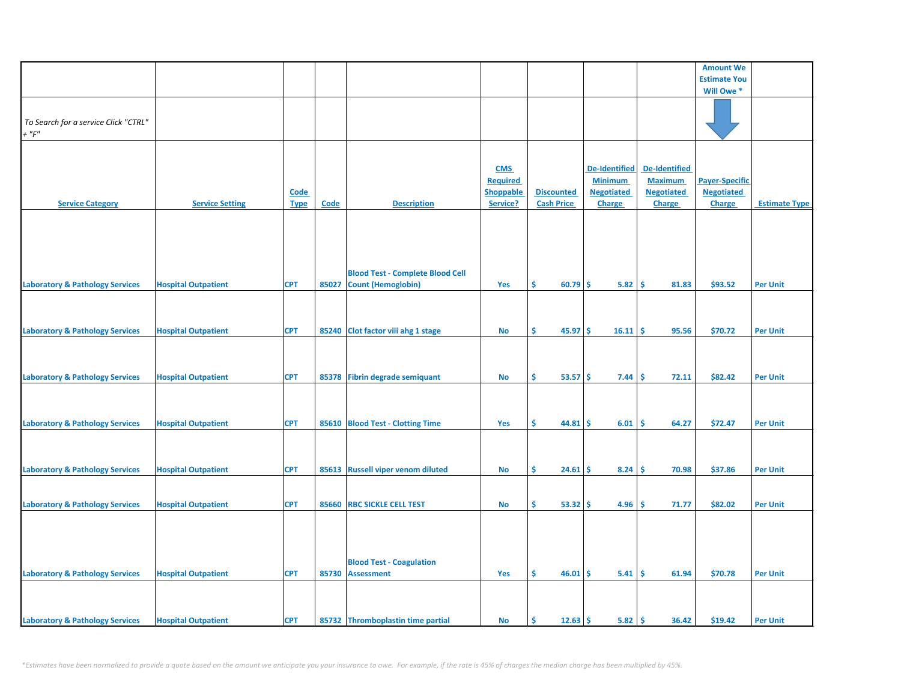| | | | | | | | | | Amount We Estimate You Will Owe * | |
|---|---|---|---|---|---|---|---|---|---|---|
| *To Search for a service Click "CTRL" + "F"* | | | | | | | | | | |
| Service Category | Service Setting | Code Type | Code | Description | CMS Required Shoppable Service? | Discounted Cash Price | De-Identified Minimum Negotiated Charge | De-Identified Maximum Negotiated Charge | Payer-Specific Negotiated Charge | Estimate Type |
| Laboratory & Pathology Services | Hospital Outpatient | CPT | 85027 | Blood Test - Complete Blood Cell Count (Hemoglobin) | Yes | $ 60.79 | $ 5.82 | $ 81.83 | $93.52 | Per Unit |
| Laboratory & Pathology Services | Hospital Outpatient | CPT | 85240 | Clot factor viii ahg 1 stage | No | $ 45.97 | $ 16.11 | $ 95.56 | $70.72 | Per Unit |
| Laboratory & Pathology Services | Hospital Outpatient | CPT | 85378 | Fibrin degrade semiquant | No | $ 53.57 | $ 7.44 | $ 72.11 | $82.42 | Per Unit |
| Laboratory & Pathology Services | Hospital Outpatient | CPT | 85610 | Blood Test - Clotting Time | Yes | $ 44.81 | $ 6.01 | $ 64.27 | $72.47 | Per Unit |
| Laboratory & Pathology Services | Hospital Outpatient | CPT | 85613 | Russell viper venom diluted | No | $ 24.61 | $ 8.24 | $ 70.98 | $37.86 | Per Unit |
| Laboratory & Pathology Services | Hospital Outpatient | CPT | 85660 | RBC SICKLE CELL TEST | No | $ 53.32 | $ 4.96 | $ 71.77 | $82.02 | Per Unit |
| Laboratory & Pathology Services | Hospital Outpatient | CPT | 85730 | Blood Test - Coagulation Assessment | Yes | $ 46.01 | $ 5.41 | $ 61.94 | $70.78 | Per Unit |
| Laboratory & Pathology Services | Hospital Outpatient | CPT | 85732 | Thromboplastin time partial | No | $ 12.63 | $ 5.82 | $ 36.42 | $19.42 | Per Unit |

*\*Estimates have been normalized to provide a quote based on the amount we anticipate you your insurance to owe. For example, if the rate is 45% of charges the median charge has been multiplied by 45%.*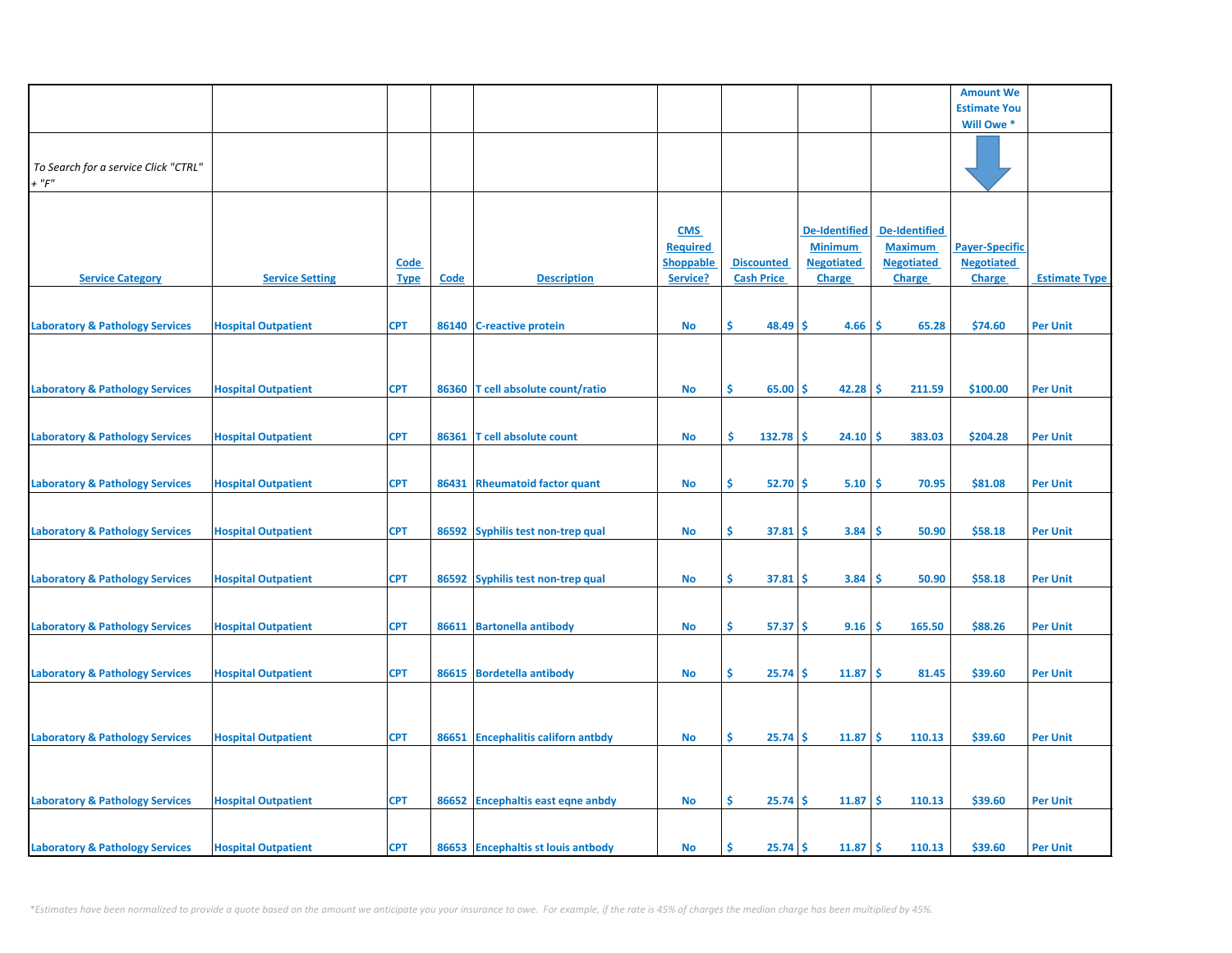| | | | | | | | | | Amount We Estimate You Will Owe * | |
|---|---|---|---|---|---|---|---|---|---|---|
| *To Search for a service Click "CTRL" + "F"* | | | | | | | | | | |
| **Service Category** | **Service Setting** | **Code Type** | **Code** | **Description** | **CMS Required Shoppable Service?** | **Discounted Cash Price** | **De-Identified Minimum Negotiated Charge** | **De-Identified Maximum Negotiated Charge** | **Payer-Specific Negotiated Charge** | **Estimate Type** |
| Laboratory & Pathology Services | Hospital Outpatient | CPT | 86140 | C-reactive protein | No | $ 48.49 | $ 4.66 | $ 65.28 | $74.60 | Per Unit |
| Laboratory & Pathology Services | Hospital Outpatient | CPT | 86360 | T cell absolute count/ratio | No | $ 65.00 | $ 42.28 | $ 211.59 | $100.00 | Per Unit |
| Laboratory & Pathology Services | Hospital Outpatient | CPT | 86361 | T cell absolute count | No | $ 132.78 | $ 24.10 | $ 383.03 | $204.28 | Per Unit |
| Laboratory & Pathology Services | Hospital Outpatient | CPT | 86431 | Rheumatoid factor quant | No | $ 52.70 | $ 5.10 | $ 70.95 | $81.08 | Per Unit |
| Laboratory & Pathology Services | Hospital Outpatient | CPT | 86592 | Syphilis test non-trep qual | No | $ 37.81 | $ 3.84 | $ 50.90 | $58.18 | Per Unit |
| Laboratory & Pathology Services | Hospital Outpatient | CPT | 86592 | Syphilis test non-trep qual | No | $ 37.81 | $ 3.84 | $ 50.90 | $58.18 | Per Unit |
| Laboratory & Pathology Services | Hospital Outpatient | CPT | 86611 | Bartonella antibody | No | $ 57.37 | $ 9.16 | $ 165.50 | $88.26 | Per Unit |
| Laboratory & Pathology Services | Hospital Outpatient | CPT | 86615 | Bordetella antibody | No | $ 25.74 | $ 11.87 | $ 81.45 | $39.60 | Per Unit |
| Laboratory & Pathology Services | Hospital Outpatient | CPT | 86651 | Encephalitis californ antbdy | No | $ 25.74 | $ 11.87 | $ 110.13 | $39.60 | Per Unit |
| Laboratory & Pathology Services | Hospital Outpatient | CPT | 86652 | Encephaltis east eqne anbdy | No | $ 25.74 | $ 11.87 | $ 110.13 | $39.60 | Per Unit |
| Laboratory & Pathology Services | Hospital Outpatient | CPT | 86653 | Encephaltis st louis antbody | No | $ 25.74 | $ 11.87 | $ 110.13 | $39.60 | Per Unit |

*\*Estimates have been normalized to provide a quote based on the amount we anticipate you your insurance to owe. For example, if the rate is 45% of charges the median charge has been multiplied by 45%.*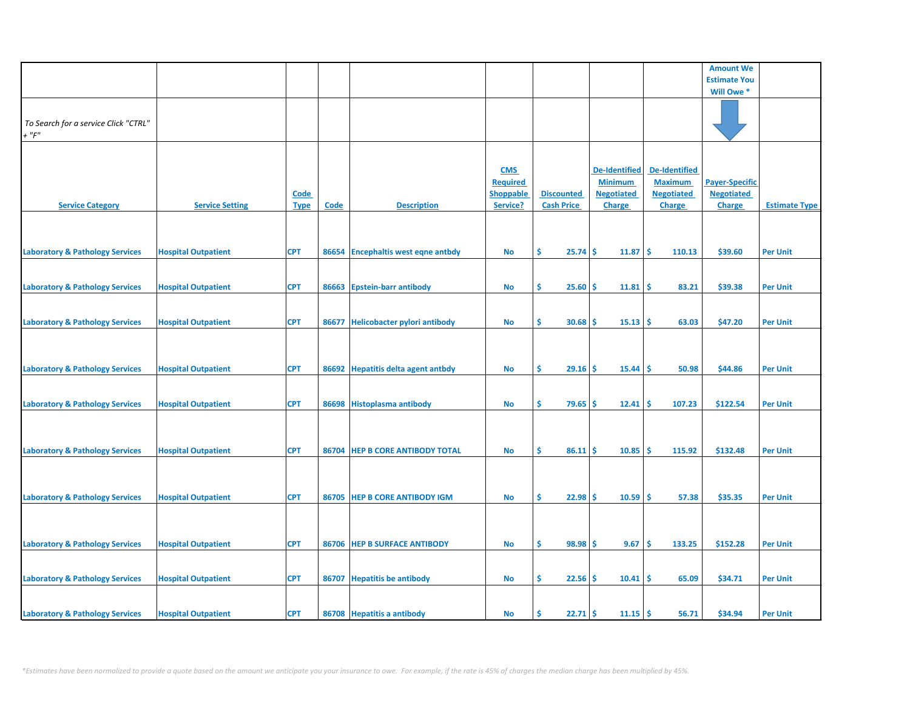| | | | | | | | | | Amount We Estimate You Will Owe * | |
|---|---|---|---|---|---|---|---|---|---|---|
| *To Search for a service Click "CTRL" + "F"* | | | | | | | | | | |
| Service Category | Service Setting | Code Type | Code | Description | CMS Required Shoppable Service? | Discounted Cash Price | De-Identified Minimum Negotiated Charge | De-Identified Maximum Negotiated Charge | Payer-Specific Negotiated Charge | Estimate Type |
| Laboratory & Pathology Services | Hospital Outpatient | CPT | 86654 | Encephaltis west eqne antbdy | No | $ 25.74 | $ 11.87 | $ 110.13 | $39.60 | Per Unit |
| Laboratory & Pathology Services | Hospital Outpatient | CPT | 86663 | Epstein-barr antibody | No | $ 25.60 | $ 11.81 | $ 83.21 | $39.38 | Per Unit |
| Laboratory & Pathology Services | Hospital Outpatient | CPT | 86677 | Helicobacter pylori antibody | No | $ 30.68 | $ 15.13 | $ 63.03 | $47.20 | Per Unit |
| Laboratory & Pathology Services | Hospital Outpatient | CPT | 86692 | Hepatitis delta agent antbdy | No | $ 29.16 | $ 15.44 | $ 50.98 | $44.86 | Per Unit |
| Laboratory & Pathology Services | Hospital Outpatient | CPT | 86698 | Histoplasma antibody | No | $ 79.65 | $ 12.41 | $ 107.23 | $122.54 | Per Unit |
| Laboratory & Pathology Services | Hospital Outpatient | CPT | 86704 | HEP B CORE ANTIBODY TOTAL | No | $ 86.11 | $ 10.85 | $ 115.92 | $132.48 | Per Unit |
| Laboratory & Pathology Services | Hospital Outpatient | CPT | 86705 | HEP B CORE ANTIBODY IGM | No | $ 22.98 | $ 10.59 | $ 57.38 | $35.35 | Per Unit |
| Laboratory & Pathology Services | Hospital Outpatient | CPT | 86706 | HEP B SURFACE ANTIBODY | No | $ 98.98 | $ 9.67 | $ 133.25 | $152.28 | Per Unit |
| Laboratory & Pathology Services | Hospital Outpatient | CPT | 86707 | Hepatitis be antibody | No | $ 22.56 | $ 10.41 | $ 65.09 | $34.71 | Per Unit |
| Laboratory & Pathology Services | Hospital Outpatient | CPT | 86708 | Hepatitis a antibody | No | $ 22.71 | $ 11.15 | $ 56.71 | $34.94 | Per Unit |

*\*Estimates have been normalized to provide a quote based on the amount we anticipate you your insurance to owe. For example, if the rate is 45% of charges the median charge has been multiplied by 45%.*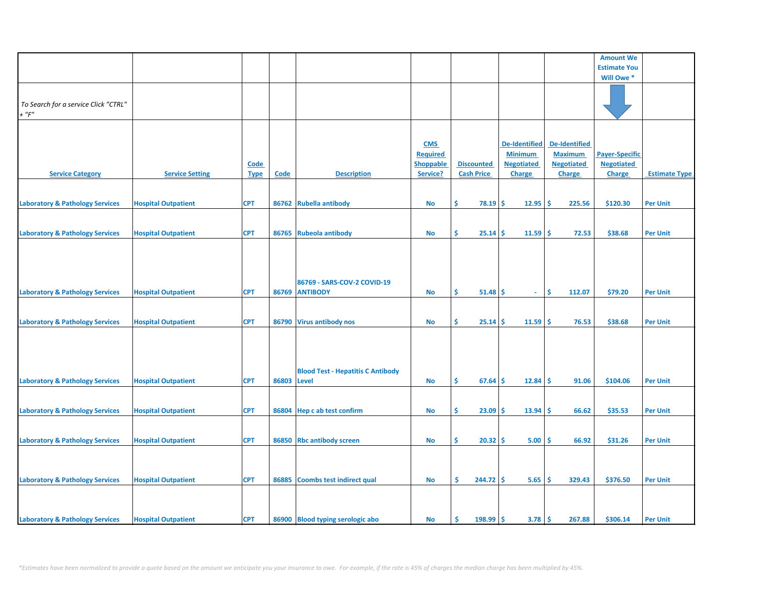| | | | | | | | | | Amount We Estimate You Will Owe * | |
|---|---|---|---|---|---|---|---|---|---|---|
| *To Search for a service Click "CTRL" + "F"* | | | | | | | | | | |
| **Service Category** | **Service Setting** | **Code Type** | **Code** | **Description** | **CMS Required Shoppable Service?** | **Discounted Cash Price** | **De-Identified Minimum Negotiated Charge** | **De-Identified Maximum Negotiated Charge** | **Payer-Specific Negotiated Charge** | **Estimate Type** |
| Laboratory & Pathology Services | Hospital Outpatient | CPT | 86762 | Rubella antibody | No | $ 78.19 | $ 12.95 | $ 225.56 | $120.30 | Per Unit |
| Laboratory & Pathology Services | Hospital Outpatient | CPT | 86765 | Rubeola antibody | No | $ 25.14 | $ 11.59 | $ 72.53 | $38.68 | Per Unit |
| Laboratory & Pathology Services | Hospital Outpatient | CPT | 86769 | 86769 - SARS-COV-2 COVID-19 ANTIBODY | No | $ 51.48 | $ - | $ 112.07 | $79.20 | Per Unit |
| Laboratory & Pathology Services | Hospital Outpatient | CPT | 86790 | Virus antibody nos | No | $ 25.14 | $ 11.59 | $ 76.53 | $38.68 | Per Unit |
| Laboratory & Pathology Services | Hospital Outpatient | CPT | 86803 | Blood Test - Hepatitis C Antibody Level | No | $ 67.64 | $ 12.84 | $ 91.06 | $104.06 | Per Unit |
| Laboratory & Pathology Services | Hospital Outpatient | CPT | 86804 | Hep c ab test confirm | No | $ 23.09 | $ 13.94 | $ 66.62 | $35.53 | Per Unit |
| Laboratory & Pathology Services | Hospital Outpatient | CPT | 86850 | Rbc antibody screen | No | $ 20.32 | $ 5.00 | $ 66.92 | $31.26 | Per Unit |
| Laboratory & Pathology Services | Hospital Outpatient | CPT | 86885 | Coombs test indirect qual | No | $ 244.72 | $ 5.65 | $ 329.43 | $376.50 | Per Unit |
| Laboratory & Pathology Services | Hospital Outpatient | CPT | 86900 | Blood typing serologic abo | No | $ 198.99 | $ 3.78 | $ 267.88 | $306.14 | Per Unit |

*\*Estimates have been normalized to provide a quote based on the amount we anticipate you your insurance to owe. For example, if the rate is 45% of charges the median charge has been multiplied by 45%.*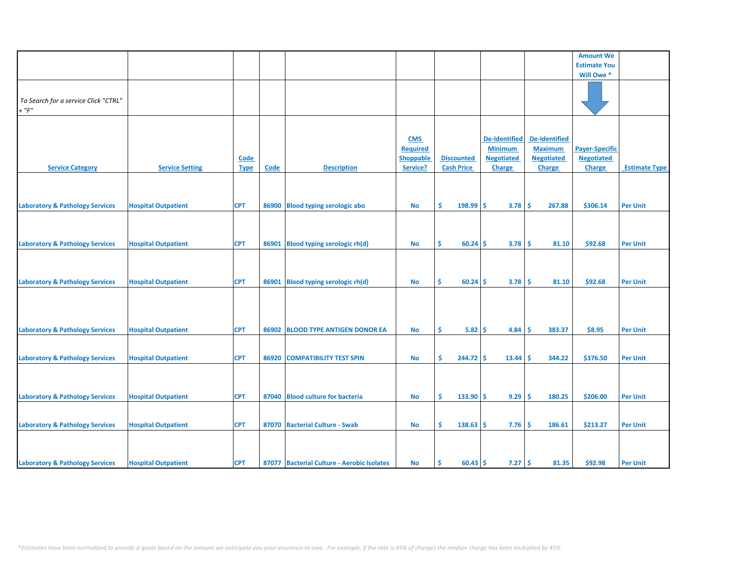| | | | | | | | | | Amount We Estimate You Will Owe * | |
|---|---|---|---|---|---|---|---|---|---|---|
| To Search for a service Click "CTRL" + "F" | | | | | | | | | | |
| Service Category | Service Setting | Code Type | Code | Description | CMS Required Shoppable Service? | Discounted Cash Price | De-Identified Minimum Negotiated Charge | De-Identified Maximum Negotiated Charge | Payer-Specific Negotiated Charge | Estimate Type |
| Laboratory & Pathology Services | Hospital Outpatient | CPT | 86900 | Blood typing serologic abo | No | $ 198.99 | $ 3.78 | $ 267.88 | $306.14 | Per Unit |
| Laboratory & Pathology Services | Hospital Outpatient | CPT | 86901 | Blood typing serologic rh(d) | No | $ 60.24 | $ 3.78 | $ 81.10 | $92.68 | Per Unit |
| Laboratory & Pathology Services | Hospital Outpatient | CPT | 86901 | Blood typing serologic rh(d) | No | $ 60.24 | $ 3.78 | $ 81.10 | $92.68 | Per Unit |
| Laboratory & Pathology Services | Hospital Outpatient | CPT | 86902 | BLOOD TYPE ANTIGEN DONOR EA | No | $ 5.82 | $ 4.84 | $ 383.37 | $8.95 | Per Unit |
| Laboratory & Pathology Services | Hospital Outpatient | CPT | 86920 | COMPATIBILITY TEST SPIN | No | $ 244.72 | $ 13.44 | $ 344.22 | $376.50 | Per Unit |
| Laboratory & Pathology Services | Hospital Outpatient | CPT | 87040 | Blood culture for bacteria | No | $ 133.90 | $ 9.29 | $ 180.25 | $206.00 | Per Unit |
| Laboratory & Pathology Services | Hospital Outpatient | CPT | 87070 | Bacterial Culture - Swab | No | $ 138.63 | $ 7.76 | $ 186.61 | $213.27 | Per Unit |
| Laboratory & Pathology Services | Hospital Outpatient | CPT | 87077 | Bacterial Culture - Aerobic Isolates | No | $ 60.43 | $ 7.27 | $ 81.35 | $92.98 | Per Unit |

*Estimates have been normalized to provide a quote based on the amount we anticipate you your insurance to owe. For example, if the rate is 45% of charges the median charge has been multiplied by 45%.*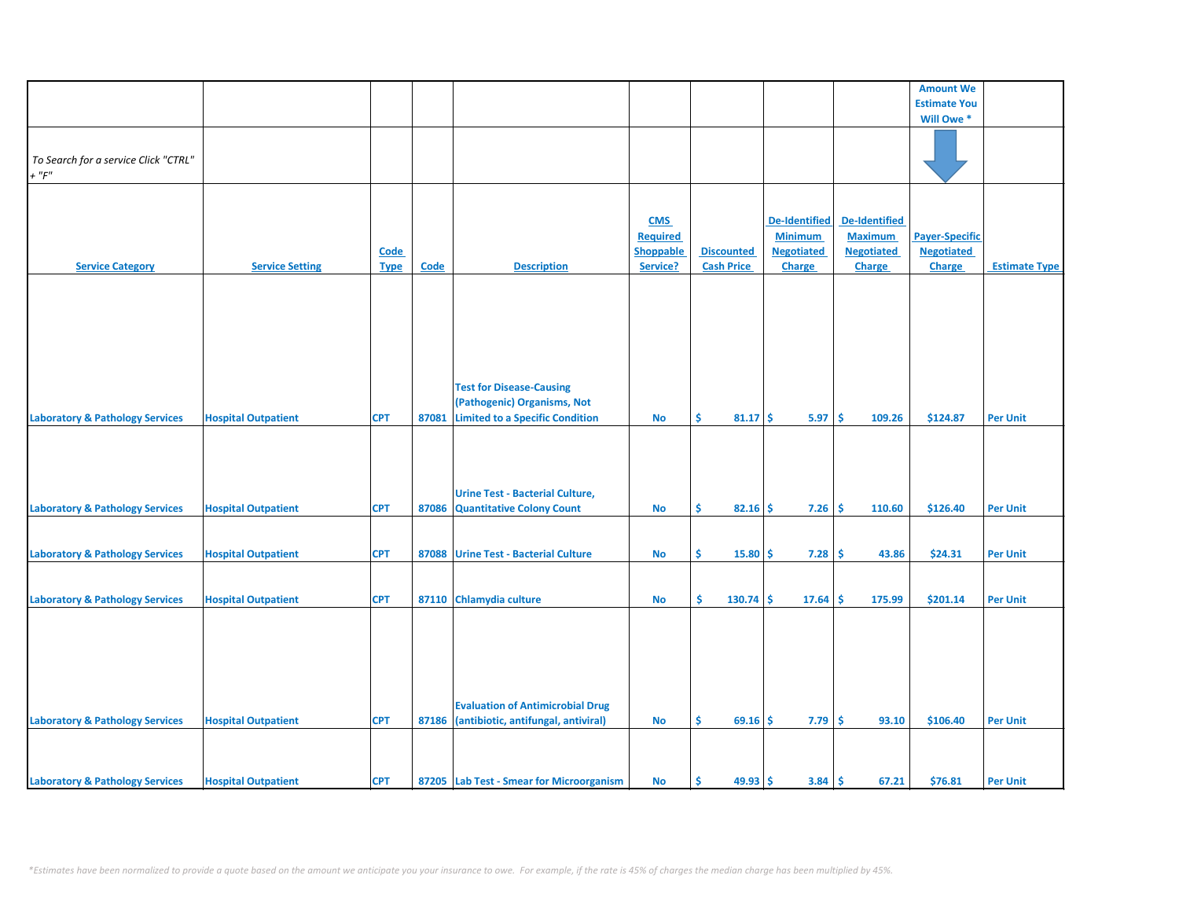| | | | | | | | | | Amount We Estimate You Will Owe * | |
|---|---|---|---|---|---|---|---|---|---|---|
| *To Search for a service Click "CTRL" + "F"* | | | | | | | | | | |
| **Service Category** | **Service Setting** | **Code Type** | **Code** | **Description** | **CMS Required Shoppable Service?** | **Discounted Cash Price** | **De-Identified Minimum Negotiated Charge** | **De-Identified Maximum Negotiated Charge** | **Payer-Specific Negotiated Charge** | **Estimate Type** |
| Laboratory & Pathology Services | Hospital Outpatient | CPT | 87081 | Test for Disease-Causing (Pathogenic) Organisms, Not Limited to a Specific Condition | No | $ 81.17 | $ 5.97 | $ 109.26 | $124.87 | Per Unit |
| Laboratory & Pathology Services | Hospital Outpatient | CPT | 87086 | Urine Test - Bacterial Culture, Quantitative Colony Count | No | $ 82.16 | $ 7.26 | $ 110.60 | $126.40 | Per Unit |
| Laboratory & Pathology Services | Hospital Outpatient | CPT | 87088 | Urine Test - Bacterial Culture | No | $ 15.80 | $ 7.28 | $ 43.86 | $24.31 | Per Unit |
| Laboratory & Pathology Services | Hospital Outpatient | CPT | 87110 | Chlamydia culture | No | $ 130.74 | $ 17.64 | $ 175.99 | $201.14 | Per Unit |
| Laboratory & Pathology Services | Hospital Outpatient | CPT | 87186 | Evaluation of Antimicrobial Drug (antibiotic, antifungal, antiviral) | No | $ 69.16 | $ 7.79 | $ 93.10 | $106.40 | Per Unit |
| Laboratory & Pathology Services | Hospital Outpatient | CPT | 87205 | Lab Test - Smear for Microorganism | No | $ 49.93 | $ 3.84 | $ 67.21 | $76.81 | Per Unit |

*\*Estimates have been normalized to provide a quote based on the amount we anticipate you your insurance to owe. For example, if the rate is 45% of charges the median charge has been multiplied by 45%.*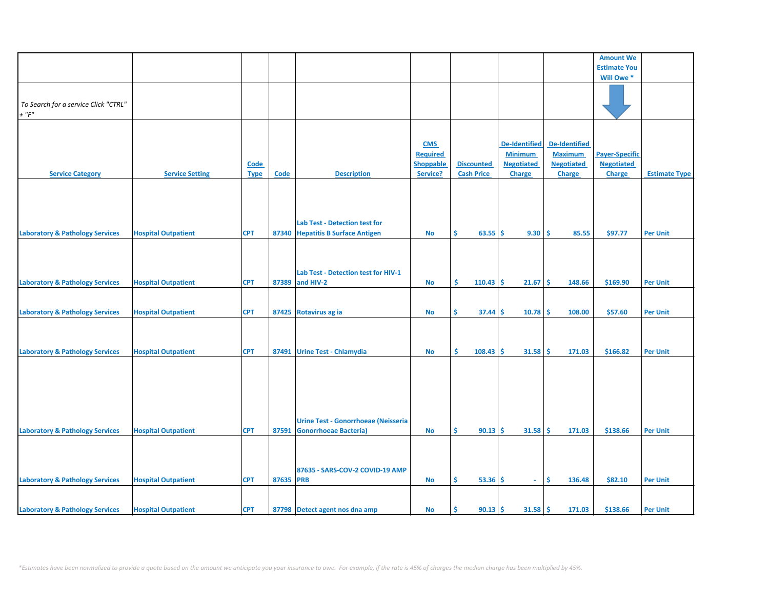| | | | | | | | | | Amount We Estimate You Will Owe * | |
|---|---|---|---|---|---|---|---|---|---|---|
| *To Search for a service Click "CTRL" + "F"* | | | | | | | | | | |
| Service Category | Service Setting | Code Type | Code | Description | CMS Required Shoppable Service? | Discounted Cash Price | De-Identified Minimum Negotiated Charge | De-Identified Maximum Negotiated Charge | Payer-Specific Negotiated Charge | Estimate Type |
| Laboratory & Pathology Services | Hospital Outpatient | CPT | 87340 | Lab Test - Detection test for Hepatitis B Surface Antigen | No | $ 63.55 | $ 9.30 | $ 85.55 | $97.77 | Per Unit |
| Laboratory & Pathology Services | Hospital Outpatient | CPT | 87389 | Lab Test - Detection test for HIV-1 and HIV-2 | No | $ 110.43 | $ 21.67 | $ 148.66 | $169.90 | Per Unit |
| Laboratory & Pathology Services | Hospital Outpatient | CPT | 87425 | Rotavirus ag ia | No | $ 37.44 | $ 10.78 | $ 108.00 | $57.60 | Per Unit |
| Laboratory & Pathology Services | Hospital Outpatient | CPT | 87491 | Urine Test - Chlamydia | No | $ 108.43 | $ 31.58 | $ 171.03 | $166.82 | Per Unit |
| Laboratory & Pathology Services | Hospital Outpatient | CPT | 87591 | Urine Test - Gonorrhoeae (Neisseria Gonorrhoeae Bacteria) | No | $ 90.13 | $ 31.58 | $ 171.03 | $138.66 | Per Unit |
| Laboratory & Pathology Services | Hospital Outpatient | CPT | 87635 | 87635 - SARS-COV-2 COVID-19 AMP PRB | No | $ 53.36 | $ - | $ 136.48 | $82.10 | Per Unit |
| Laboratory & Pathology Services | Hospital Outpatient | CPT | 87798 | Detect agent nos dna amp | No | $ 90.13 | $ 31.58 | $ 171.03 | $138.66 | Per Unit |

*\*Estimates have been normalized to provide a quote based on the amount we anticipate you your insurance to owe. For example, if the rate is 45% of charges the median charge has been multiplied by 45%.*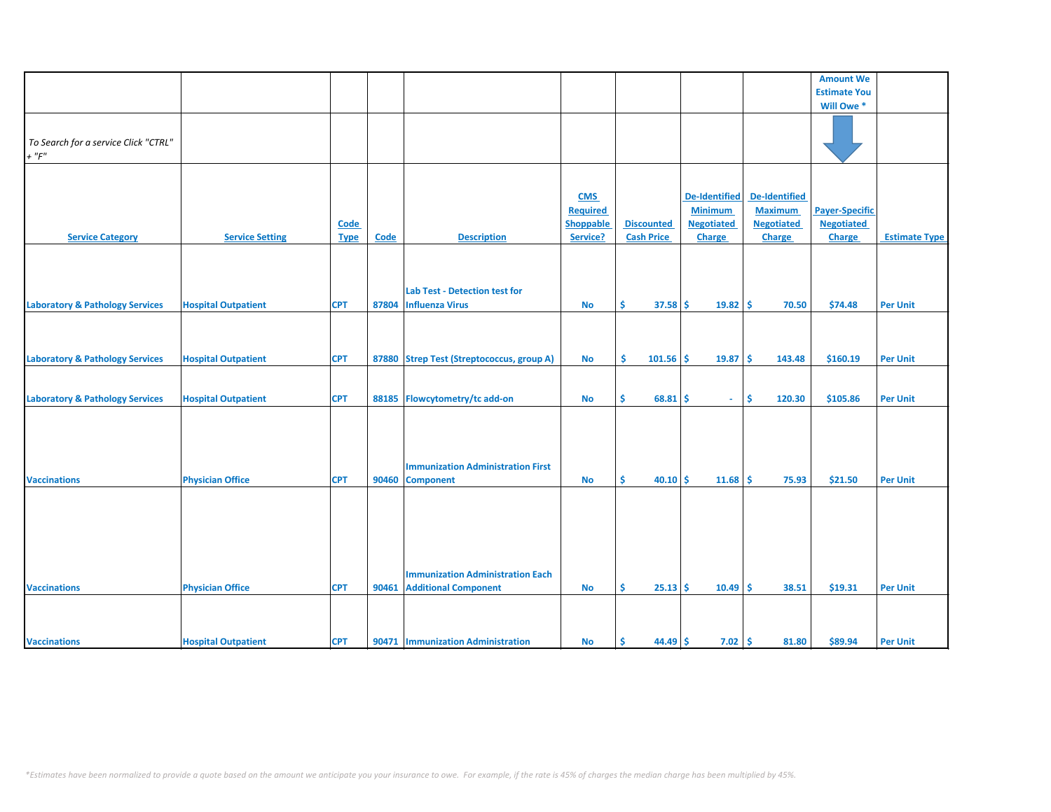| Service Category | Service Setting | Code Type | Code | Description | CMS Required Shoppable Service? | Discounted Cash Price | De-Identified Minimum Negotiated Charge | De-Identified Maximum Negotiated Charge | Amount We Estimate You Will Owe * Payer-Specific Negotiated Charge | Estimate Type |
|---|---|---|---|---|---|---|---|---|---|---|
| *To Search for a service Click "CTRL" + "F"* | | | | | | | | | | |
| Laboratory & Pathology Services | Hospital Outpatient | CPT | 87804 | Lab Test - Detection test for Influenza Virus | No | $ 37.58 | $ 19.82 | $ 70.50 | $74.48 | Per Unit |
| Laboratory & Pathology Services | Hospital Outpatient | CPT | 87880 | Strep Test (Streptococcus, group A) | No | $ 101.56 | $ 19.87 | $ 143.48 | $160.19 | Per Unit |
| Laboratory & Pathology Services | Hospital Outpatient | CPT | 88185 | Flowcytometry/tc add-on | No | $ 68.81 | $ - | $ 120.30 | $105.86 | Per Unit |
| Vaccinations | Physician Office | CPT | 90460 | Immunization Administration First Component | No | $ 40.10 | $ 11.68 | $ 75.93 | $21.50 | Per Unit |
| Vaccinations | Physician Office | CPT | 90461 | Immunization Administration Each Additional Component | No | $ 25.13 | $ 10.49 | $ 38.51 | $19.31 | Per Unit |
| Vaccinations | Hospital Outpatient | CPT | 90471 | Immunization Administration | No | $ 44.49 | $ 7.02 | $ 81.80 | $89.94 | Per Unit |

*\*Estimates have been normalized to provide a quote based on the amount we anticipate you your insurance to owe. For example, if the rate is 45% of charges the median charge has been multiplied by 45%.*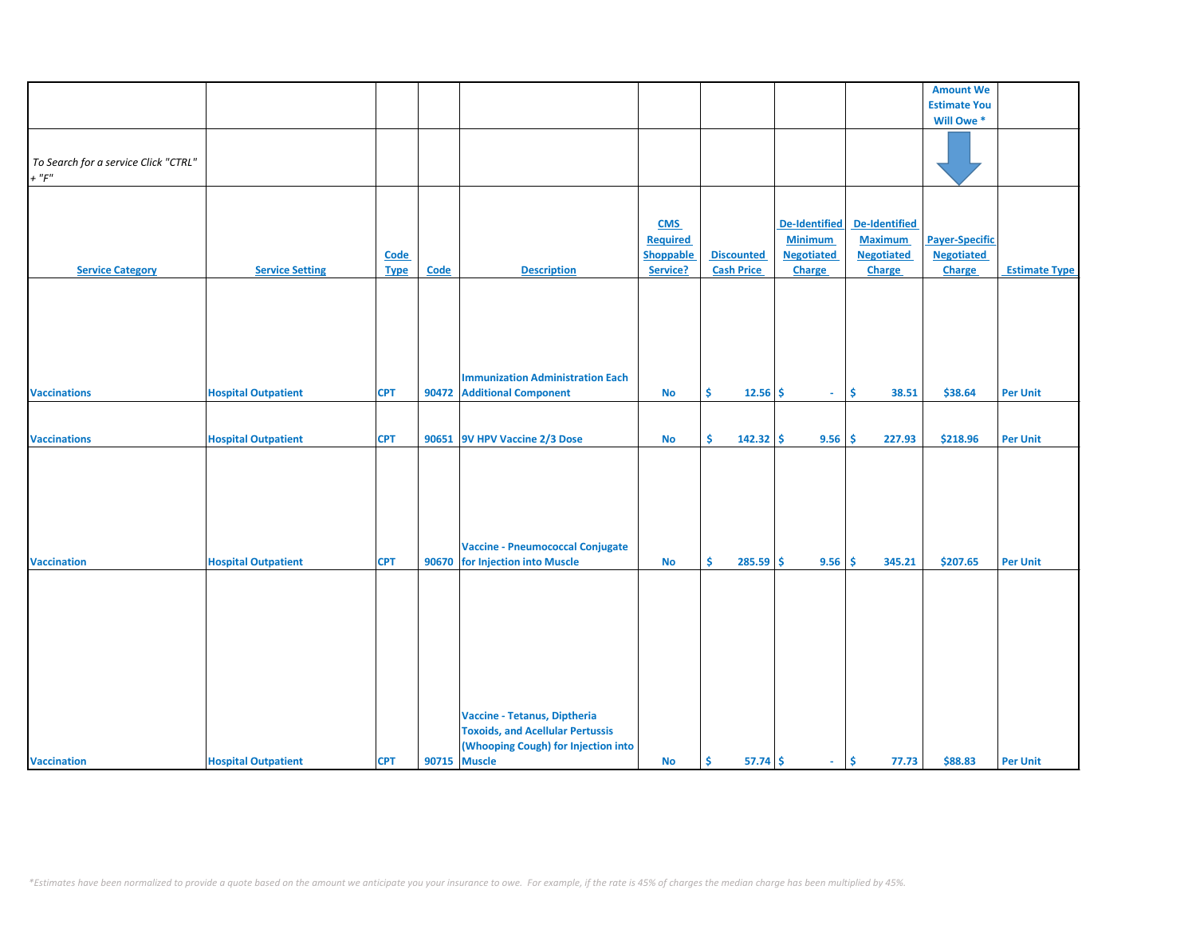| | | | | | | | | | Amount We Estimate You Will Owe * | |
|---|---|---|---|---|---|---|---|---|---|---|
| *To Search for a service Click "CTRL" + "F"* | | | | | | | | | | |
| **Service Category** | **Service Setting** | **Code Type** | **Code** | **Description** | **CMS Required Shoppable Service?** | **Discounted Cash Price** | **De-Identified Minimum Negotiated Charge** | **De-Identified Maximum Negotiated Charge** | **Payer-Specific Negotiated Charge** | **Estimate Type** |
| Vaccinations | Hospital Outpatient | CPT | 90472 | Immunization Administration Each Additional Component | No | $ 12.56 | $ - | $ 38.51 | $38.64 | Per Unit |
| Vaccinations | Hospital Outpatient | CPT | 90651 | 9V HPV Vaccine 2/3 Dose | No | $ 142.32 | $ 9.56 | $ 227.93 | $218.96 | Per Unit |
| Vaccination | Hospital Outpatient | CPT | 90670 | Vaccine - Pneumococcal Conjugate for Injection into Muscle | No | $ 285.59 | $ 9.56 | $ 345.21 | $207.65 | Per Unit |
| Vaccination | Hospital Outpatient | CPT | 90715 | Vaccine - Tetanus, Diptheria Toxoids, and Acellular Pertussis (Whooping Cough) for Injection into Muscle | No | $ 57.74 | $ - | $ 77.73 | $88.83 | Per Unit |

*\*Estimates have been normalized to provide a quote based on the amount we anticipate you your insurance to owe. For example, if the rate is 45% of charges the median charge has been multiplied by 45%.*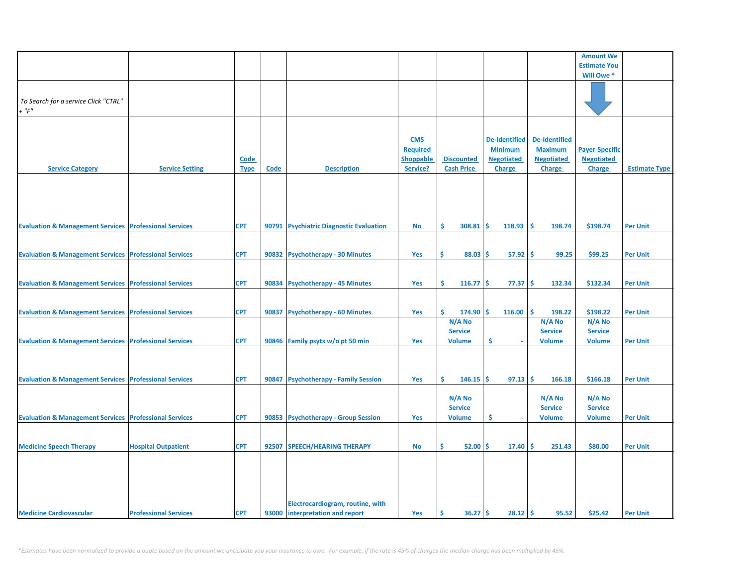| | | | | | | | | | Amount We Estimate You Will Owe * | |
|---|---|---|---|---|---|---|---|---|---|---|
| *To Search for a service Click "CTRL" + "F"* | | | | | | | | | | |
| Service Category | Service Setting | Code Type | Code | Description | CMS Required Shoppable Service? | Discounted Cash Price | De-Identified Minimum Negotiated Charge | De-Identified Maximum Negotiated Charge | Payer-Specific Negotiated Charge | Estimate Type |
| Evaluation & Management Services | Professional Services | CPT | 90791 | Psychiatric Diagnostic Evaluation | No | $ 308.81 | $ 118.93 | $ 198.74 | $198.74 | Per Unit |
| Evaluation & Management Services | Professional Services | CPT | 90832 | Psychotherapy - 30 Minutes | Yes | $ 88.03 | $ 57.92 | $ 99.25 | $99.25 | Per Unit |
| Evaluation & Management Services | Professional Services | CPT | 90834 | Psychotherapy - 45 Minutes | Yes | $ 116.77 | $ 77.37 | $ 132.34 | $132.34 | Per Unit |
| Evaluation & Management Services | Professional Services | CPT | 90837 | Psychotherapy - 60 Minutes | Yes | $ 174.90 | $ 116.00 | $ 198.22 | $198.22 | Per Unit |
| Evaluation & Management Services | Professional Services | CPT | 90846 | Family psytx w/o pt 50 min | Yes | N/A No Service Volume | $ - | N/A No Service Volume | N/A No Service Volume | Per Unit |
| Evaluation & Management Services | Professional Services | CPT | 90847 | Psychotherapy - Family Session | Yes | $ 146.15 | $ 97.13 | $ 166.18 | $166.18 | Per Unit |
| Evaluation & Management Services | Professional Services | CPT | 90853 | Psychotherapy - Group Session | Yes | N/A No Service Volume | $ - | N/A No Service Volume | N/A No Service Volume | Per Unit |
| Medicine Speech Therapy | Hospital Outpatient | CPT | 92507 | SPEECH/HEARING THERAPY | No | $ 52.00 | $ 17.40 | $ 251.43 | $80.00 | Per Unit |
| Medicine Cardiovascular | Professional Services | CPT | 93000 | Electrocardiogram, routine, with interpretation and report | Yes | $ 36.27 | $ 28.12 | $ 95.52 | $25.42 | Per Unit |

*\*Estimates have been normalized to provide a quote based on the amount we anticipate you your insurance to owe. For example, if the rate is 45% of charges the median charge has been multiplied by 45%.*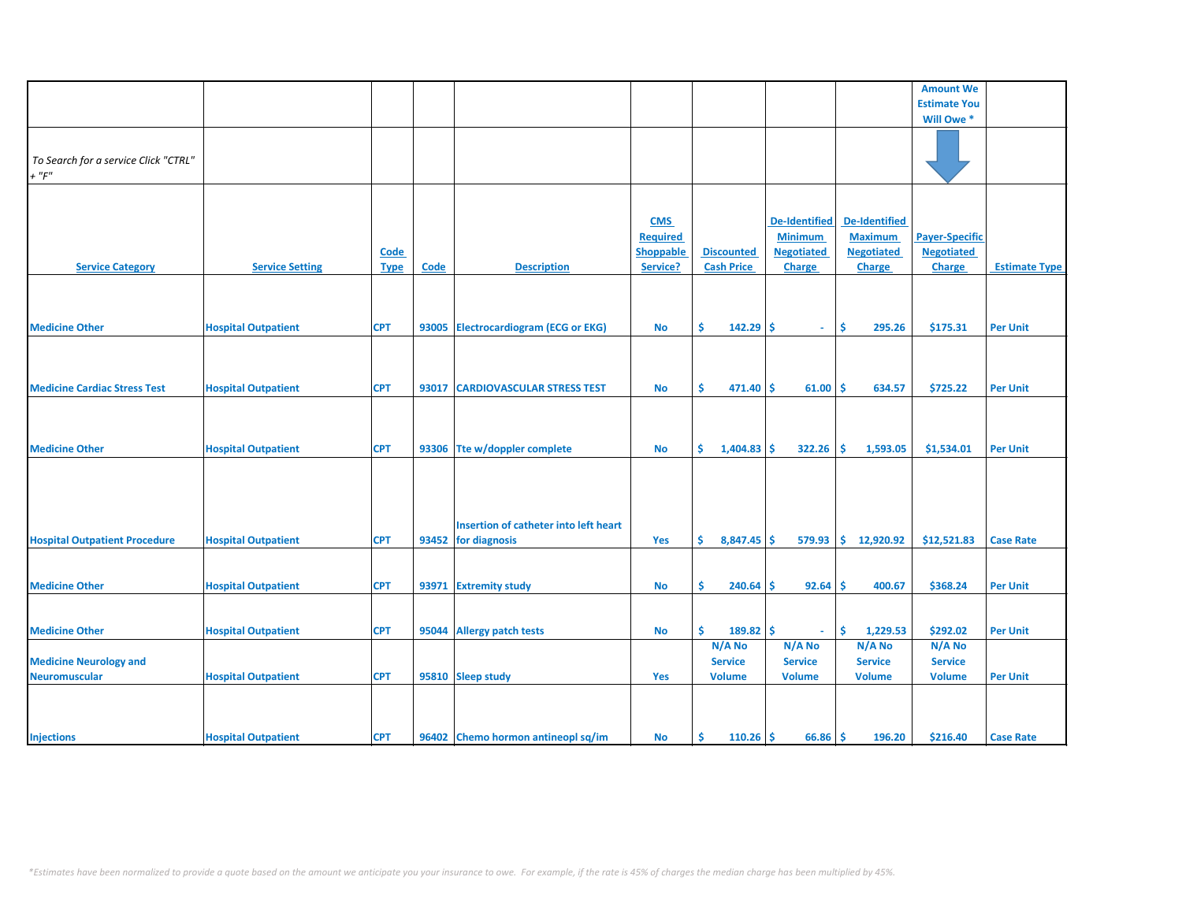| | | | | | | | | | Amount We Estimate You Will Owe * | |
|---|---|---|---|---|---|---|---|---|---|---|
| *To Search for a service Click "CTRL" + "F"* | | | | | | | | | | |
| **Service Category** | **Service Setting** | **Code Type** | **Code** | **Description** | **CMS Required Shoppable Service?** | **Discounted Cash Price** | **De-Identified Minimum Negotiated Charge** | **De-Identified Maximum Negotiated Charge** | **Payer-Specific Negotiated Charge** | **Estimate Type** |
| Medicine Other | Hospital Outpatient | CPT | 93005 | Electrocardiogram (ECG or EKG) | No | $ 142.29 | $ - | $ 295.26 | $175.31 | Per Unit |
| Medicine Cardiac Stress Test | Hospital Outpatient | CPT | 93017 | CARDIOVASCULAR STRESS TEST | No | $ 471.40 | $ 61.00 | $ 634.57 | $725.22 | Per Unit |
| Medicine Other | Hospital Outpatient | CPT | 93306 | Tte w/doppler complete | No | $ 1,404.83 | $ 322.26 | $ 1,593.05 | $1,534.01 | Per Unit |
| Hospital Outpatient Procedure | Hospital Outpatient | CPT | 93452 | Insertion of catheter into left heart for diagnosis | Yes | $ 8,847.45 | $ 579.93 | $ 12,920.92 | $12,521.83 | Case Rate |
| Medicine Other | Hospital Outpatient | CPT | 93971 | Extremity study | No | $ 240.64 | $ 92.64 | $ 400.67 | $368.24 | Per Unit |
| Medicine Other | Hospital Outpatient | CPT | 95044 | Allergy patch tests | No | $ 189.82 | $ - | $ 1,229.53 | $292.02 | Per Unit |
| Medicine Neurology and Neuromuscular | Hospital Outpatient | CPT | 95810 | Sleep study | Yes | N/A No Service Volume | N/A No Service Volume | N/A No Service Volume | N/A No Service Volume | Per Unit |
| Injections | Hospital Outpatient | CPT | 96402 | Chemo hormon antineopl sq/im | No | $ 110.26 | $ 66.86 | $ 196.20 | $216.40 | Case Rate |

*\*Estimates have been normalized to provide a quote based on the amount we anticipate you your insurance to owe. For example, if the rate is 45% of charges the median charge has been multiplied by 45%.*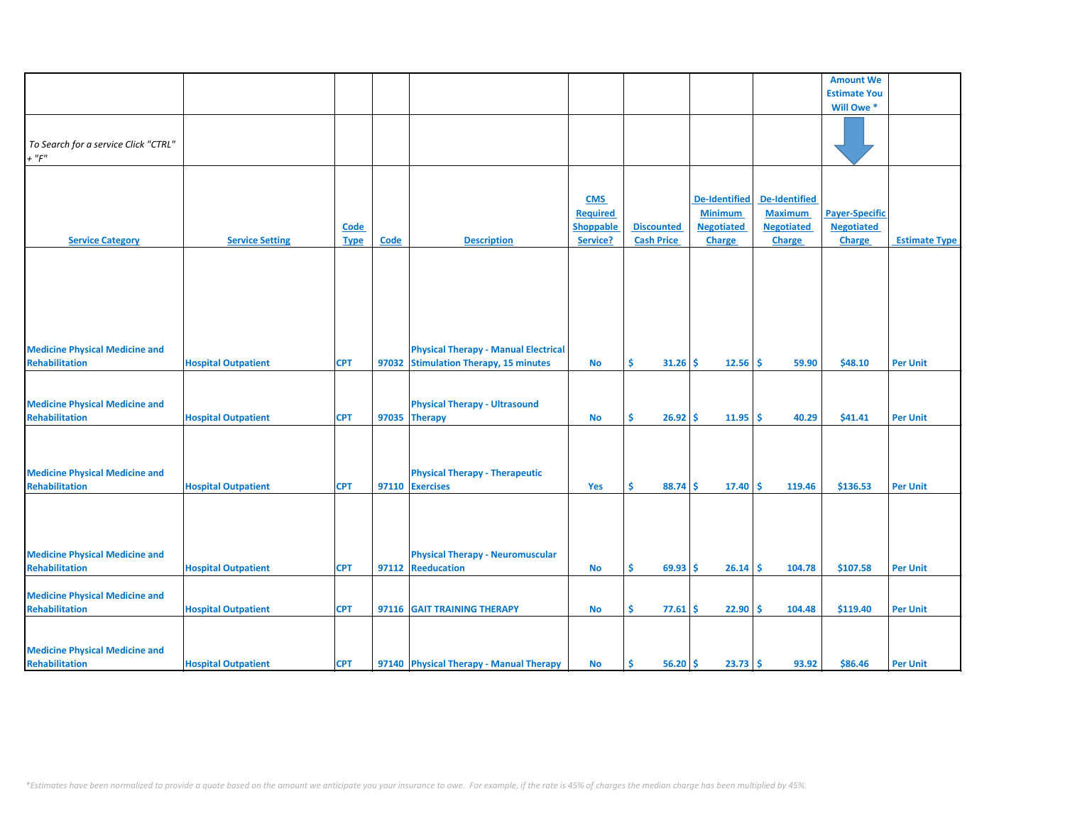| | | | | | | | | | Amount We Estimate You Will Owe * | |
|---|---|---|---|---|---|---|---|---|---|---|
| *To Search for a service Click "CTRL" + "F"* | | | | | | | | | | |
| **Service Category** | **Service Setting** | **Code Type** | **Code** | **Description** | **CMS Required Shoppable Service?** | **Discounted Cash Price** | **De-Identified Minimum Negotiated Charge** | **De-Identified Maximum Negotiated Charge** | **Payer-Specific Negotiated Charge** | **Estimate Type** |
| Medicine Physical Medicine and Rehabilitation | Hospital Outpatient | CPT | 97032 | Physical Therapy - Manual Electrical Stimulation Therapy, 15 minutes | No | $ 31.26 | $ 12.56 | $ 59.90 | $48.10 | Per Unit |
| Medicine Physical Medicine and Rehabilitation | Hospital Outpatient | CPT | 97035 | Physical Therapy - Ultrasound Therapy | No | $ 26.92 | $ 11.95 | $ 40.29 | $41.41 | Per Unit |
| Medicine Physical Medicine and Rehabilitation | Hospital Outpatient | CPT | 97110 | Physical Therapy - Therapeutic Exercises | Yes | $ 88.74 | $ 17.40 | $ 119.46 | $136.53 | Per Unit |
| Medicine Physical Medicine and Rehabilitation | Hospital Outpatient | CPT | 97112 | Physical Therapy - Neuromuscular Reeducation | No | $ 69.93 | $ 26.14 | $ 104.78 | $107.58 | Per Unit |
| Medicine Physical Medicine and Rehabilitation | Hospital Outpatient | CPT | 97116 | GAIT TRAINING THERAPY | No | $ 77.61 | $ 22.90 | $ 104.48 | $119.40 | Per Unit |
| Medicine Physical Medicine and Rehabilitation | Hospital Outpatient | CPT | 97140 | Physical Therapy - Manual Therapy | No | $ 56.20 | $ 23.73 | $ 93.92 | $86.46 | Per Unit |

*\*Estimates have been normalized to provide a quote based on the amount we anticipate you your insurance to owe. For example, if the rate is 45% of charges the median charge has been multiplied by 45%.*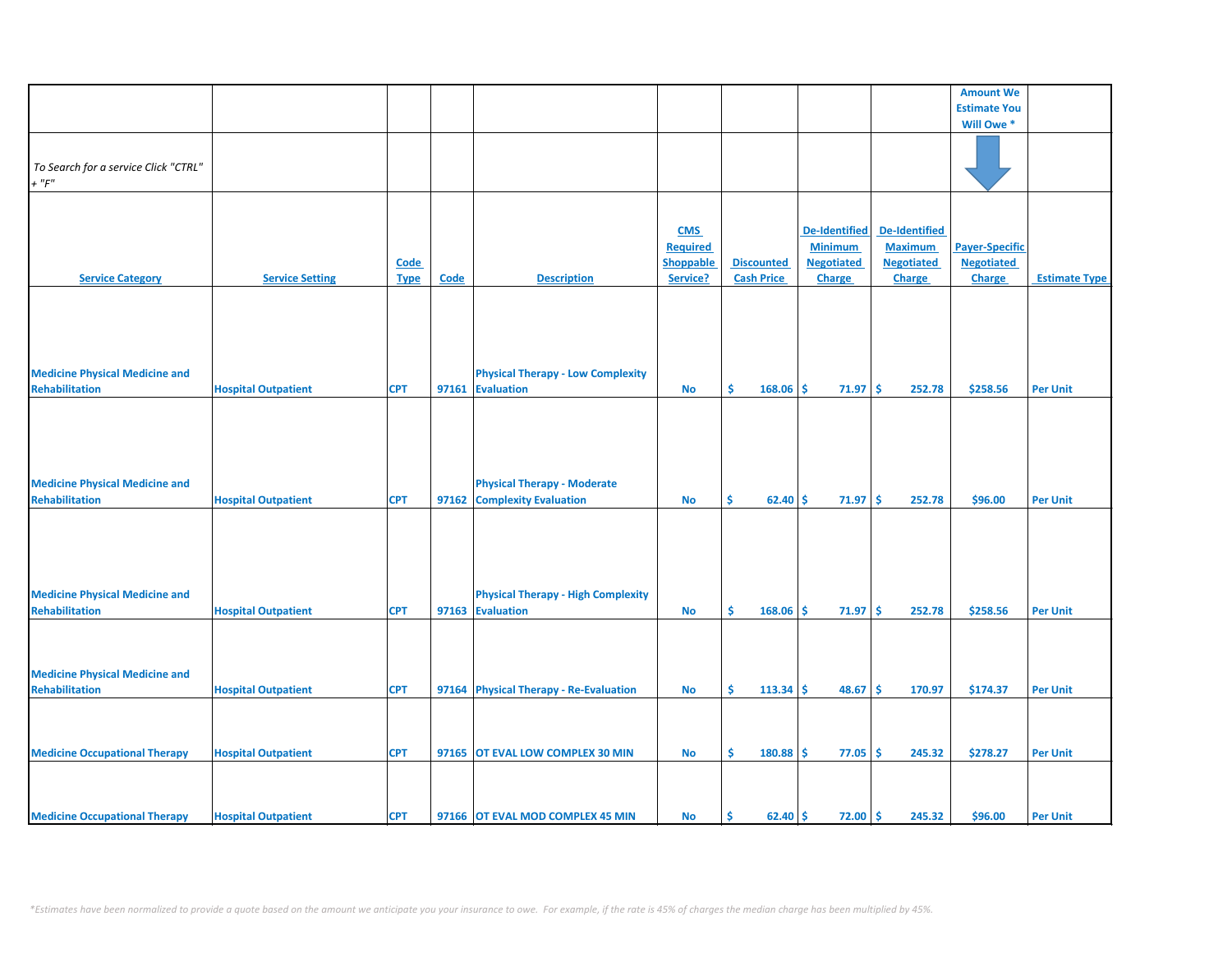| | | | | | | | | | Amount We Estimate You Will Owe * | |
|---|---|---|---|---|---|---|---|---|---|---|
| *To Search for a service Click "CTRL" + "F"* | | | | | | | | | | |
| Service Category | Service Setting | Code Type | Code | Description | CMS Required Shoppable Service? | Discounted Cash Price | De-Identified Minimum Negotiated Charge | De-Identified Maximum Negotiated Charge | Payer-Specific Negotiated Charge | Estimate Type |
| Medicine Physical Medicine and Rehabilitation | Hospital Outpatient | CPT | 97161 | Physical Therapy - Low Complexity Evaluation | No | $ 168.06 | $ 71.97 | $ 252.78 | $258.56 | Per Unit |
| Medicine Physical Medicine and Rehabilitation | Hospital Outpatient | CPT | 97162 | Physical Therapy - Moderate Complexity Evaluation | No | $ 62.40 | $ 71.97 | $ 252.78 | $96.00 | Per Unit |
| Medicine Physical Medicine and Rehabilitation | Hospital Outpatient | CPT | 97163 | Physical Therapy - High Complexity Evaluation | No | $ 168.06 | $ 71.97 | $ 252.78 | $258.56 | Per Unit |
| Medicine Physical Medicine and Rehabilitation | Hospital Outpatient | CPT | 97164 | Physical Therapy - Re-Evaluation | No | $ 113.34 | $ 48.67 | $ 170.97 | $174.37 | Per Unit |
| Medicine Occupational Therapy | Hospital Outpatient | CPT | 97165 | OT EVAL LOW COMPLEX 30 MIN | No | $ 180.88 | $ 77.05 | $ 245.32 | $278.27 | Per Unit |
| Medicine Occupational Therapy | Hospital Outpatient | CPT | 97166 | OT EVAL MOD COMPLEX 45 MIN | No | $ 62.40 | $ 72.00 | $ 245.32 | $96.00 | Per Unit |

*\*Estimates have been normalized to provide a quote based on the amount we anticipate you your insurance to owe. For example, if the rate is 45% of charges the median charge has been multiplied by 45%.*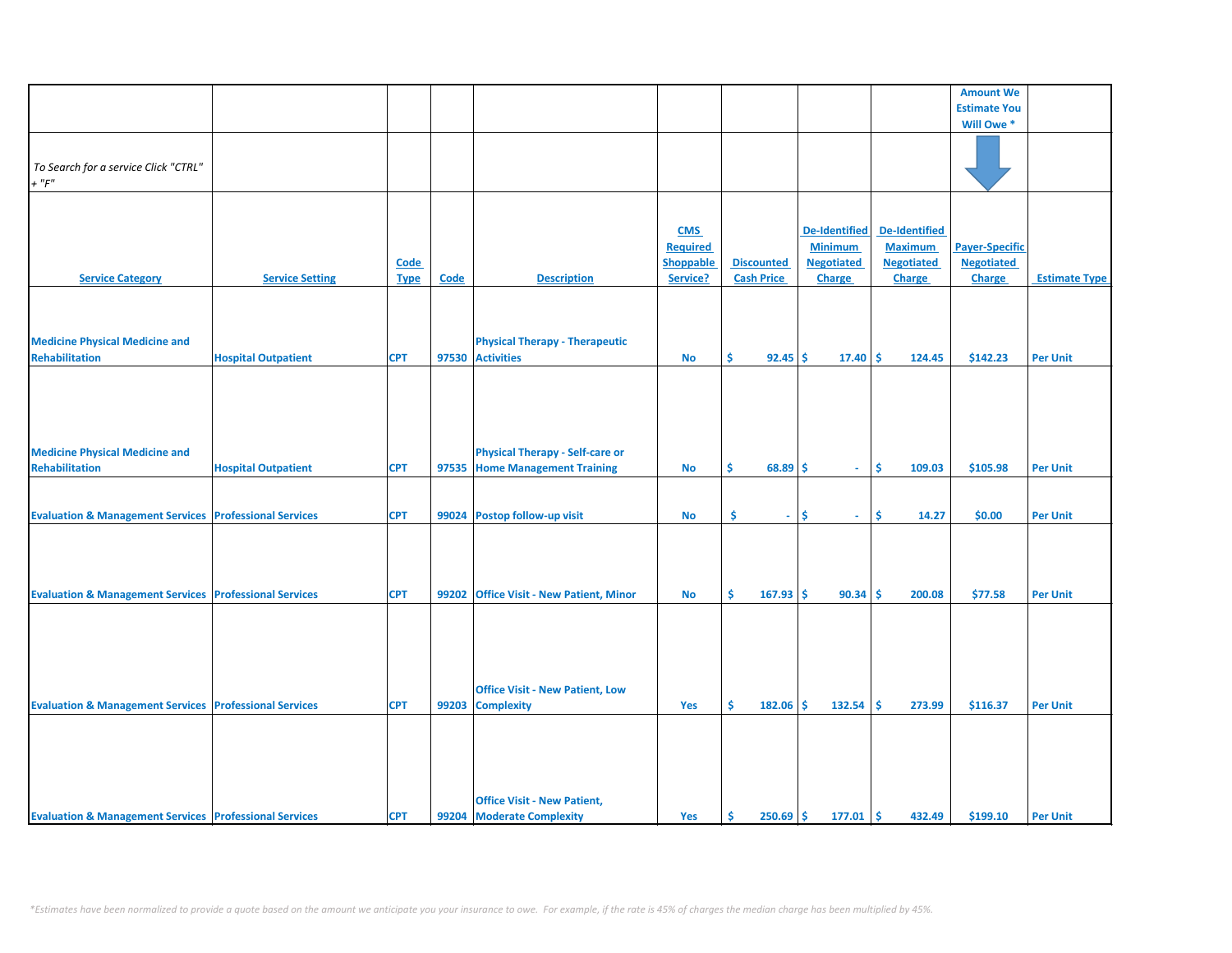| | | | | | | | | | Amount We Estimate You Will Owe * | |
|---|---|---|---|---|---|---|---|---|---|---|
| *To Search for a service Click "CTRL" + "F"* | | | | | | | | | | |
| Service Category | Service Setting | Code Type | Code | Description | CMS Required Shoppable Service? | Discounted Cash Price | De-Identified Minimum Negotiated Charge | De-Identified Maximum Negotiated Charge | Payer-Specific Negotiated Charge | Estimate Type |
| Medicine Physical Medicine and Rehabilitation | Hospital Outpatient | CPT | 97530 | Physical Therapy - Therapeutic Activities | No | $ 92.45 | $ 17.40 | $ 124.45 | $142.23 | Per Unit |
| Medicine Physical Medicine and Rehabilitation | Hospital Outpatient | CPT | 97535 | Physical Therapy - Self-care or Home Management Training | No | $ 68.89 | $ - | $ 109.03 | $105.98 | Per Unit |
| Evaluation & Management Services | Professional Services | CPT | 99024 | Postop follow-up visit | No | $ - | $ - | $ 14.27 | $0.00 | Per Unit |
| Evaluation & Management Services | Professional Services | CPT | 99202 | Office Visit - New Patient, Minor | No | $ 167.93 | $ 90.34 | $ 200.08 | $77.58 | Per Unit |
| Evaluation & Management Services | Professional Services | CPT | 99203 | Office Visit - New Patient, Low Complexity | Yes | $ 182.06 | $ 132.54 | $ 273.99 | $116.37 | Per Unit |
| Evaluation & Management Services | Professional Services | CPT | 99204 | Office Visit - New Patient, Moderate Complexity | Yes | $ 250.69 | $ 177.01 | $ 432.49 | $199.10 | Per Unit |

*\*Estimates have been normalized to provide a quote based on the amount we anticipate you your insurance to owe. For example, if the rate is 45% of charges the median charge has been multiplied by 45%.*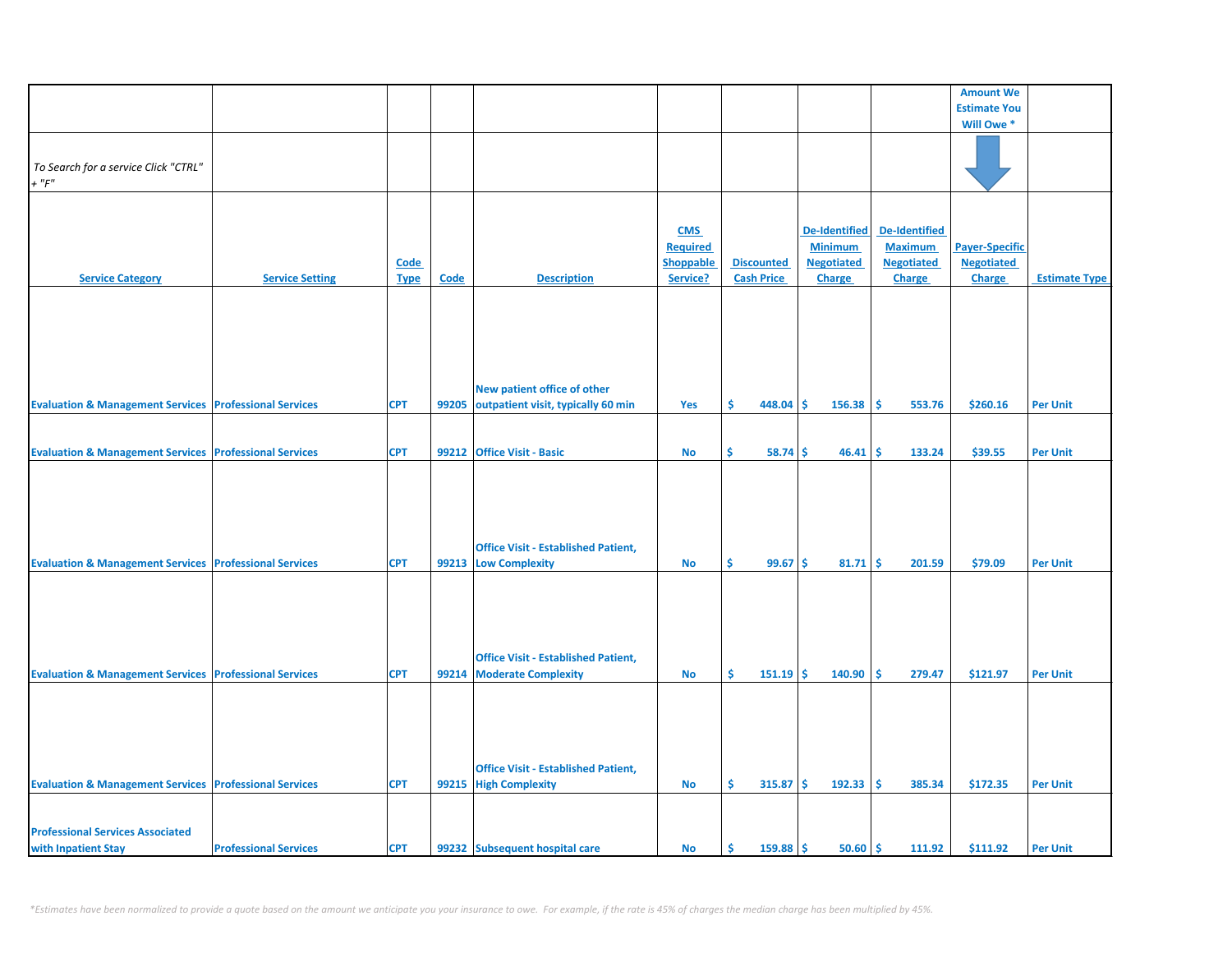| | | | | | | | | | Amount We Estimate You Will Owe * | |
|---|---|---|---|---|---|---|---|---|---|---|
| *To Search for a service Click "CTRL" + "F"* | | | | | | | | | | |
| Service Category | Service Setting | Code Type | Code | Description | CMS Required Shoppable Service? | Discounted Cash Price | De-Identified Minimum Negotiated Charge | De-Identified Maximum Negotiated Charge | Payer-Specific Negotiated Charge | Estimate Type |
| Evaluation & Management Services | Professional Services | CPT | 99205 | New patient office of other outpatient visit, typically 60 min | Yes | $ 448.04 | $ 156.38 | $ 553.76 | $260.16 | Per Unit |
| Evaluation & Management Services | Professional Services | CPT | 99212 | Office Visit - Basic | No | $ 58.74 | $ 46.41 | $ 133.24 | $39.55 | Per Unit |
| Evaluation & Management Services | Professional Services | CPT | 99213 | Office Visit - Established Patient, Low Complexity | No | $ 99.67 | $ 81.71 | $ 201.59 | $79.09 | Per Unit |
| Evaluation & Management Services | Professional Services | CPT | 99214 | Office Visit - Established Patient, Moderate Complexity | No | $ 151.19 | $ 140.90 | $ 279.47 | $121.97 | Per Unit |
| Evaluation & Management Services | Professional Services | CPT | 99215 | Office Visit - Established Patient, High Complexity | No | $ 315.87 | $ 192.33 | $ 385.34 | $172.35 | Per Unit |
| Professional Services Associated with Inpatient Stay | Professional Services | CPT | 99232 | Subsequent hospital care | No | $ 159.88 | $ 50.60 | $ 111.92 | $111.92 | Per Unit |

*\*Estimates have been normalized to provide a quote based on the amount we anticipate you your insurance to owe. For example, if the rate is 45% of charges the median charge has been multiplied by 45%.*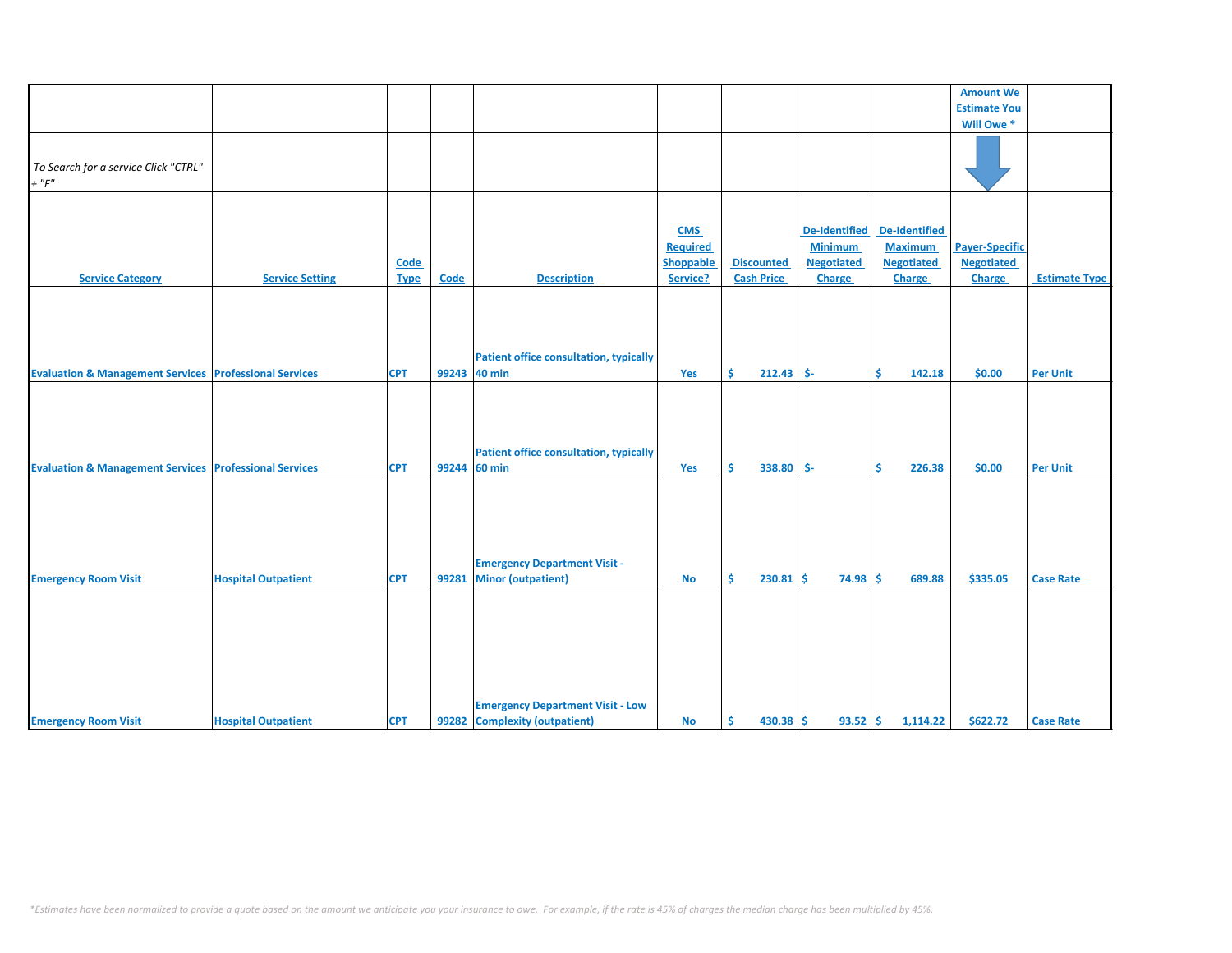| | | | | | | | | | Amount We Estimate You Will Owe * | |
|---|---|---|---|---|---|---|---|---|---|---|
| *To Search for a service Click "CTRL" + "F"* | | | | | | | | | | |
| Service Category | Service Setting | Code Type | Code | Description | CMS Required Shoppable Service? | Discounted Cash Price | De-Identified Minimum Negotiated Charge | De-Identified Maximum Negotiated Charge | Payer-Specific Negotiated Charge | Estimate Type |
| Evaluation & Management Services | Professional Services | CPT | 99243 | Patient office consultation, typically 40 min | Yes | $ 212.43 | $- | $ 142.18 | $0.00 | Per Unit |
| Evaluation & Management Services | Professional Services | CPT | 99244 | Patient office consultation, typically 60 min | Yes | $ 338.80 | $- | $ 226.38 | $0.00 | Per Unit |
| Emergency Room Visit | Hospital Outpatient | CPT | 99281 | Emergency Department Visit - Minor (outpatient) | No | $ 230.81 | $ 74.98 | $ 689.88 | $335.05 | Case Rate |
| Emergency Room Visit | Hospital Outpatient | CPT | 99282 | Emergency Department Visit - Low Complexity (outpatient) | No | $ 430.38 | $ 93.52 | $ 1,114.22 | $622.72 | Case Rate |

*\*Estimates have been normalized to provide a quote based on the amount we anticipate you your insurance to owe. For example, if the rate is 45% of charges the median charge has been multiplied by 45%.*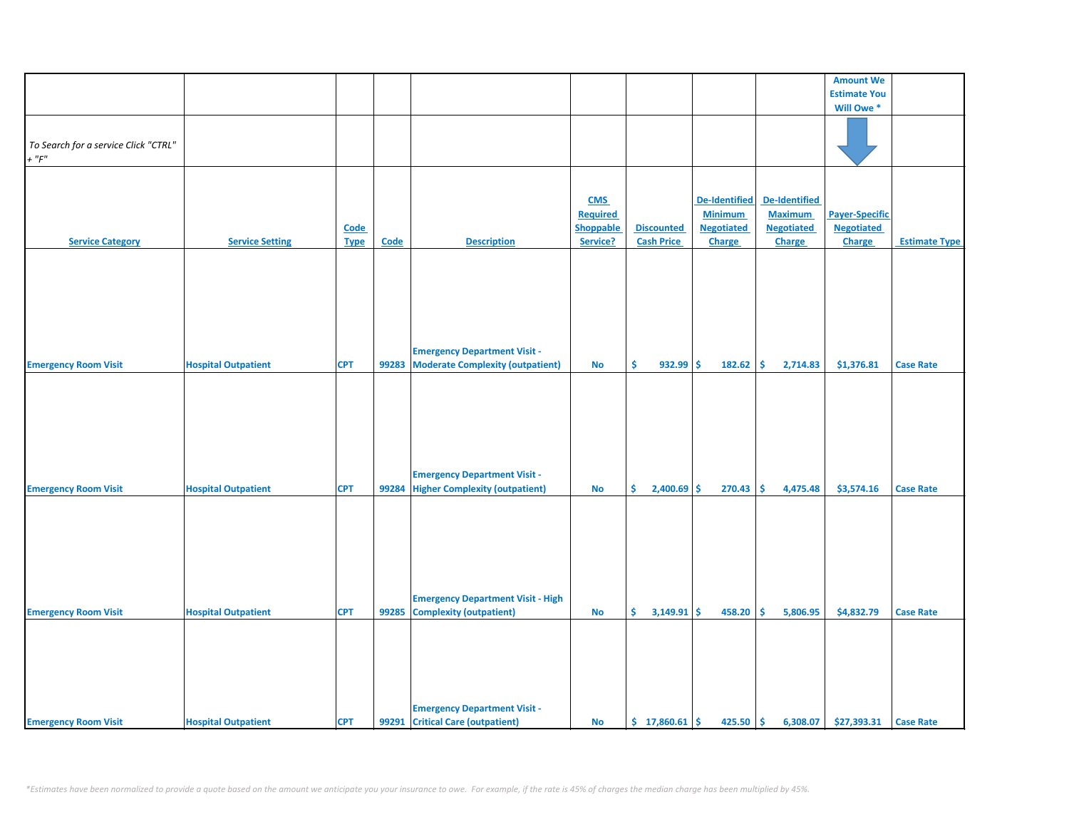| | | | | | | | | | Amount We Estimate You Will Owe * | |
|---|---|---|---|---|---|---|---|---|---|---|
| *To Search for a service Click "CTRL" + "F"* | | | | | | | | | | |
| Service Category | Service Setting | Code Type | Code | Description | CMS Required Shoppable Service? | Discounted Cash Price | De-Identified Minimum Negotiated Charge | De-Identified Maximum Negotiated Charge | Payer-Specific Negotiated Charge | Estimate Type |
| Emergency Room Visit | Hospital Outpatient | CPT | 99283 | Emergency Department Visit - Moderate Complexity (outpatient) | No | $ 932.99 | $ 182.62 | $ 2,714.83 | $1,376.81 | Case Rate |
| Emergency Room Visit | Hospital Outpatient | CPT | 99284 | Emergency Department Visit - Higher Complexity (outpatient) | No | $ 2,400.69 | $ 270.43 | $ 4,475.48 | $3,574.16 | Case Rate |
| Emergency Room Visit | Hospital Outpatient | CPT | 99285 | Emergency Department Visit - High Complexity (outpatient) | No | $ 3,149.91 | $ 458.20 | $ 5,806.95 | $4,832.79 | Case Rate |
| Emergency Room Visit | Hospital Outpatient | CPT | 99291 | Emergency Department Visit - Critical Care (outpatient) | No | $ 17,860.61 | $ 425.50 | $ 6,308.07 | $27,393.31 | Case Rate |

*\*Estimates have been normalized to provide a quote based on the amount we anticipate you your insurance to owe. For example, if the rate is 45% of charges the median charge has been multiplied by 45%.*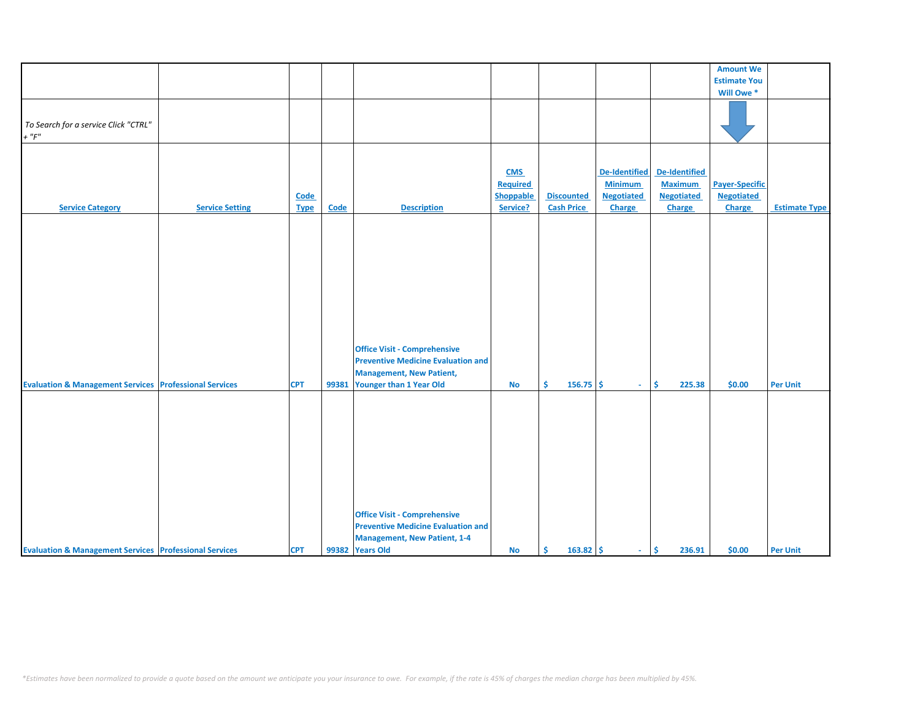| | | | | | | | | | Amount We Estimate You Will Owe * | |
|---|---|---|---|---|---|---|---|---|---|---|
| *To Search for a service Click "CTRL" + "F"* | | | | | | | | | | |
| Service Category | Service Setting | Code Type | Code | Description | CMS Required Shoppable Service? | Discounted Cash Price | De-Identified Minimum Negotiated Charge | De-Identified Maximum Negotiated Charge | Payer-Specific Negotiated Charge | Estimate Type |
| Evaluation & Management Services | Professional Services | CPT | 99381 | Office Visit - Comprehensive Preventive Medicine Evaluation and Management, New Patient, Younger than 1 Year Old | No | $ 156.75 | $ - | $ 225.38 | $0.00 | Per Unit |
| Evaluation & Management Services | Professional Services | CPT | 99382 | Office Visit - Comprehensive Preventive Medicine Evaluation and Management, New Patient, 1-4 Years Old | No | $ 163.82 | $ - | $ 236.91 | $0.00 | Per Unit |

*\*Estimates have been normalized to provide a quote based on the amount we anticipate you your insurance to owe. For example, if the rate is 45% of charges the median charge has been multiplied by 45%.*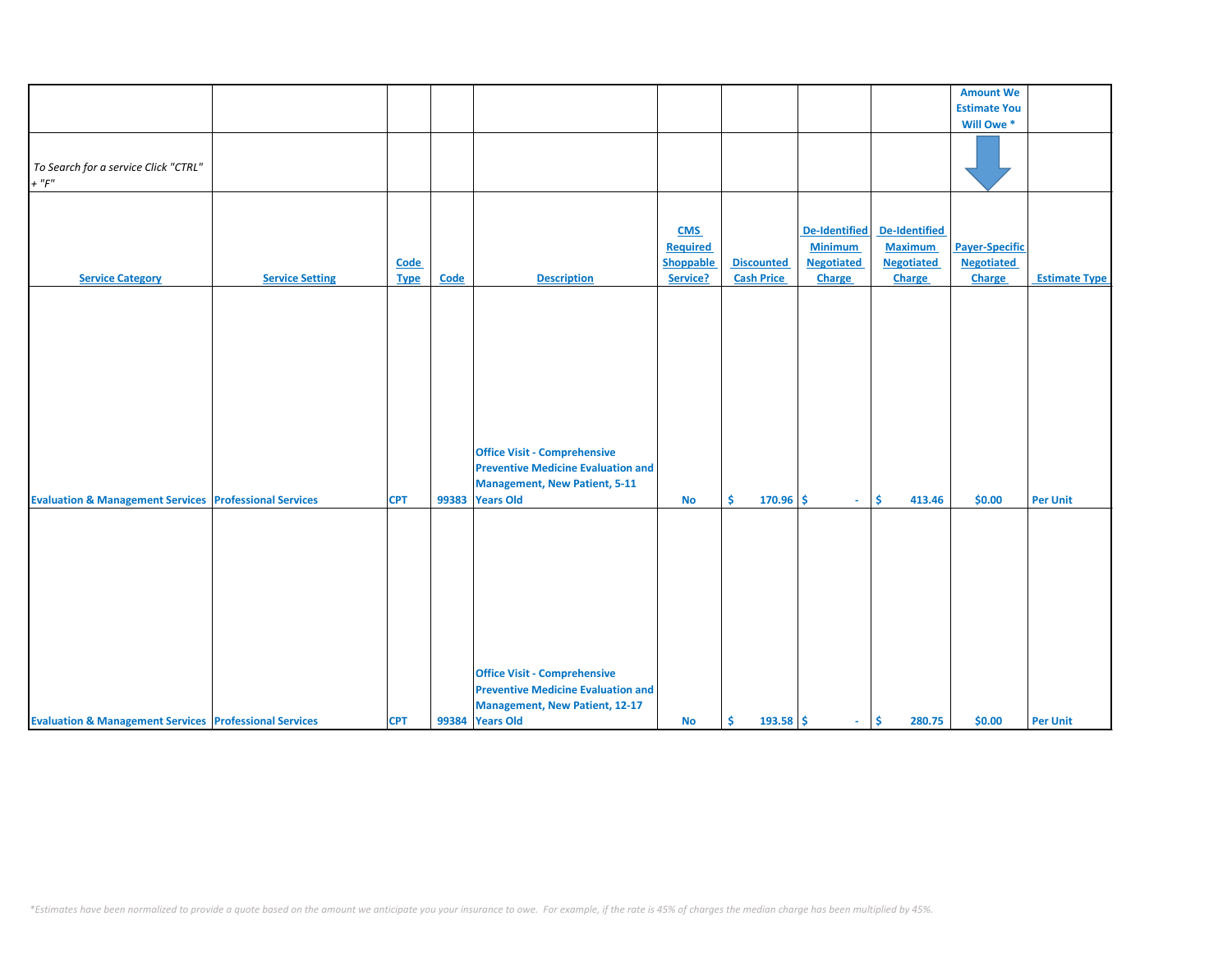| | | | | | | | | | Amount We Estimate You Will Owe * | |
|---|---|---|---|---|---|---|---|---|---|---|
| *To Search for a service Click "CTRL" + "F"* | | | | | | | | | | |
| **Service Category** | **Service Setting** | **Code Type** | **Code** | **Description** | **CMS Required Shoppable Service?** | **Discounted Cash Price** | **De-Identified Minimum Negotiated Charge** | **De-Identified Maximum Negotiated Charge** | **Payer-Specific Negotiated Charge** | **Estimate Type** |
| Evaluation & Management Services | Professional Services | CPT | 99383 | Office Visit - Comprehensive Preventive Medicine Evaluation and Management, New Patient, 5-11 Years Old | No | $ 170.96 | $ - | $ 413.46 | $0.00 | Per Unit |
| Evaluation & Management Services | Professional Services | CPT | 99384 | Office Visit - Comprehensive Preventive Medicine Evaluation and Management, New Patient, 12-17 Years Old | No | $ 193.58 | $ - | $ 280.75 | $0.00 | Per Unit |

*\*Estimates have been normalized to provide a quote based on the amount we anticipate you your insurance to owe. For example, if the rate is 45% of charges the median charge has been multiplied by 45%.*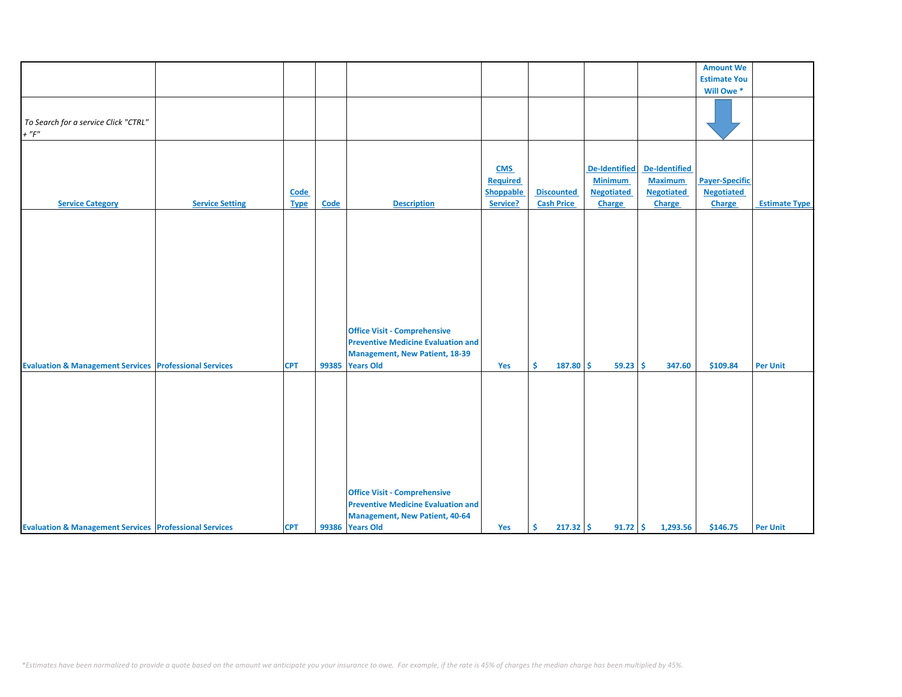| | | | | | | | | | Amount We Estimate You Will Owe * | |
|---|---|---|---|---|---|---|---|---|---|---|
| *To Search for a service Click "CTRL" + "F"* | | | | | | | | | | |
| **Service Category** | **Service Setting** | **Code Type** | **Code** | **Description** | **CMS Required Shoppable Service?** | **Discounted Cash Price** | **De-Identified Minimum Negotiated Charge** | **De-Identified Maximum Negotiated Charge** | **Payer-Specific Negotiated Charge** | **Estimate Type** |
| Evaluation & Management Services | Professional Services | CPT | 99385 | Office Visit - Comprehensive Preventive Medicine Evaluation and Management, New Patient, 18-39 Years Old | Yes | $ 187.80 | $ 59.23 | $ 347.60 | $109.84 | Per Unit |
| Evaluation & Management Services | Professional Services | CPT | 99386 | Office Visit - Comprehensive Preventive Medicine Evaluation and Management, New Patient, 40-64 Years Old | Yes | $ 217.32 | $ 91.72 | $ 1,293.56 | $146.75 | Per Unit |

*Estimates have been normalized to provide a quote based on the amount we anticipate you your insurance to owe. For example, if the rate is 45% of charges the median charge has been multiplied by 45%.*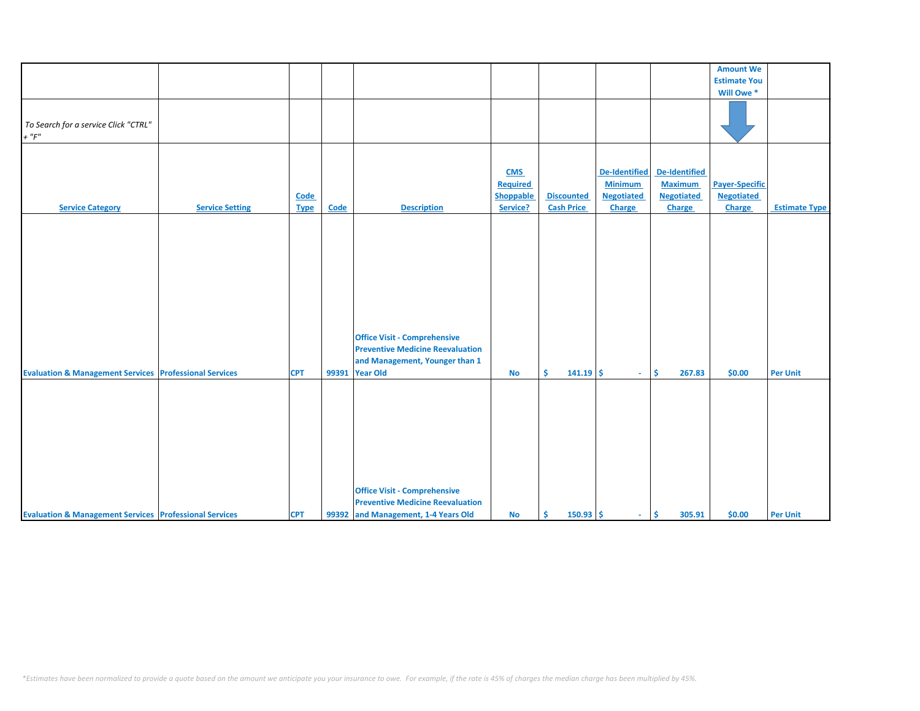| | | | | | | | | | Amount We Estimate You Will Owe * | |
|---|---|---|---|---|---|---|---|---|---|---|
| *To Search for a service Click "CTRL" + "F"* | | | | | | | | | | |
| **Service Category** | **Service Setting** | **Code Type** | **Code** | **Description** | **CMS Required Shoppable Service?** | **Discounted Cash Price** | **De-Identified Minimum Negotiated Charge** | **De-Identified Maximum Negotiated Charge** | **Payer-Specific Negotiated Charge** | **Estimate Type** |
| Evaluation & Management Services | Professional Services | CPT | 99391 | Office Visit - Comprehensive Preventive Medicine Reevaluation and Management, Younger than 1 Year Old | No | $ 141.19 | $ - | $ 267.83 | $0.00 | Per Unit |
| Evaluation & Management Services | Professional Services | CPT | 99392 | Office Visit - Comprehensive Preventive Medicine Reevaluation and Management, 1-4 Years Old | No | $ 150.93 | $ - | $ 305.91 | $0.00 | Per Unit |

*\*Estimates have been normalized to provide a quote based on the amount we anticipate you your insurance to owe. For example, if the rate is 45% of charges the median charge has been multiplied by 45%.*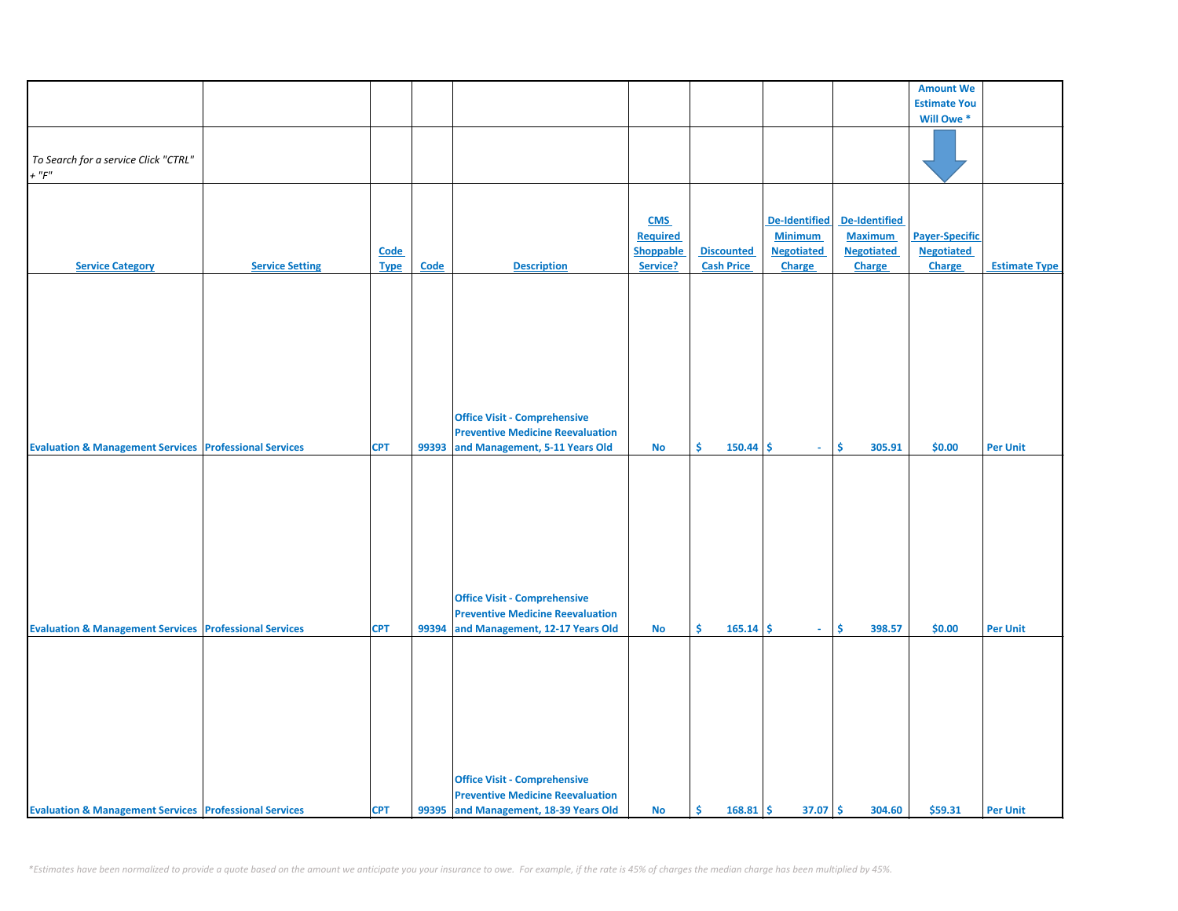| | | | | | | | | | Amount We Estimate You Will Owe * | |
|---|---|---|---|---|---|---|---|---|---|---|
| *To Search for a service Click "CTRL" + "F"* | | | | | | | | | | |
| Service Category | Service Setting | Code Type | Code | Description | CMS Required Shoppable Service? | Discounted Cash Price | De-Identified Minimum Negotiated Charge | De-Identified Maximum Negotiated Charge | Payer-Specific Negotiated Charge | Estimate Type |
| Evaluation & Management Services | Professional Services | CPT | 99393 | Office Visit - Comprehensive Preventive Medicine Reevaluation and Management, 5-11 Years Old | No | $ 150.44 | $ - | $ 305.91 | $0.00 | Per Unit |
| Evaluation & Management Services | Professional Services | CPT | 99394 | Office Visit - Comprehensive Preventive Medicine Reevaluation and Management, 12-17 Years Old | No | $ 165.14 | $ - | $ 398.57 | $0.00 | Per Unit |
| Evaluation & Management Services | Professional Services | CPT | 99395 | Office Visit - Comprehensive Preventive Medicine Reevaluation and Management, 18-39 Years Old | No | $ 168.81 | $ 37.07 | $ 304.60 | $59.31 | Per Unit |

*\*Estimates have been normalized to provide a quote based on the amount we anticipate you your insurance to owe. For example, if the rate is 45% of charges the median charge has been multiplied by 45%.*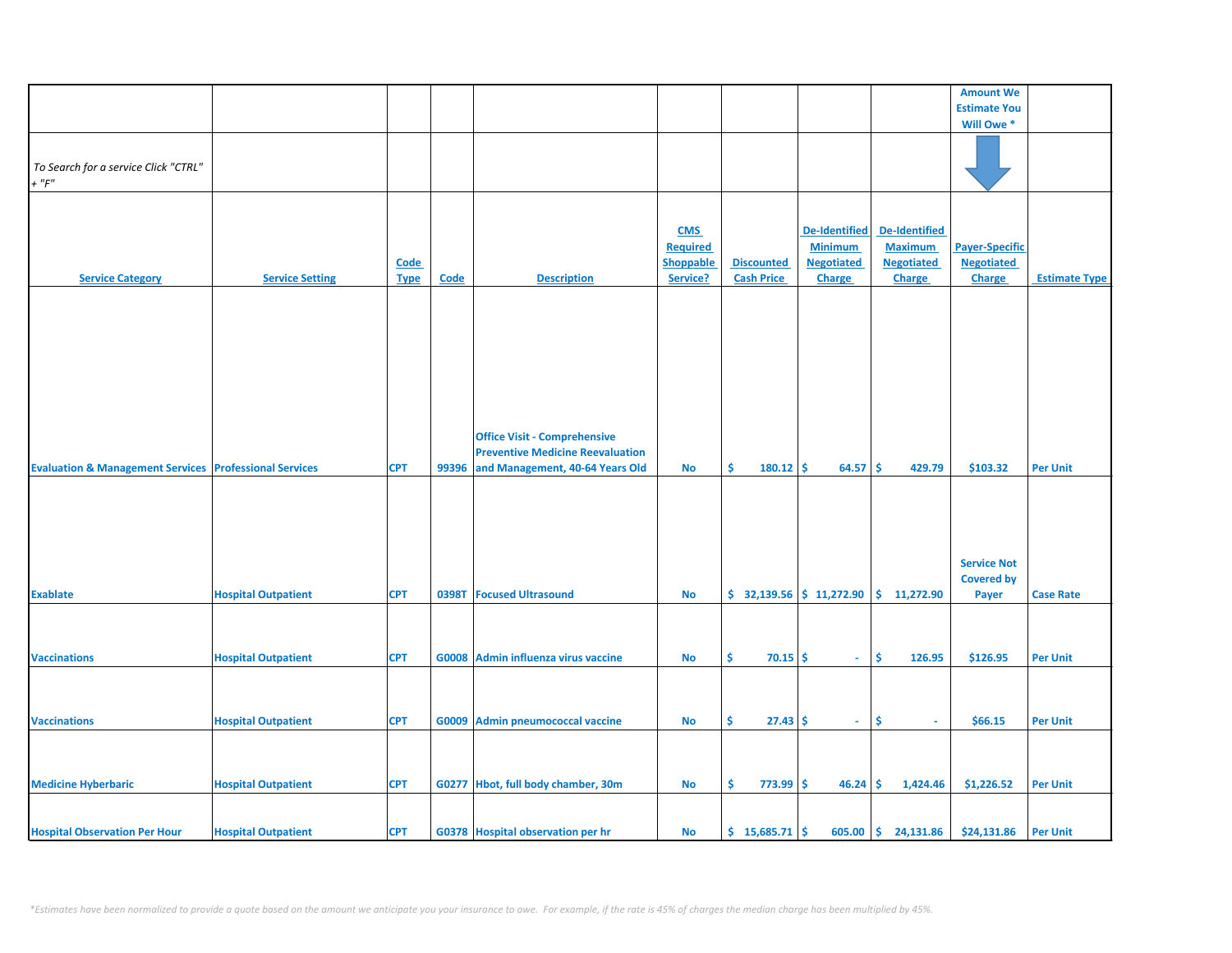| | | | | | | | | | Amount We Estimate You Will Owe * | |
|---|---|---|---|---|---|---|---|---|---|---|
| To Search for a service Click "CTRL" + "F" | | | | | | | | | | |
| **Service Category** | **Service Setting** | **Code Type** | **Code** | **Description** | **CMS Required Shoppable Service?** | **Discounted Cash Price** | **De-Identified Minimum Negotiated Charge** | **De-Identified Maximum Negotiated Charge** | **Payer-Specific Negotiated Charge** | **Estimate Type** |
| Evaluation & Management Services | Professional Services | CPT | 99396 | Office Visit - Comprehensive Preventive Medicine Reevaluation and Management, 40-64 Years Old | No | $ 180.12 | $ 64.57 | $ 429.79 | $103.32 | Per Unit |
| Exablate | Hospital Outpatient | CPT | 0398T | Focused Ultrasound | No | $ 32,139.56 | $ 11,272.90 | $ 11,272.90 | Service Not Covered by Payer | Case Rate |
| Vaccinations | Hospital Outpatient | CPT | G0008 | Admin influenza virus vaccine | No | $ 70.15 | $ - | $ 126.95 | $126.95 | Per Unit |
| Vaccinations | Hospital Outpatient | CPT | G0009 | Admin pneumococcal vaccine | No | $ 27.43 | $ - | $ - | $66.15 | Per Unit |
| Medicine Hyberbaric | Hospital Outpatient | CPT | G0277 | Hbot, full body chamber, 30m | No | $ 773.99 | $ 46.24 | $ 1,424.46 | $1,226.52 | Per Unit |
| Hospital Observation Per Hour | Hospital Outpatient | CPT | G0378 | Hospital observation per hr | No | $ 15,685.71 | $ 605.00 | $ 24,131.86 | $24,131.86 | Per Unit |

*\*Estimates have been normalized to provide a quote based on the amount we anticipate you your insurance to owe. For example, if the rate is 45% of charges the median charge has been multiplied by 45%.*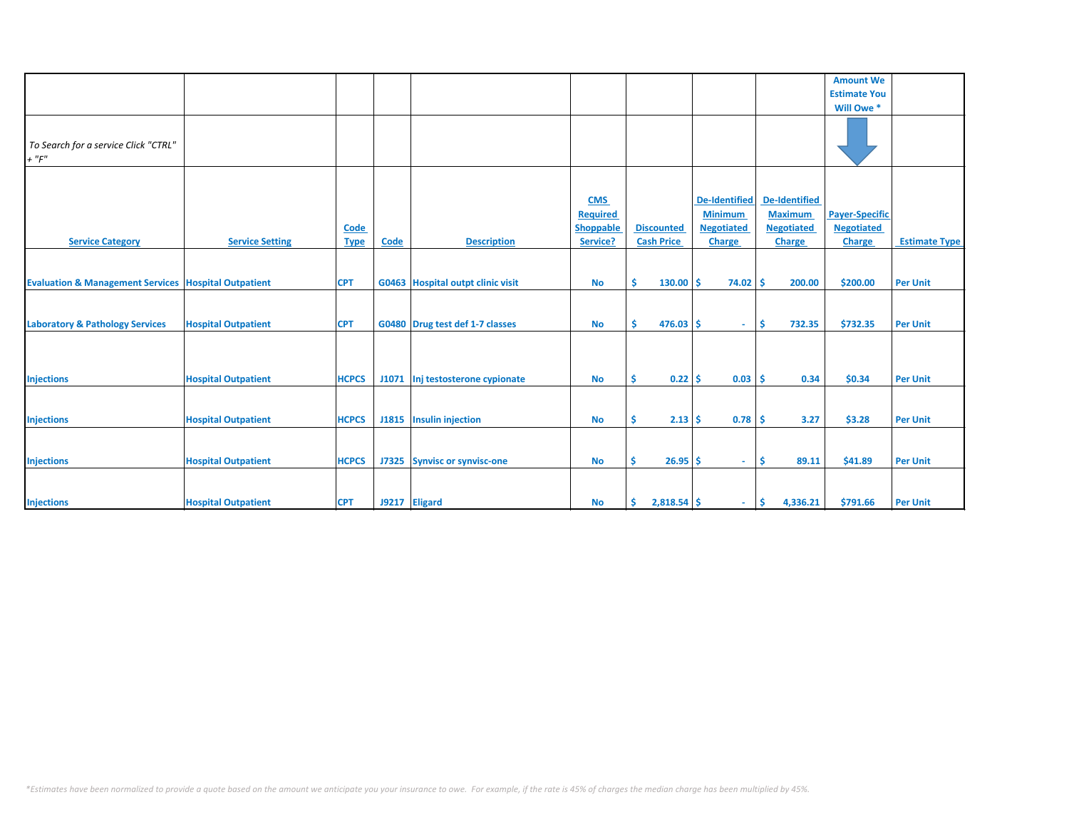| | | | | | | | | | Amount We Estimate You Will Owe * | |
|---|---|---|---|---|---|---|---|---|---|---|
| *To Search for a service Click "CTRL" + "F"* | | | | | | | | | | |
| **Service Category** | **Service Setting** | **Code Type** | **Code** | **Description** | **CMS Required Shoppable Service?** | **Discounted Cash Price** | **De-Identified Minimum Negotiated Charge** | **De-Identified Maximum Negotiated Charge** | **Payer-Specific Negotiated Charge** | **Estimate Type** |
| Evaluation & Management Services | Hospital Outpatient | CPT | G0463 | Hospital outpt clinic visit | No | $ 130.00 | $ 74.02 | $ 200.00 | $200.00 | Per Unit |
| Laboratory & Pathology Services | Hospital Outpatient | CPT | G0480 | Drug test def 1-7 classes | No | $ 476.03 | $ - | $ 732.35 | $732.35 | Per Unit |
| Injections | Hospital Outpatient | HCPCS | J1071 | Inj testosterone cypionate | No | $ 0.22 | $ 0.03 | $ 0.34 | $0.34 | Per Unit |
| Injections | Hospital Outpatient | HCPCS | J1815 | Insulin injection | No | $ 2.13 | $ 0.78 | $ 3.27 | $3.28 | Per Unit |
| Injections | Hospital Outpatient | HCPCS | J7325 | Synvisc or synvisc-one | No | $ 26.95 | $ - | $ 89.11 | $41.89 | Per Unit |
| Injections | Hospital Outpatient | CPT | J9217 | Eligard | No | $ 2,818.54 | $ - | $ 4,336.21 | $791.66 | Per Unit |

*\*Estimates have been normalized to provide a quote based on the amount we anticipate you your insurance to owe. For example, if the rate is 45% of charges the median charge has been multiplied by 45%.*